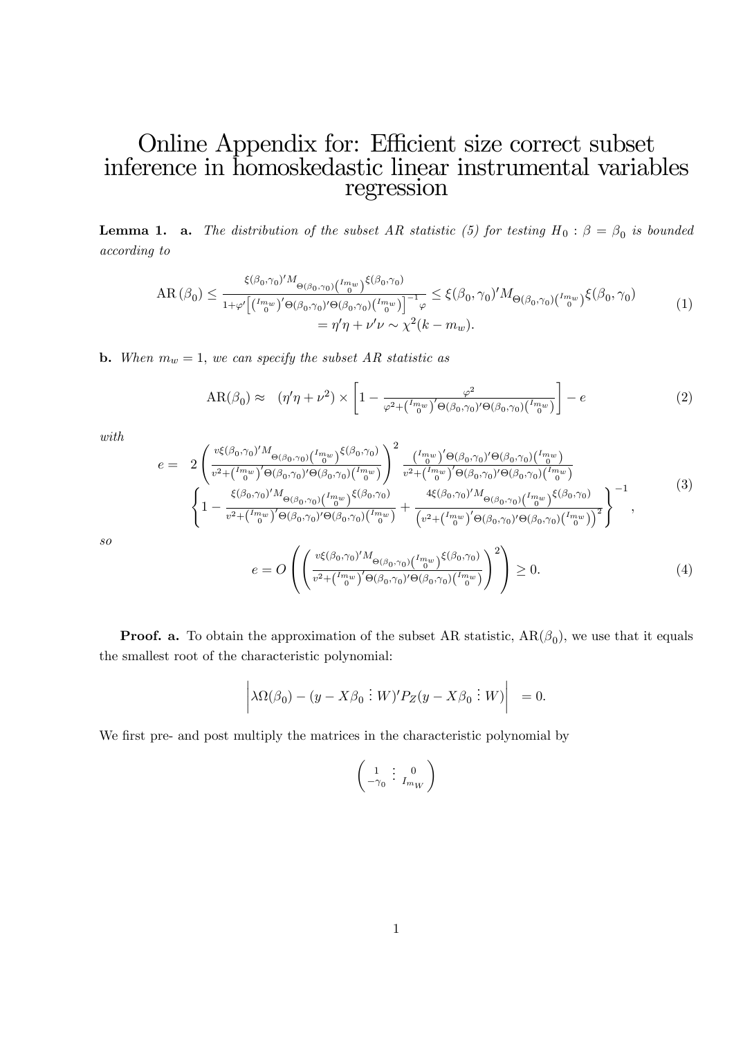# Online Appendix for: Efficient size correct subset inference in homoskedastic linear instrumental variables regression

**Lemma 1.** **a.** *The distribution of the subset AR statistic (5) for testing $H_0 : \beta = \beta_0$ is bounded according to*

$$
\begin{aligned}
\mathrm{AR}\left(\beta_0\right) \leq \frac{\xi(\beta_0,\gamma_0)' M_{\Theta(\beta_0,\gamma_0)\binom{I_{m_w}}{0}}\xi(\beta_0,\gamma_0)}{1+\varphi'\left[\binom{I_{m_w}}{0}'\Theta(\beta_0,\gamma_0)'\Theta(\beta_0,\gamma_0)\binom{I_{m_w}}{0}\right]^{-1}\varphi} &\leq \xi(\beta_0,\gamma_0)' M_{\Theta(\beta_0,\gamma_0)\binom{I_{m_w}}{0}}\xi(\beta_0,\gamma_0) \\
&= \eta'\eta + \nu'\nu \sim \chi^2(k-m_w).
\end{aligned} \tag{1}
$$

**b.** *When $m_w = 1$, we can specify the subset AR statistic as*

$$
\mathrm{AR}(\beta_0) \approx \quad (\eta'\eta + \nu^2) \times \left[1 - \frac{\varphi^2}{\varphi^2 + \binom{I_{m_w}}{0}'\Theta(\beta_0,\gamma_0)'\Theta(\beta_0,\gamma_0)\binom{I_{m_w}}{0}}\right] - e \tag{2}
$$

*with*

$$
\begin{aligned}
e = \quad & 2\left(\frac{v\xi(\beta_0,\gamma_0)' M_{\Theta(\beta_0,\gamma_0)\binom{I_{m_w}}{0}}\xi(\beta_0,\gamma_0)}{v^2+\binom{I_{m_w}}{0}'\Theta(\beta_0,\gamma_0)'\Theta(\beta_0,\gamma_0)\binom{I_{m_w}}{0}}\right)^2 \frac{\binom{I_{m_w}}{0}'\Theta(\beta_0,\gamma_0)'\Theta(\beta_0,\gamma_0)\binom{I_{m_w}}{0}}{v^2+\binom{I_{m_w}}{0}'\Theta(\beta_0,\gamma_0)'\Theta(\beta_0,\gamma_0)\binom{I_{m_w}}{0}} \\
& \left\{1 - \frac{\xi(\beta_0,\gamma_0)' M_{\Theta(\beta_0,\gamma_0)\binom{I_{m_w}}{0}}\xi(\beta_0,\gamma_0)}{v^2+\binom{I_{m_w}}{0}'\Theta(\beta_0,\gamma_0)'\Theta(\beta_0,\gamma_0)\binom{I_{m_w}}{0}} + \frac{4\xi(\beta_0,\gamma_0)' M_{\Theta(\beta_0,\gamma_0)\binom{I_{m_w}}{0}}\xi(\beta_0,\gamma_0)}{\left(v^2+\binom{I_{m_w}}{0}'\Theta(\beta_0,\gamma_0)'\Theta(\beta_0,\gamma_0)\binom{I_{m_w}}{0}\right)^2}\right\}^{-1},
\end{aligned} \tag{3}
$$

*so*

$$
e = O\left(\left(\frac{v\xi(\beta_0,\gamma_0)' M_{\Theta(\beta_0,\gamma_0)\binom{I_{m_w}}{0}}\xi(\beta_0,\gamma_0)}{v^2+\binom{I_{m_w}}{0}'\Theta(\beta_0,\gamma_0)'\Theta(\beta_0,\gamma_0)\binom{I_{m_w}}{0}}\right)^2\right) \geq 0. \tag{4}
$$

**Proof. a.** To obtain the approximation of the subset AR statistic, $\mathrm{AR}(\beta_0)$, we use that it equals the smallest root of the characteristic polynomial:

$$
\left|\lambda\Omega(\beta_0) - (y - X\beta_0 \vdots W)' P_Z (y - X\beta_0 \vdots W)\right| \quad = 0.
$$

We first pre- and post multiply the matrices in the characteristic polynomial by

$$
\begin{pmatrix} 1 & \vdots & 0 \\ -\gamma_0 & \vdots & I_{m_W} \end{pmatrix}
$$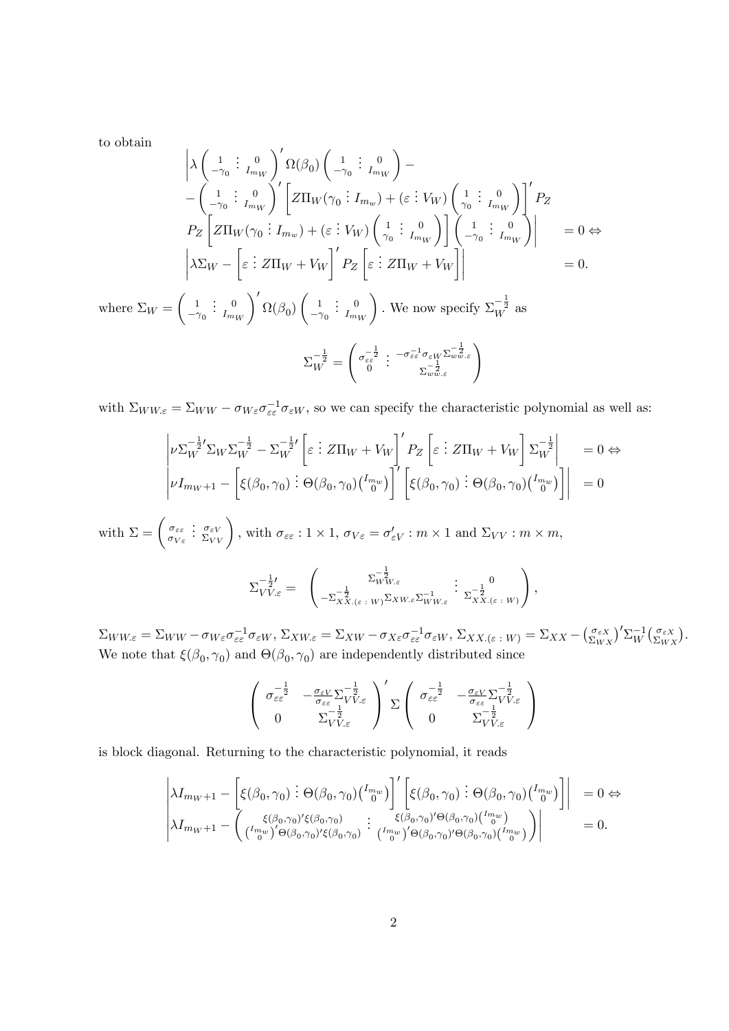to obtain

$$
\begin{aligned}
&\left|\lambda \begin{pmatrix} 1 & \vdots & 0 \\ -\gamma_0 & \vdots & I_{m_W} \end{pmatrix}' \Omega(\beta_0) \begin{pmatrix} 1 & \vdots & 0 \\ -\gamma_0 & \vdots & I_{m_W} \end{pmatrix} - \right. \\
&- \begin{pmatrix} 1 & \vdots & 0 \\ -\gamma_0 & \vdots & I_{m_W} \end{pmatrix}' \left[ Z\Pi_W(\gamma_0 \vdots I_{m_w}) + (\varepsilon \vdots V_W) \begin{pmatrix} 1 & \vdots & 0 \\ \gamma_0 & \vdots & I_{m_W} \end{pmatrix} \right]' P_Z \\
&\left. P_Z \left[ Z\Pi_W(\gamma_0 \vdots I_{m_w}) + (\varepsilon \vdots V_W) \begin{pmatrix} 1 & \vdots & 0 \\ \gamma_0 & \vdots & I_{m_W} \end{pmatrix} \right] \begin{pmatrix} 1 & \vdots & 0 \\ -\gamma_0 & \vdots & I_{m_W} \end{pmatrix} \right| &= 0 \Leftrightarrow \\
&\left| \lambda \Sigma_W - \left[ \varepsilon \vdots Z\Pi_W + V_W \right]' P_Z \left[ \varepsilon \vdots Z\Pi_W + V_W \right] \right| &= 0.
\end{aligned}
$$

where $\Sigma_W = \begin{pmatrix} 1 & \vdots & 0 \\ -\gamma_0 & \vdots & I_{m_W} \end{pmatrix}' \Omega(\beta_0) \begin{pmatrix} 1 & \vdots & 0 \\ -\gamma_0 & \vdots & I_{m_W} \end{pmatrix}$. We now specify $\Sigma_W^{-\frac{1}{2}}$ as

$$
\Sigma_W^{-\frac{1}{2}} = \begin{pmatrix} \sigma_{\varepsilon\varepsilon}^{-\frac{1}{2}} & \vdots & -\sigma_{\varepsilon\varepsilon}^{-1}\sigma_{\varepsilon W}\Sigma_{ww.\varepsilon}^{-\frac{1}{2}} \\ 0 & \vdots & \Sigma_{ww.\varepsilon}^{-\frac{1}{2}} \end{pmatrix}
$$

with $\Sigma_{WW.\varepsilon} = \Sigma_{WW} - \sigma_{W\varepsilon}\sigma_{\varepsilon\varepsilon}^{-1}\sigma_{\varepsilon W}$, so we can specify the characteristic polynomial as well as:

$$
\begin{aligned}
\left| \nu \Sigma_W^{-\frac{1}{2}\prime} \Sigma_W \Sigma_W^{-\frac{1}{2}} - \Sigma_W^{-\frac{1}{2}\prime} \left[ \varepsilon \vdots Z\Pi_W + V_W \right]' P_Z \left[ \varepsilon \vdots Z\Pi_W + V_W \right] \Sigma_W^{-\frac{1}{2}} \right| &= 0 \Leftrightarrow \\
\left| \nu I_{m_W+1} - \left[ \xi(\beta_0,\gamma_0) \vdots \Theta(\beta_0,\gamma_0) \binom{I_{m_w}}{0} \right]' \left[ \xi(\beta_0,\gamma_0) \vdots \Theta(\beta_0,\gamma_0) \binom{I_{m_w}}{0} \right] \right| &= 0
\end{aligned}
$$

with $\Sigma = \begin{pmatrix} \sigma_{\varepsilon\varepsilon} & \vdots & \sigma_{\varepsilon V} \\ \sigma_{V\varepsilon} & \vdots & \Sigma_{VV} \end{pmatrix}$, with $\sigma_{\varepsilon\varepsilon} : 1 \times 1$, $\sigma_{V\varepsilon} = \sigma_{\varepsilon V}' : m \times 1$ and $\Sigma_{VV} : m \times m$,

$$
\Sigma_{VV.\varepsilon}^{-\frac{1}{2}\prime} = \begin{pmatrix} \Sigma_{WW.\varepsilon}^{-\frac{1}{2}} & \vdots & 0 \\ -\Sigma_{XX.(\varepsilon\,:\,W)}^{-\frac{1}{2}} \Sigma_{XW.\varepsilon} \Sigma_{WW.\varepsilon}^{-1} & \vdots & \Sigma_{XX.(\varepsilon\,:\,W)}^{-\frac{1}{2}} \end{pmatrix},
$$

$\Sigma_{WW.\varepsilon} = \Sigma_{WW} - \sigma_{W\varepsilon}\sigma_{\varepsilon\varepsilon}^{-1}\sigma_{\varepsilon W}$, $\Sigma_{XW.\varepsilon} = \Sigma_{XW} - \sigma_{X\varepsilon}\sigma_{\varepsilon\varepsilon}^{-1}\sigma_{\varepsilon W}$, $\Sigma_{XX.(\varepsilon\,:\,W)} = \Sigma_{XX} - \binom{\sigma_{\varepsilon X}}{\Sigma_{WX}}' \Sigma_W^{-1} \binom{\sigma_{\varepsilon X}}{\Sigma_{WX}}$. We note that $\xi(\beta_0,\gamma_0)$ and $\Theta(\beta_0,\gamma_0)$ are independently distributed since

$$
\begin{pmatrix} \sigma_{\varepsilon\varepsilon}^{-\frac{1}{2}} & -\frac{\sigma_{\varepsilon V}}{\sigma_{\varepsilon\varepsilon}} \Sigma_{VV.\varepsilon}^{-\frac{1}{2}} \\ 0 & \Sigma_{VV.\varepsilon}^{-\frac{1}{2}} \end{pmatrix}' \Sigma \begin{pmatrix} \sigma_{\varepsilon\varepsilon}^{-\frac{1}{2}} & -\frac{\sigma_{\varepsilon V}}{\sigma_{\varepsilon\varepsilon}} \Sigma_{VV.\varepsilon}^{-\frac{1}{2}} \\ 0 & \Sigma_{VV.\varepsilon}^{-\frac{1}{2}} \end{pmatrix}
$$

is block diagonal. Returning to the characteristic polynomial, it reads

$$
\begin{aligned}
\left| \lambda I_{m_W+1} - \left[ \xi(\beta_0,\gamma_0) \vdots \Theta(\beta_0,\gamma_0) \binom{I_{m_w}}{0} \right]' \left[ \xi(\beta_0,\gamma_0) \vdots \Theta(\beta_0,\gamma_0) \binom{I_{m_w}}{0} \right] \right| &= 0 \Leftrightarrow \\
\left| \lambda I_{m_W+1} - \begin{pmatrix} \xi(\beta_0,\gamma_0)'\xi(\beta_0,\gamma_0) & \vdots & \xi(\beta_0,\gamma_0)'\Theta(\beta_0,\gamma_0)\binom{I_{m_w}}{0} \\ \binom{I_{m_w}}{0}'\Theta(\beta_0,\gamma_0)'\xi(\beta_0,\gamma_0) & \vdots & \binom{I_{m_w}}{0}'\Theta(\beta_0,\gamma_0)'\Theta(\beta_0,\gamma_0)\binom{I_{m_w}}{0} \end{pmatrix} \right| &= 0.
\end{aligned}
$$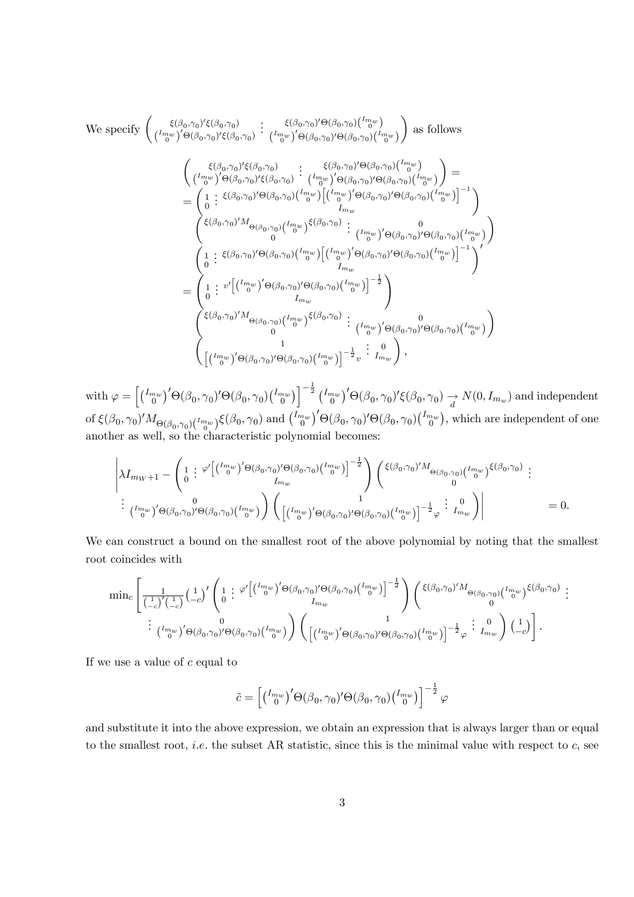We specify $\begin{pmatrix} \xi(\beta_0,\gamma_0)'\xi(\beta_0,\gamma_0) & \vdots & \xi(\beta_0,\gamma_0)'\Theta(\beta_0,\gamma_0)\binom{I_{m_w}}{0} \\ \binom{I_{m_w}}{0}'\Theta(\beta_0,\gamma_0)'\xi(\beta_0,\gamma_0) & \vdots & \binom{I_{m_w}}{0}'\Theta(\beta_0,\gamma_0)'\Theta(\beta_0,\gamma_0)\binom{I_{m_w}}{0} \end{pmatrix}$ as follows

$$
\begin{aligned}
&\begin{pmatrix} \xi(\beta_0,\gamma_0)'\xi(\beta_0,\gamma_0) & \vdots & \xi(\beta_0,\gamma_0)'\Theta(\beta_0,\gamma_0)\binom{I_{m_w}}{0} \\ \binom{I_{m_w}}{0}'\Theta(\beta_0,\gamma_0)'\xi(\beta_0,\gamma_0) & \vdots & \binom{I_{m_w}}{0}'\Theta(\beta_0,\gamma_0)'\Theta(\beta_0,\gamma_0)\binom{I_{m_w}}{0} \end{pmatrix} = \\
&= \begin{pmatrix} 1 & \vdots & \xi(\beta_0,\gamma_0)'\Theta(\beta_0,\gamma_0)\binom{I_{m_w}}{0}\left[\binom{I_{m_w}}{0}'\Theta(\beta_0,\gamma_0)'\Theta(\beta_0,\gamma_0)\binom{I_{m_w}}{0}\right]^{-1} \\ 0 & & I_{m_w} \end{pmatrix} \\
&\quad \begin{pmatrix} \xi(\beta_0,\gamma_0)'M_{\Theta(\beta_0,\gamma_0)\binom{I_{m_w}}{0}}\xi(\beta_0,\gamma_0) & \vdots & 0 \\ 0 & & \binom{I_{m_w}}{0}'\Theta(\beta_0,\gamma_0)'\Theta(\beta_0,\gamma_0)\binom{I_{m_w}}{0} \end{pmatrix} \\
&\quad \begin{pmatrix} 1 & \vdots & \xi(\beta_0,\gamma_0)'\Theta(\beta_0,\gamma_0)\binom{I_{m_w}}{0}\left[\binom{I_{m_w}}{0}'\Theta(\beta_0,\gamma_0)'\Theta(\beta_0,\gamma_0)\binom{I_{m_w}}{0}\right]^{-1} \\ 0 & & I_{m_w} \end{pmatrix}' \\
&= \begin{pmatrix} 1 & \vdots & v'\left[\binom{I_{m_w}}{0}'\Theta(\beta_0,\gamma_0)'\Theta(\beta_0,\gamma_0)\binom{I_{m_w}}{0}\right]^{-\frac{1}{2}} \\ 0 & & I_{m_w} \end{pmatrix} \\
&\quad \begin{pmatrix} \xi(\beta_0,\gamma_0)'M_{\Theta(\beta_0,\gamma_0)\binom{I_{m_w}}{0}}\xi(\beta_0,\gamma_0) & \vdots & 0 \\ 0 & & \binom{I_{m_w}}{0}'\Theta(\beta_0,\gamma_0)'\Theta(\beta_0,\gamma_0)\binom{I_{m_w}}{0} \end{pmatrix} \\
&\quad \begin{pmatrix} 1 & \vdots & 0 \\ \left[\binom{I_{m_w}}{0}'\Theta(\beta_0,\gamma_0)'\Theta(\beta_0,\gamma_0)\binom{I_{m_w}}{0}\right]^{-\frac{1}{2}}v & \vdots & I_{m_w} \end{pmatrix},
\end{aligned}
$$

with $\varphi = \left[\binom{I_{m_w}}{0}'\Theta(\beta_0,\gamma_0)'\Theta(\beta_0,\gamma_0)\binom{I_{m_w}}{0}\right]^{-\frac{1}{2}}\binom{I_{m_w}}{0}'\Theta(\beta_0,\gamma_0)'\xi(\beta_0,\gamma_0) \underset{d}{\rightarrow} N(0,I_{m_w})$ and independent of $\xi(\beta_0,\gamma_0)'M_{\Theta(\beta_0,\gamma_0)\binom{I_{m_w}}{0}}\xi(\beta_0,\gamma_0)$ and $\binom{I_{m_w}}{0}'\Theta(\beta_0,\gamma_0)'\Theta(\beta_0,\gamma_0)\binom{I_{m_w}}{0}$, which are independent of one another as well, so the characteristic polynomial becomes:

$$
\begin{aligned}
&\left|\lambda I_{m_W+1} - \begin{pmatrix} 1 & \vdots & \varphi'\left[\binom{I_{m_w}}{0}'\Theta(\beta_0,\gamma_0)'\Theta(\beta_0,\gamma_0)\binom{I_{m_w}}{0}\right]^{-\frac{1}{2}} \\ 0 & & I_{m_w} \end{pmatrix} \begin{pmatrix} \xi(\beta_0,\gamma_0)'M_{\Theta(\beta_0,\gamma_0)\binom{I_{m_w}}{0}}\xi(\beta_0,\gamma_0) & \vdots \\ 0 & \end{pmatrix}\right. \\
&\left.\begin{matrix} \vdots & 0 \\ & \binom{I_{m_w}}{0}'\Theta(\beta_0,\gamma_0)'\Theta(\beta_0,\gamma_0)\binom{I_{m_w}}{0} \end{matrix}\right) \begin{pmatrix} 1 & \vdots & 0 \\ \left[\binom{I_{m_w}}{0}'\Theta(\beta_0,\gamma_0)'\Theta(\beta_0,\gamma_0)\binom{I_{m_w}}{0}\right]^{-\frac{1}{2}}\varphi & \vdots & I_{m_w} \end{pmatrix}\Bigg| = 0.
\end{aligned}
$$

We can construct a bound on the smallest root of the above polynomial by noting that the smallest root coincides with

$$
\begin{aligned}
\min_c \Bigg[&\frac{1}{\binom{1}{-c}'\binom{1}{-c}}\binom{1}{-c}'\begin{pmatrix} 1 & \vdots & \varphi'\left[\binom{I_{m_w}}{0}'\Theta(\beta_0,\gamma_0)'\Theta(\beta_0,\gamma_0)\binom{I_{m_w}}{0}\right]^{-\frac{1}{2}} \\ 0 & & I_{m_w} \end{pmatrix}\begin{pmatrix} \xi(\beta_0,\gamma_0)'M_{\Theta(\beta_0,\gamma_0)\binom{I_{m_w}}{0}}\xi(\beta_0,\gamma_0) & \vdots \\ 0 & \end{pmatrix} \\
&\left.\begin{matrix} \vdots & 0 \\ & \binom{I_{m_w}}{0}'\Theta(\beta_0,\gamma_0)'\Theta(\beta_0,\gamma_0)\binom{I_{m_w}}{0} \end{matrix}\right)\begin{pmatrix} 1 & \vdots & 0 \\ \left[\binom{I_{m_w}}{0}'\Theta(\beta_0,\gamma_0)'\Theta(\beta_0,\gamma_0)\binom{I_{m_w}}{0}\right]^{-\frac{1}{2}}\varphi & \vdots & I_{m_w} \end{pmatrix}\binom{1}{-c}\Bigg].
\end{aligned}
$$

If we use a value of $c$ equal to

$$
\tilde{c} = \left[\binom{I_{m_w}}{0}'\Theta(\beta_0,\gamma_0)'\Theta(\beta_0,\gamma_0)\binom{I_{m_w}}{0}\right]^{-\frac{1}{2}}\varphi
$$

and substitute it into the above expression, we obtain an expression that is always larger than or equal to the smallest root, *i.e.* the subset AR statistic, since this is the minimal value with respect to $c$, see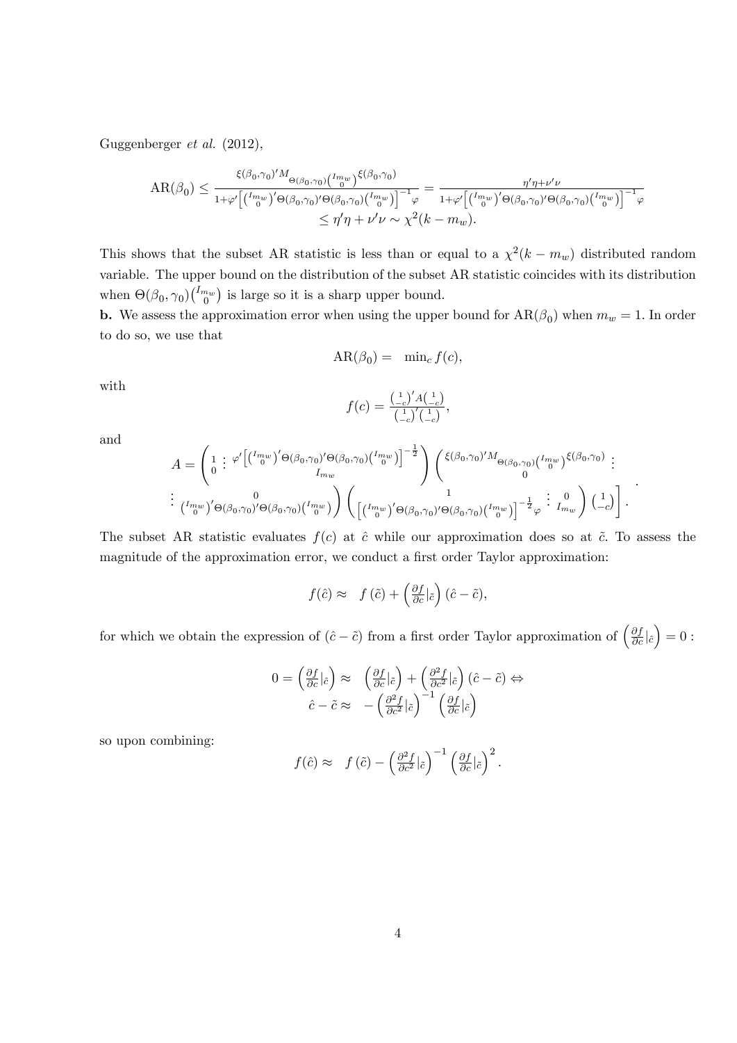Guggenberger *et al.* (2012),

$$\text{AR}(\beta_0) \leq \frac{\xi(\beta_0,\gamma_0)' M_{\Theta(\beta_0,\gamma_0)\binom{I_{m_w}}{0}} \xi(\beta_0,\gamma_0)}{1+\varphi'\left[\binom{I_{m_w}}{0}'\Theta(\beta_0,\gamma_0)'\Theta(\beta_0,\gamma_0)\binom{I_{m_w}}{0}\right]^{-1}\varphi} = \frac{\eta'\eta+\nu'\nu}{1+\varphi'\left[\binom{I_{m_w}}{0}'\Theta(\beta_0,\gamma_0)'\Theta(\beta_0,\gamma_0)\binom{I_{m_w}}{0}\right]^{-1}\varphi}$$
$$\leq \eta'\eta + \nu'\nu \sim \chi^2(k-m_w).$$

This shows that the subset AR statistic is less than or equal to a $\chi^2(k-m_w)$ distributed random variable. The upper bound on the distribution of the subset AR statistic coincides with its distribution when $\Theta(\beta_0,\gamma_0)\binom{I_{m_w}}{0}$ is large so it is a sharp upper bound.

**b.** We assess the approximation error when using the upper bound for $\text{AR}(\beta_0)$ when $m_w = 1$. In order to do so, we use that

$$\text{AR}(\beta_0) = \min_c f(c),$$

with

$$f(c) = \frac{\binom{1}{-c}' A \binom{1}{-c}}{\binom{1}{-c}'\binom{1}{-c}},$$

and

$$A = \begin{pmatrix} 1 & \vdots & \varphi'\left[\binom{I_{m_w}}{0}'\Theta(\beta_0,\gamma_0)'\Theta(\beta_0,\gamma_0)\binom{I_{m_w}}{0}\right]^{-\frac{1}{2}} \\ 0 & & I_{m_w} \end{pmatrix} \begin{pmatrix} \xi(\beta_0,\gamma_0)' M_{\Theta(\beta_0,\gamma_0)\binom{I_{m_w}}{0}} \xi(\beta_0,\gamma_0) & \vdots \\ 0 & \end{pmatrix.$$
$$\left.\begin{matrix} \vdots & 0 \\ & \binom{I_{m_w}}{0}'\Theta(\beta_0,\gamma_0)'\Theta(\beta_0,\gamma_0)\binom{I_{m_w}}{0} \end{matrix}\right) \begin{pmatrix} 1 & \vdots & 0 \\ \left[\binom{I_{m_w}}{0}'\Theta(\beta_0,\gamma_0)'\Theta(\beta_0,\gamma_0)\binom{I_{m_w}}{0}\right]^{-\frac{1}{2}}\varphi & & I_{m_w} \end{pmatrix} \binom{1}{-c}\Bigg].$$

The subset AR statistic evaluates $f(c)$ at $\hat{c}$ while our approximation does so at $\tilde{c}$. To assess the magnitude of the approximation error, we conduct a first order Taylor approximation:

$$f(\hat{c}) \approx f(\tilde{c}) + \left(\tfrac{\partial f}{\partial c}|_{\tilde{c}}\right)(\hat{c} - \tilde{c}),$$

for which we obtain the expression of $(\hat{c} - \tilde{c})$ from a first order Taylor approximation of $\left(\frac{\partial f}{\partial c}|_{\hat{c}}\right) = 0$ :

$$0 = \left(\tfrac{\partial f}{\partial c}|_{\hat{c}}\right) \approx \left(\tfrac{\partial f}{\partial c}|_{\tilde{c}}\right) + \left(\tfrac{\partial^2 f}{\partial c^2}|_{\tilde{c}}\right)(\hat{c} - \tilde{c}) \Leftrightarrow$$
$$\hat{c} - \tilde{c} \approx -\left(\tfrac{\partial^2 f}{\partial c^2}|_{\tilde{c}}\right)^{-1}\left(\tfrac{\partial f}{\partial c}|_{\tilde{c}}\right)$$

so upon combining:

$$f(\hat{c}) \approx f(\tilde{c}) - \left(\tfrac{\partial^2 f}{\partial c^2}|_{\tilde{c}}\right)^{-1}\left(\tfrac{\partial f}{\partial c}|_{\tilde{c}}\right)^2.$$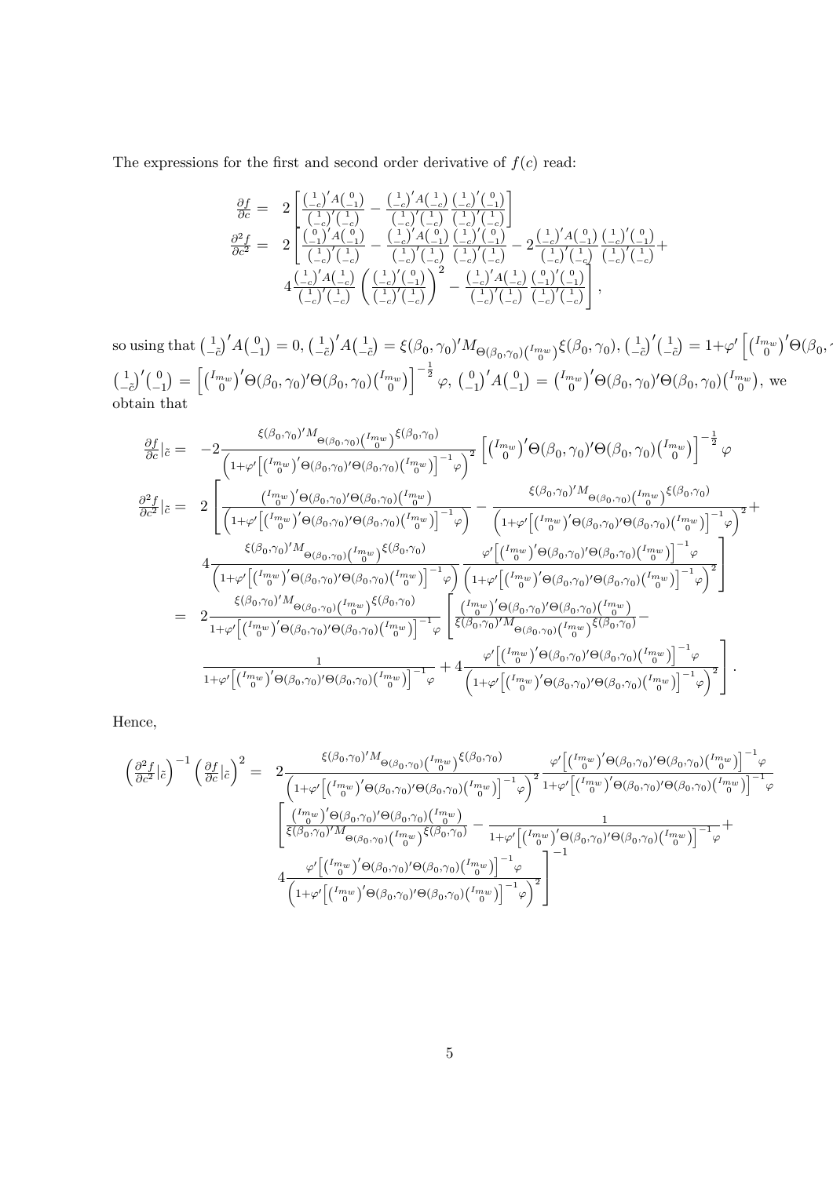The expressions for the first and second order derivative of $f(c)$ read:

$$
\begin{aligned}
\frac{\partial f}{\partial c} = \; & 2\left[\frac{\binom{1}{-c}' A\binom{0}{-1}}{\binom{1}{-c}'\binom{1}{-c}} - \frac{\binom{1}{-c}' A\binom{1}{-c}}{\binom{1}{-c}'\binom{1}{-c}} \frac{\binom{1}{-c}'\binom{0}{-1}}{\binom{1}{-c}'\binom{1}{-c}}\right] \\
\frac{\partial^2 f}{\partial c^2} = \; & 2\left[\frac{\binom{0}{-1}' A\binom{0}{-1}}{\binom{1}{-c}'\binom{1}{-c}} - \frac{\binom{1}{-c}' A\binom{0}{-1}}{\binom{1}{-c}'\binom{1}{-c}} \frac{\binom{1}{-c}'\binom{0}{-1}}{\binom{1}{-c}'\binom{1}{-c}} - 2\frac{\binom{1}{-c}' A\binom{0}{-1}}{\binom{1}{-c}'\binom{1}{-c}} \frac{\binom{1}{-c}'\binom{0}{-1}}{\binom{1}{-c}'\binom{1}{-c}} + \right. \\
& \left. 4\frac{\binom{1}{-c}' A\binom{1}{-c}}{\binom{1}{-c}'\binom{1}{-c}} \left(\frac{\binom{1}{-c}'\binom{0}{-1}}{\binom{1}{-c}'\binom{1}{-c}}\right)^2 - \frac{\binom{1}{-c}' A\binom{1}{-c}}{\binom{1}{-c}'\binom{1}{-c}} \frac{\binom{0}{-1}'\binom{0}{-1}}{\binom{1}{-c}'\binom{1}{-c}}\right],
\end{aligned}
$$

so using that $\binom{1}{-\tilde{c}}' A\binom{0}{-1} = 0$, $\binom{1}{-\tilde{c}}' A\binom{1}{-\tilde{c}} = \xi(\beta_0,\gamma_0)' M_{\Theta(\beta_0,\gamma_0)\binom{I_{m_w}}{0}} \xi(\beta_0,\gamma_0)$, $\binom{1}{-\tilde{c}}'\binom{1}{-\tilde{c}} = 1 + \varphi'\left[\binom{I_{m_w}}{0}'\Theta(\beta_0,\right.$
$\binom{1}{-\tilde{c}}'\binom{0}{-1} = \left[\binom{I_{m_w}}{0}'\Theta(\beta_0,\gamma_0)'\Theta(\beta_0,\gamma_0)\binom{I_{m_w}}{0}\right]^{-\frac{1}{2}}\varphi$, $\binom{0}{-1}' A\binom{0}{-1} = \binom{I_{m_w}}{0}'\Theta(\beta_0,\gamma_0)'\Theta(\beta_0,\gamma_0)\binom{I_{m_w}}{0}$, we obtain that

$$
\begin{aligned}
\frac{\partial f}{\partial c}|_{\tilde{c}} = \; & -2\frac{\xi(\beta_0,\gamma_0)' M_{\Theta(\beta_0,\gamma_0)\binom{I_{m_w}}{0}} \xi(\beta_0,\gamma_0)}{\left(1+\varphi'\left[\binom{I_{m_w}}{0}'\Theta(\beta_0,\gamma_0)'\Theta(\beta_0,\gamma_0)\binom{I_{m_w}}{0}\right]^{-1}\varphi\right)^2}\left[\binom{I_{m_w}}{0}'\Theta(\beta_0,\gamma_0)'\Theta(\beta_0,\gamma_0)\binom{I_{m_w}}{0}\right]^{-\frac{1}{2}}\varphi \\
\frac{\partial^2 f}{\partial c^2}|_{\tilde{c}} = \; & 2\left[\frac{\binom{I_{m_w}}{0}'\Theta(\beta_0,\gamma_0)'\Theta(\beta_0,\gamma_0)\binom{I_{m_w}}{0}}{\left(1+\varphi'\left[\binom{I_{m_w}}{0}'\Theta(\beta_0,\gamma_0)'\Theta(\beta_0,\gamma_0)\binom{I_{m_w}}{0}\right]^{-1}\varphi\right)} - \frac{\xi(\beta_0,\gamma_0)' M_{\Theta(\beta_0,\gamma_0)\binom{I_{m_w}}{0}} \xi(\beta_0,\gamma_0)}{\left(1+\varphi'\left[\binom{I_{m_w}}{0}'\Theta(\beta_0,\gamma_0)'\Theta(\beta_0,\gamma_0)\binom{I_{m_w}}{0}\right]^{-1}\varphi\right)^2} + \right. \\
& \left. 4\frac{\xi(\beta_0,\gamma_0)' M_{\Theta(\beta_0,\gamma_0)\binom{I_{m_w}}{0}} \xi(\beta_0,\gamma_0)}{\left(1+\varphi'\left[\binom{I_{m_w}}{0}'\Theta(\beta_0,\gamma_0)'\Theta(\beta_0,\gamma_0)\binom{I_{m_w}}{0}\right]^{-1}\varphi\right)} \frac{\varphi'\left[\binom{I_{m_w}}{0}'\Theta(\beta_0,\gamma_0)'\Theta(\beta_0,\gamma_0)\binom{I_{m_w}}{0}\right]^{-1}\varphi}{\left(1+\varphi'\left[\binom{I_{m_w}}{0}'\Theta(\beta_0,\gamma_0)'\Theta(\beta_0,\gamma_0)\binom{I_{m_w}}{0}\right]^{-1}\varphi\right)^2}\right] \\
= \; & 2\frac{\xi(\beta_0,\gamma_0)' M_{\Theta(\beta_0,\gamma_0)\binom{I_{m_w}}{0}} \xi(\beta_0,\gamma_0)}{1+\varphi'\left[\binom{I_{m_w}}{0}'\Theta(\beta_0,\gamma_0)'\Theta(\beta_0,\gamma_0)\binom{I_{m_w}}{0}\right]^{-1}\varphi}\left[\frac{\binom{I_{m_w}}{0}'\Theta(\beta_0,\gamma_0)'\Theta(\beta_0,\gamma_0)\binom{I_{m_w}}{0}}{\xi(\beta_0,\gamma_0)' M_{\Theta(\beta_0,\gamma_0)\binom{I_{m_w}}{0}} \xi(\beta_0,\gamma_0)} - \right. \\
& \left. \frac{1}{1+\varphi'\left[\binom{I_{m_w}}{0}'\Theta(\beta_0,\gamma_0)'\Theta(\beta_0,\gamma_0)\binom{I_{m_w}}{0}\right]^{-1}\varphi} + 4\frac{\varphi'\left[\binom{I_{m_w}}{0}'\Theta(\beta_0,\gamma_0)'\Theta(\beta_0,\gamma_0)\binom{I_{m_w}}{0}\right]^{-1}\varphi}{\left(1+\varphi'\left[\binom{I_{m_w}}{0}'\Theta(\beta_0,\gamma_0)'\Theta(\beta_0,\gamma_0)\binom{I_{m_w}}{0}\right]^{-1}\varphi\right)^2}\right].
\end{aligned}
$$

Hence,

$$
\begin{aligned}
\left(\frac{\partial^2 f}{\partial c^2}|_{\tilde{c}}\right)^{-1}\left(\frac{\partial f}{\partial c}|_{\tilde{c}}\right)^2 = \; & 2\frac{\xi(\beta_0,\gamma_0)' M_{\Theta(\beta_0,\gamma_0)\binom{I_{m_w}}{0}} \xi(\beta_0,\gamma_0)}{\left(1+\varphi'\left[\binom{I_{m_w}}{0}'\Theta(\beta_0,\gamma_0)'\Theta(\beta_0,\gamma_0)\binom{I_{m_w}}{0}\right]^{-1}\varphi\right)^2} \frac{\varphi'\left[\binom{I_{m_w}}{0}'\Theta(\beta_0,\gamma_0)'\Theta(\beta_0,\gamma_0)\binom{I_{m_w}}{0}\right]^{-1}\varphi}{1+\varphi'\left[\binom{I_{m_w}}{0}'\Theta(\beta_0,\gamma_0)'\Theta(\beta_0,\gamma_0)\binom{I_{m_w}}{0}\right]^{-1}\varphi} \\
& \left[\frac{\binom{I_{m_w}}{0}'\Theta(\beta_0,\gamma_0)'\Theta(\beta_0,\gamma_0)\binom{I_{m_w}}{0}}{\xi(\beta_0,\gamma_0)' M_{\Theta(\beta_0,\gamma_0)\binom{I_{m_w}}{0}} \xi(\beta_0,\gamma_0)} - \frac{1}{1+\varphi'\left[\binom{I_{m_w}}{0}'\Theta(\beta_0,\gamma_0)'\Theta(\beta_0,\gamma_0)\binom{I_{m_w}}{0}\right]^{-1}\varphi} + \right. \\
& \left. 4\frac{\varphi'\left[\binom{I_{m_w}}{0}'\Theta(\beta_0,\gamma_0)'\Theta(\beta_0,\gamma_0)\binom{I_{m_w}}{0}\right]^{-1}\varphi}{\left(1+\varphi'\left[\binom{I_{m_w}}{0}'\Theta(\beta_0,\gamma_0)'\Theta(\beta_0,\gamma_0)\binom{I_{m_w}}{0}\right]^{-1}\varphi\right)^2}\right]^{-1}
\end{aligned}
$$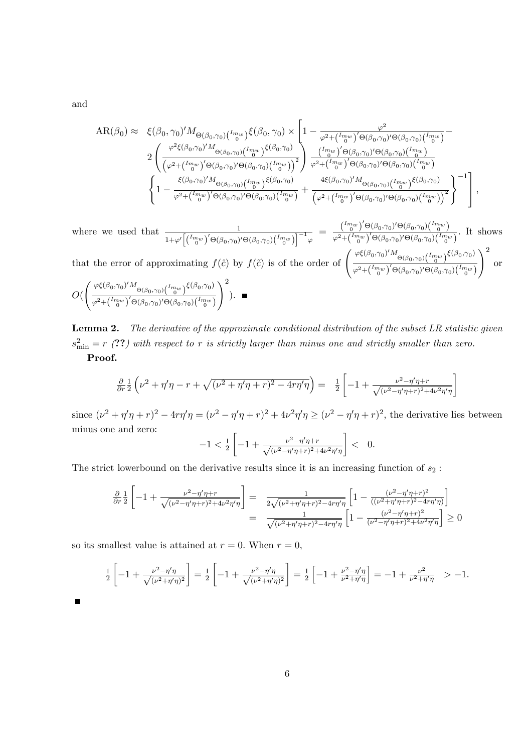and

$$
\begin{array}{rl}
\mathrm{AR}(\beta_0) \approx & \xi(\beta_0,\gamma_0)' M_{\Theta(\beta_0,\gamma_0)\binom{I_{m_w}}{0}} \xi(\beta_0,\gamma_0) \times \left[ 1 - \frac{\varphi^2}{\varphi^2 + \binom{I_{m_w}}{0}' \Theta(\beta_0,\gamma_0)'\Theta(\beta_0,\gamma_0)\binom{I_{m_w}}{0}} - \right. \\
& 2\left( \frac{\varphi^2 \xi(\beta_0,\gamma_0)' M_{\Theta(\beta_0,\gamma_0)\binom{I_{m_w}}{0}} \xi(\beta_0,\gamma_0)}{\left(\varphi^2 + \binom{I_{m_w}}{0}' \Theta(\beta_0,\gamma_0)'\Theta(\beta_0,\gamma_0)\binom{I_{m_w}}{0}\right)^2} \right) \frac{\binom{I_{m_w}}{0}' \Theta(\beta_0,\gamma_0)'\Theta(\beta_0,\gamma_0)\binom{I_{m_w}}{0}}{\varphi^2 + \binom{I_{m_w}}{0}' \Theta(\beta_0,\gamma_0)'\Theta(\beta_0,\gamma_0)\binom{I_{m_w}}{0}} \\
& \left. \left\{ 1 - \frac{\xi(\beta_0,\gamma_0)' M_{\Theta(\beta_0,\gamma_0)\binom{I_{m_w}}{0}} \xi(\beta_0,\gamma_0)}{\varphi^2 + \binom{I_{m_w}}{0}' \Theta(\beta_0,\gamma_0)'\Theta(\beta_0,\gamma_0)\binom{I_{m_w}}{0}} + \frac{4\xi(\beta_0,\gamma_0)' M_{\Theta(\beta_0,\gamma_0)\binom{I_{m_w}}{0}} \xi(\beta_0,\gamma_0)}{\left(\varphi^2 + \binom{I_{m_w}}{0}' \Theta(\beta_0,\gamma_0)'\Theta(\beta_0,\gamma_0)\binom{I_{m_w}}{0}\right)^2} \right\}^{-1} \right],
\end{array}
$$

where we used that $\frac{1}{1+\varphi'\left[\binom{I_{m_w}}{0}'\Theta(\beta_0,\gamma_0)'\Theta(\beta_0,\gamma_0)\binom{I_{m_w}}{0}\right]^{-1}\varphi} = \frac{\binom{I_{m_w}}{0}'\Theta(\beta_0,\gamma_0)'\Theta(\beta_0,\gamma_0)\binom{I_{m_w}}{0}}{\varphi^2+\binom{I_{m_w}}{0}'\Theta(\beta_0,\gamma_0)'\Theta(\beta_0,\gamma_0)\binom{I_{m_w}}{0}}$. It shows that the error of approximating $f(\hat{c})$ by $f(\tilde{c})$ is of the order of $\left(\frac{\varphi\xi(\beta_0,\gamma_0)'M_{\Theta(\beta_0,\gamma_0)\binom{I_{m_w}}{0}}\xi(\beta_0,\gamma_0)}{\varphi^2+\binom{I_{m_w}}{0}'\Theta(\beta_0,\gamma_0)'\Theta(\beta_0,\gamma_0)\binom{I_{m_w}}{0}}\right)^2$ or $O(\left(\frac{\varphi\xi(\beta_0,\gamma_0)'M_{\Theta(\beta_0,\gamma_0)\binom{I_{m_w}}{0}}\xi(\beta_0,\gamma_0)}{\varphi^2+\binom{I_{m_w}}{0}'\Theta(\beta_0,\gamma_0)'\Theta(\beta_0,\gamma_0)\binom{I_{m_w}}{0}}\right)^2)$. ■

**Lemma 2.** *The derivative of the approximate conditional distribution of the subset LR statistic given $s^2_{\min} = r$ (??) with respect to $r$ is strictly larger than minus one and strictly smaller than zero.*

**Proof.**

$$
\frac{\partial}{\partial r}\frac{1}{2}\left(\nu^2+\eta'\eta-r+\sqrt{(\nu^2+\eta'\eta+r)^2-4r\eta'\eta}\right) = \frac{1}{2}\left[-1+\frac{\nu^2-\eta'\eta+r}{\sqrt{(\nu^2-\eta'\eta+r)^2+4\nu^2\eta'\eta}}\right]
$$

since $(\nu^2+\eta'\eta+r)^2-4r\eta'\eta = (\nu^2-\eta'\eta+r)^2+4\nu^2\eta'\eta \geq (\nu^2-\eta'\eta+r)^2$, the derivative lies between minus one and zero:

$$
-1 < \frac{1}{2}\left[-1+\frac{\nu^2-\eta'\eta+r}{\sqrt{(\nu^2-\eta'\eta+r)^2+4\nu^2\eta'\eta}}\right] < 0.
$$

The strict lowerbound on the derivative results since it is an increasing function of $s_2$ :

$$
\begin{aligned}
\frac{\partial}{\partial r}\frac{1}{2}\left[-1+\frac{\nu^2-\eta'\eta+r}{\sqrt{(\nu^2-\eta'\eta+r)^2+4\nu^2\eta'\eta}}\right] &= \frac{1}{2\sqrt{(\nu^2+\eta'\eta+r)^2-4r\eta'\eta}}\left[1-\frac{(\nu^2-\eta'\eta+r)^2}{((\nu^2+\eta'\eta+r)^2-4r\eta'\eta)}\right] \\
&= \frac{1}{\sqrt{(\nu^2+\eta'\eta+r)^2-4r\eta'\eta}}\left[1-\frac{(\nu^2-\eta'\eta+r)^2}{(\nu^2-\eta'\eta+r)^2+4\nu^2\eta'\eta}\right] \geq 0
\end{aligned}
$$

so its smallest value is attained at $r=0$. When $r=0$,

$$
\frac{1}{2}\left[-1+\frac{\nu^2-\eta'\eta}{\sqrt{(\nu^2+\eta'\eta)^2}}\right] = \frac{1}{2}\left[-1+\frac{\nu^2-\eta'\eta}{\sqrt{(\nu^2+\eta'\eta)^2}}\right] = \frac{1}{2}\left[-1+\frac{\nu^2-\eta'\eta}{\nu^2+\eta'\eta}\right] = -1+\frac{\nu^2}{\nu^2+\eta'\eta} \quad > -1.
$$

■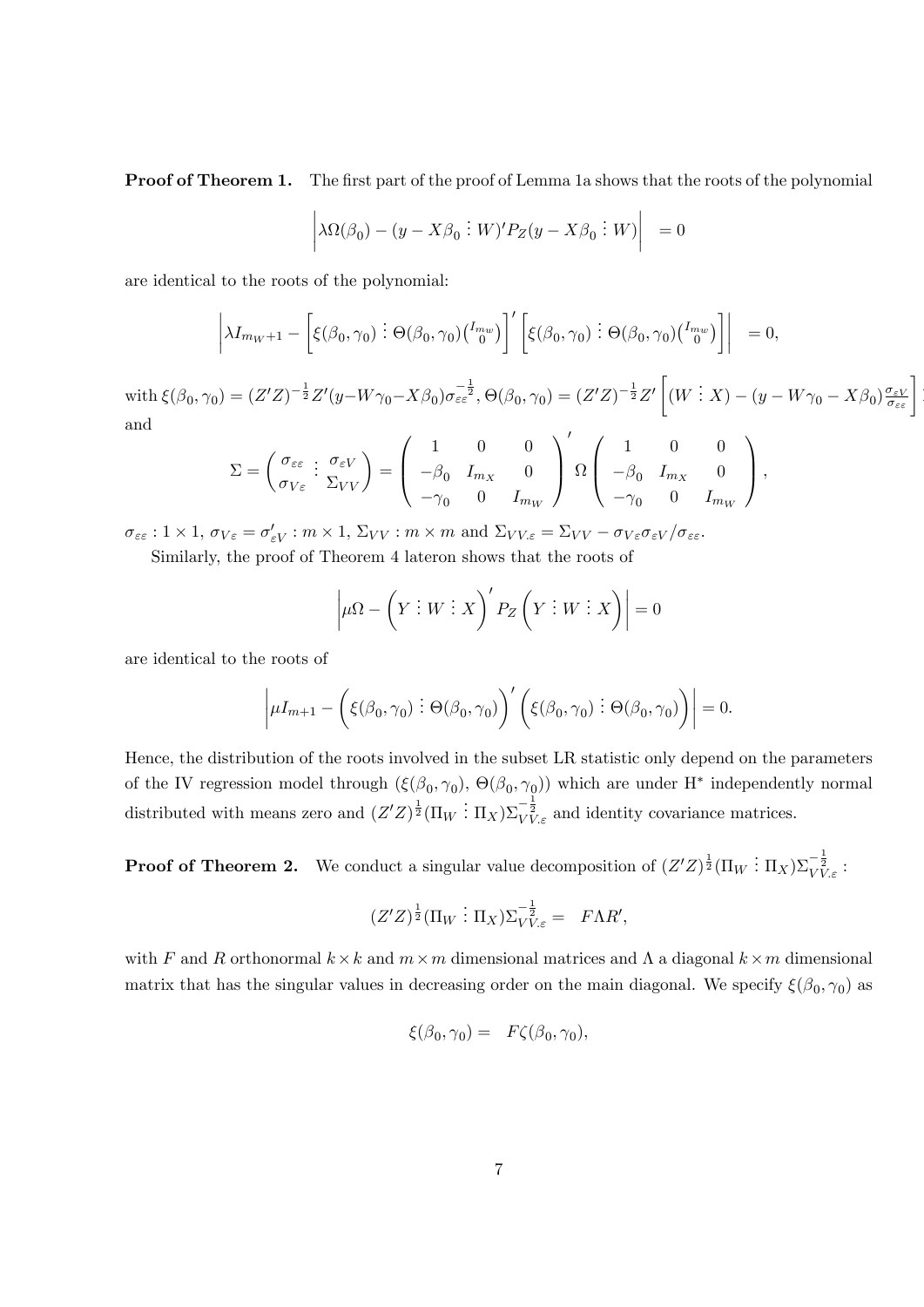**Proof of Theorem 1.** The first part of the proof of Lemma 1a shows that the roots of the polynomial

$$\left|\lambda\Omega(\beta_0) - (y - X\beta_0 \vdots W)'P_Z(y - X\beta_0 \vdots W)\right| = 0$$

are identical to the roots of the polynomial:

$$\left|\lambda I_{m_W+1} - \left[\xi(\beta_0,\gamma_0) \vdots \Theta(\beta_0,\gamma_0)\binom{I_{m_W}}{0}\right]'\left[\xi(\beta_0,\gamma_0) \vdots \Theta(\beta_0,\gamma_0)\binom{I_{m_W}}{0}\right]\right| = 0,$$

with $\xi(\beta_0,\gamma_0) = (Z'Z)^{-\frac{1}{2}}Z'(y - W\gamma_0 - X\beta_0)\sigma_{\varepsilon\varepsilon}^{-\frac{1}{2}}$, $\Theta(\beta_0,\gamma_0) = (Z'Z)^{-\frac{1}{2}}Z'\left[(W \vdots X) - (y - W\gamma_0 - X\beta_0)\frac{\sigma_{\varepsilon V}}{\sigma_{\varepsilon\varepsilon}}\right]$ and

$$\Sigma = \begin{pmatrix} \sigma_{\varepsilon\varepsilon} & \vdots & \sigma_{\varepsilon V} \\ \sigma_{V\varepsilon} & \vdots & \Sigma_{VV} \end{pmatrix} = \begin{pmatrix} 1 & 0 & 0 \\ -\beta_0 & I_{m_X} & 0 \\ -\gamma_0 & 0 & I_{m_W} \end{pmatrix}' \Omega \begin{pmatrix} 1 & 0 & 0 \\ -\beta_0 & I_{m_X} & 0 \\ -\gamma_0 & 0 & I_{m_W} \end{pmatrix},$$

$\sigma_{\varepsilon\varepsilon} : 1 \times 1$, $\sigma_{V\varepsilon} = \sigma_{\varepsilon V}' : m \times 1$, $\Sigma_{VV} : m \times m$ and $\Sigma_{VV.\varepsilon} = \Sigma_{VV} - \sigma_{V\varepsilon}\sigma_{\varepsilon V}/\sigma_{\varepsilon\varepsilon}$.

Similarly, the proof of Theorem 4 lateron shows that the roots of

$$\left|\mu\Omega - \left(Y \vdots W \vdots X\right)' P_Z \left(Y \vdots W \vdots X\right)\right| = 0$$

are identical to the roots of

$$\left|\mu I_{m+1} - \left(\xi(\beta_0,\gamma_0) \vdots \Theta(\beta_0,\gamma_0)\right)'\left(\xi(\beta_0,\gamma_0) \vdots \Theta(\beta_0,\gamma_0)\right)\right| = 0.$$

Hence, the distribution of the roots involved in the subset LR statistic only depend on the parameters of the IV regression model through $(\xi(\beta_0,\gamma_0),\, \Theta(\beta_0,\gamma_0))$ which are under H$^*$ independently normal distributed with means zero and $(Z'Z)^{\frac{1}{2}}(\Pi_W \vdots \Pi_X)\Sigma_{VV.\varepsilon}^{-\frac{1}{2}}$ and identity covariance matrices.

**Proof of Theorem 2.** We conduct a singular value decomposition of $(Z'Z)^{\frac{1}{2}}(\Pi_W \vdots \Pi_X)\Sigma_{VV.\varepsilon}^{-\frac{1}{2}}$ :

$$(Z'Z)^{\frac{1}{2}}(\Pi_W \vdots \Pi_X)\Sigma_{VV.\varepsilon}^{-\frac{1}{2}} = F\Lambda R',$$

with $F$ and $R$ orthonormal $k \times k$ and $m \times m$ dimensional matrices and $\Lambda$ a diagonal $k \times m$ dimensional matrix that has the singular values in decreasing order on the main diagonal. We specify $\xi(\beta_0,\gamma_0)$ as

$$\xi(\beta_0,\gamma_0) = F\zeta(\beta_0,\gamma_0),$$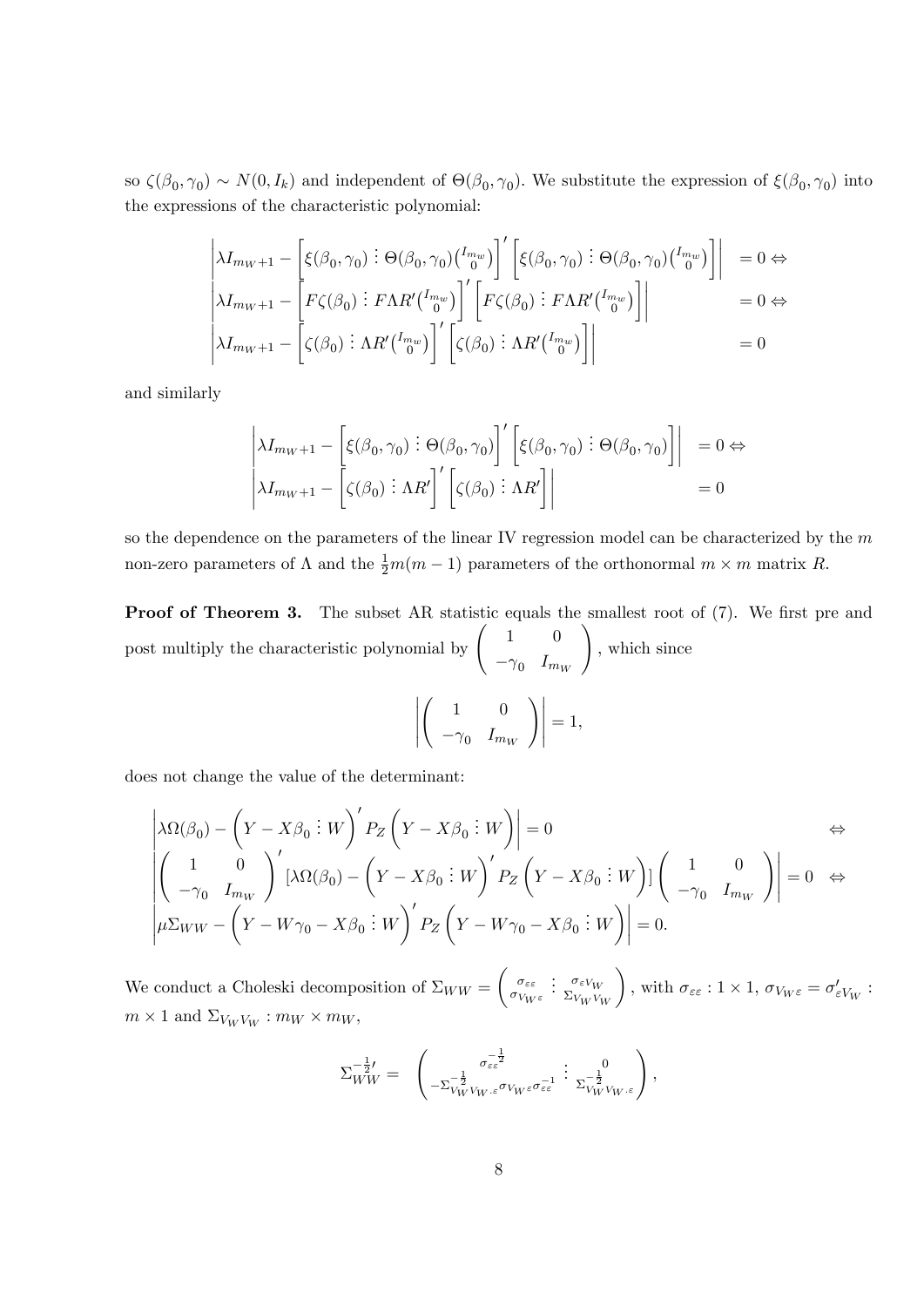so $\zeta(\beta_0, \gamma_0) \sim N(0, I_k)$ and independent of $\Theta(\beta_0, \gamma_0)$. We substitute the expression of $\xi(\beta_0, \gamma_0)$ into the expressions of the characteristic polynomial:

$$
\begin{aligned}
&\left|\lambda I_{m_W+1} - \left[\xi(\beta_0, \gamma_0) \vdots \Theta(\beta_0, \gamma_0)\binom{I_{m_w}}{0}\right]' \left[\xi(\beta_0, \gamma_0) \vdots \Theta(\beta_0, \gamma_0)\binom{I_{m_w}}{0}\right]\right| &= 0 \Leftrightarrow \\
&\left|\lambda I_{m_W+1} - \left[F\zeta(\beta_0) \vdots F\Lambda R'\binom{I_{m_w}}{0}\right]' \left[F\zeta(\beta_0) \vdots F\Lambda R'\binom{I_{m_w}}{0}\right]\right| &= 0 \Leftrightarrow \\
&\left|\lambda I_{m_W+1} - \left[\zeta(\beta_0) \vdots \Lambda R'\binom{I_{m_w}}{0}\right]' \left[\zeta(\beta_0) \vdots \Lambda R'\binom{I_{m_w}}{0}\right]\right| &= 0
\end{aligned}
$$

and similarly

$$
\begin{aligned}
&\left|\lambda I_{m_W+1} - \left[\xi(\beta_0, \gamma_0) \vdots \Theta(\beta_0, \gamma_0)\right]' \left[\xi(\beta_0, \gamma_0) \vdots \Theta(\beta_0, \gamma_0)\right]\right| &= 0 \Leftrightarrow \\
&\left|\lambda I_{m_W+1} - \left[\zeta(\beta_0) \vdots \Lambda R'\right]' \left[\zeta(\beta_0) \vdots \Lambda R'\right]\right| &= 0
\end{aligned}
$$

so the dependence on the parameters of the linear IV regression model can be characterized by the $m$ non-zero parameters of $\Lambda$ and the $\frac{1}{2}m(m-1)$ parameters of the orthonormal $m \times m$ matrix $R$.

**Proof of Theorem 3.** The subset AR statistic equals the smallest root of (7). We first pre and post multiply the characteristic polynomial by $\begin{pmatrix} 1 & 0 \\ -\gamma_0 & I_{m_W} \end{pmatrix}$, which since

$$
\left|\begin{pmatrix} 1 & 0 \\ -\gamma_0 & I_{m_W} \end{pmatrix}\right| = 1,
$$

does not change the value of the determinant:

$$
\begin{aligned}
&\left|\lambda\Omega(\beta_0) - \left(Y - X\beta_0 \vdots W\right)' P_Z \left(Y - X\beta_0 \vdots W\right)\right| = 0 & \Leftrightarrow \\
&\left|\begin{pmatrix} 1 & 0 \\ -\gamma_0 & I_{m_W} \end{pmatrix}' [\lambda\Omega(\beta_0) - \left(Y - X\beta_0 \vdots W\right)' P_Z \left(Y - X\beta_0 \vdots W\right)] \begin{pmatrix} 1 & 0 \\ -\gamma_0 & I_{m_W} \end{pmatrix}\right| = 0 & \Leftrightarrow \\
&\left|\mu\Sigma_{WW} - \left(Y - W\gamma_0 - X\beta_0 \vdots W\right)' P_Z \left(Y - W\gamma_0 - X\beta_0 \vdots W\right)\right| = 0. &
\end{aligned}
$$

We conduct a Choleski decomposition of $\Sigma_{WW} = \begin{pmatrix} \sigma_{\varepsilon\varepsilon} & \vdots & \sigma_{\varepsilon V_W} \\ \sigma_{V_W\varepsilon} & \vdots & \Sigma_{V_W V_W} \end{pmatrix}$, with $\sigma_{\varepsilon\varepsilon} : 1 \times 1$, $\sigma_{V_W\varepsilon} = \sigma'_{\varepsilon V_W} : m \times 1$ and $\Sigma_{V_W V_W} : m_W \times m_W$,

$$
\Sigma_{WW}^{-\frac{1}{2}\prime} = \begin{pmatrix} \sigma_{\varepsilon\varepsilon}^{-\frac{1}{2}} & \vdots & 0 \\ -\Sigma_{V_W V_W.\varepsilon}^{-\frac{1}{2}} \sigma_{V_W\varepsilon}\sigma_{\varepsilon\varepsilon}^{-1} & \vdots & \Sigma_{V_W V_W.\varepsilon}^{-\frac{1}{2}} \end{pmatrix},
$$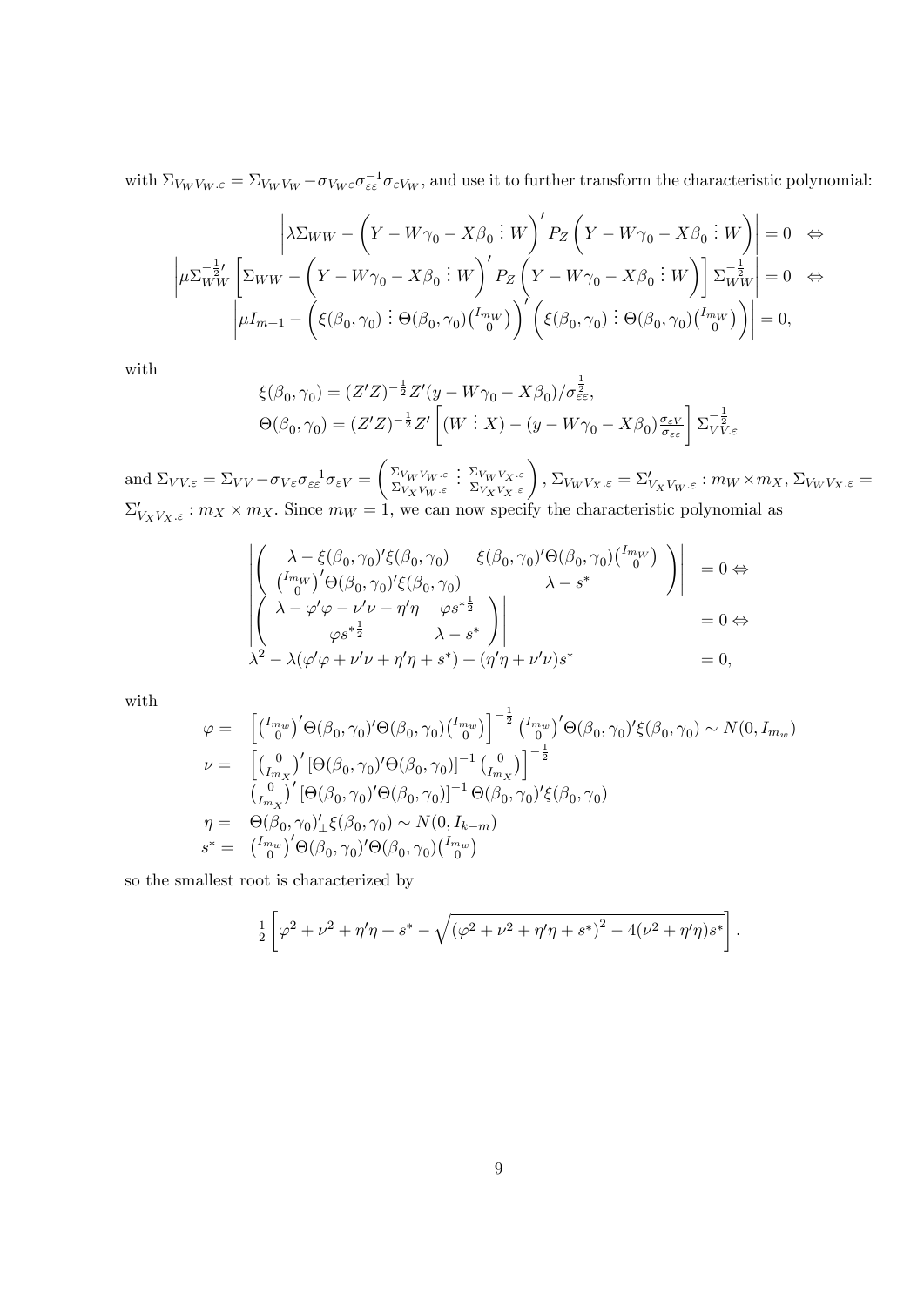with $\Sigma_{V_W V_W . \varepsilon} = \Sigma_{V_W V_W} - \sigma_{V_W \varepsilon}\sigma_{\varepsilon\varepsilon}^{-1}\sigma_{\varepsilon V_W}$, and use it to further transform the characteristic polynomial:

$$
\begin{array}{c}
\left| \lambda \Sigma_{WW} - \left( Y - W\gamma_0 - X\beta_0 \,\vdots\, W \right)' P_Z \left( Y - W\gamma_0 - X\beta_0 \,\vdots\, W \right) \right| = 0 \;\; \Leftrightarrow \\
\left| \mu \Sigma_{WW}^{-\frac{1}{2}\prime} \left[ \Sigma_{WW} - \left( Y - W\gamma_0 - X\beta_0 \,\vdots\, W \right)' P_Z \left( Y - W\gamma_0 - X\beta_0 \,\vdots\, W \right) \right] \Sigma_{WW}^{-\frac{1}{2}} \right| = 0 \;\; \Leftrightarrow \\
\left| \mu I_{m+1} - \left( \xi(\beta_0, \gamma_0) \,\vdots\, \Theta(\beta_0, \gamma_0) \binom{I_{m_W}}{0} \right)' \left( \xi(\beta_0, \gamma_0) \,\vdots\, \Theta(\beta_0, \gamma_0) \binom{I_{m_W}}{0} \right) \right| = 0,
\end{array}
$$

with

$$
\begin{array}{l}
\xi(\beta_0, \gamma_0) = (Z'Z)^{-\frac{1}{2}} Z'(y - W\gamma_0 - X\beta_0)/\sigma_{\varepsilon\varepsilon}^{\frac{1}{2}}, \\
\Theta(\beta_0, \gamma_0) = (Z'Z)^{-\frac{1}{2}} Z' \left[ (W \,\vdots\, X) - (y - W\gamma_0 - X\beta_0) \frac{\sigma_{\varepsilon V}}{\sigma_{\varepsilon\varepsilon}} \right] \Sigma_{VV.\varepsilon}^{-\frac{1}{2}}
\end{array}
$$

and $\Sigma_{VV.\varepsilon} = \Sigma_{VV} - \sigma_{V\varepsilon}\sigma_{\varepsilon\varepsilon}^{-1}\sigma_{\varepsilon V} = \begin{pmatrix} \Sigma_{V_W V_W . \varepsilon} & \vdots & \Sigma_{V_W V_X . \varepsilon} \\ \Sigma_{V_X V_W . \varepsilon} & \vdots & \Sigma_{V_X V_X . \varepsilon} \end{pmatrix}$, $\Sigma_{V_W V_X . \varepsilon} = \Sigma_{V_X V_W . \varepsilon}' : m_W \times m_X$, $\Sigma_{V_W V_X . \varepsilon} = \Sigma_{V_X V_X . \varepsilon}' : m_X \times m_X$. Since $m_W = 1$, we can now specify the characteristic polynomial as

$$
\begin{array}{ll}
\left| \begin{pmatrix} \lambda - \xi(\beta_0, \gamma_0)'\xi(\beta_0, \gamma_0) & \xi(\beta_0, \gamma_0)'\Theta(\beta_0, \gamma_0)\binom{I_{m_W}}{0} \\ \binom{I_{m_W}}{0}'\Theta(\beta_0, \gamma_0)'\xi(\beta_0, \gamma_0) & \lambda - s^* \end{pmatrix} \right| & = 0 \Leftrightarrow \\
\left| \begin{pmatrix} \lambda - \varphi'\varphi - \nu'\nu - \eta'\eta & \varphi s^{*\frac{1}{2}} \\ \varphi s^{*\frac{1}{2}} & \lambda - s^* \end{pmatrix} \right| & = 0 \Leftrightarrow \\
\lambda^2 - \lambda(\varphi'\varphi + \nu'\nu + \eta'\eta + s^*) + (\eta'\eta + \nu'\nu)s^* & = 0,
\end{array}
$$

with

$$
\begin{array}{rl}
\varphi = & \left[ \binom{I_{m_w}}{0}'\Theta(\beta_0, \gamma_0)'\Theta(\beta_0, \gamma_0)\binom{I_{m_w}}{0} \right]^{-\frac{1}{2}} \binom{I_{m_w}}{0}'\Theta(\beta_0, \gamma_0)'\xi(\beta_0, \gamma_0) \sim N(0, I_{m_w}) \\
\nu = & \left[ \binom{0}{I_{m_X}}' \left[ \Theta(\beta_0, \gamma_0)'\Theta(\beta_0, \gamma_0) \right]^{-1} \binom{0}{I_{m_X}} \right]^{-\frac{1}{2}} \\
& \binom{0}{I_{m_X}}' \left[ \Theta(\beta_0, \gamma_0)'\Theta(\beta_0, \gamma_0) \right]^{-1} \Theta(\beta_0, \gamma_0)'\xi(\beta_0, \gamma_0) \\
\eta = & \Theta(\beta_0, \gamma_0)_\perp'\xi(\beta_0, \gamma_0) \sim N(0, I_{k-m}) \\
s^* = & \binom{I_{m_w}}{0}'\Theta(\beta_0, \gamma_0)'\Theta(\beta_0, \gamma_0)\binom{I_{m_w}}{0}
\end{array}
$$

so the smallest root is characterized by

$$
\tfrac{1}{2}\left[ \varphi^2 + \nu^2 + \eta'\eta + s^* - \sqrt{\left(\varphi^2 + \nu^2 + \eta'\eta + s^*\right)^2 - 4(\nu^2 + \eta'\eta)s^*} \right].
$$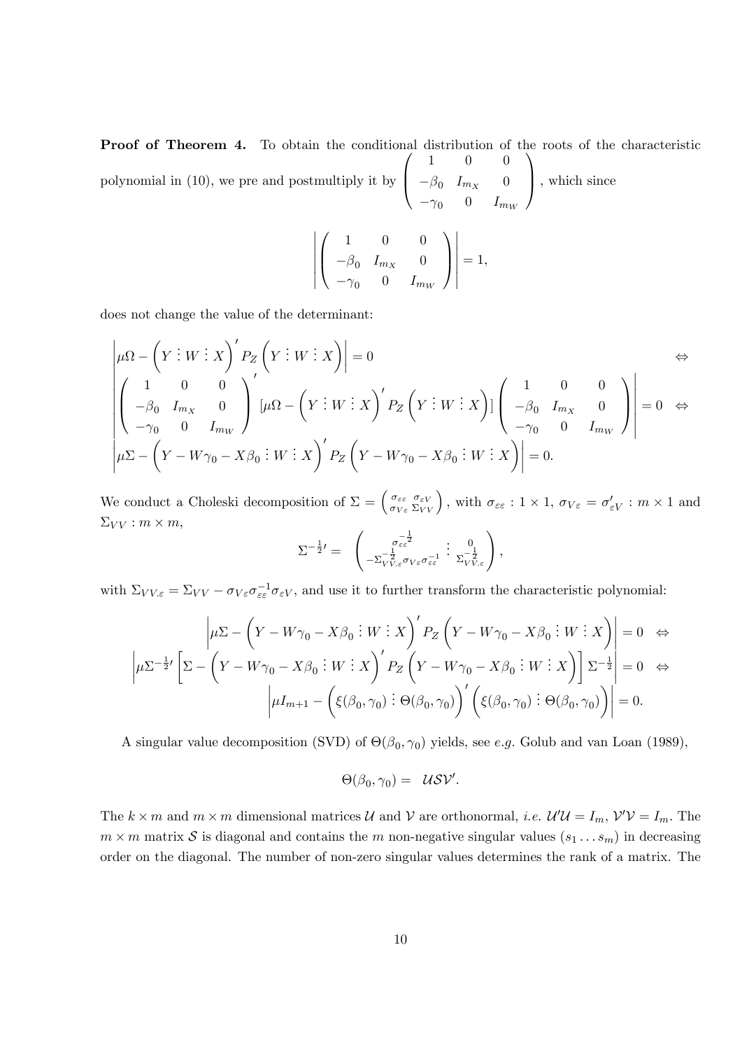**Proof of Theorem 4.** To obtain the conditional distribution of the roots of the characteristic polynomial in (10), we pre and postmultiply it by $\begin{pmatrix} 1 & 0 & 0 \\ -\beta_0 & I_{m_X} & 0 \\ -\gamma_0 & 0 & I_{m_W} \end{pmatrix}$, which since

$$\left| \begin{pmatrix} 1 & 0 & 0 \\ -\beta_0 & I_{m_X} & 0 \\ -\gamma_0 & 0 & I_{m_W} \end{pmatrix} \right| = 1,$$

does not change the value of the determinant:

$$\begin{aligned}
&\left| \mu\Omega - \left( Y \vdots W \vdots X \right)' P_Z \left( Y \vdots W \vdots X \right) \right| = 0 && \Leftrightarrow \\
&\left| \begin{pmatrix} 1 & 0 & 0 \\ -\beta_0 & I_{m_X} & 0 \\ -\gamma_0 & 0 & I_{m_W} \end{pmatrix}' [\mu\Omega - \left( Y \vdots W \vdots X \right)' P_Z \left( Y \vdots W \vdots X \right)] \begin{pmatrix} 1 & 0 & 0 \\ -\beta_0 & I_{m_X} & 0 \\ -\gamma_0 & 0 & I_{m_W} \end{pmatrix} \right| = 0 && \Leftrightarrow \\
&\left| \mu\Sigma - \left( Y - W\gamma_0 - X\beta_0 \vdots W \vdots X \right)' P_Z \left( Y - W\gamma_0 - X\beta_0 \vdots W \vdots X \right) \right| = 0.
\end{aligned}$$

We conduct a Choleski decomposition of $\Sigma = \begin{pmatrix} \sigma_{\varepsilon\varepsilon} & \sigma_{\varepsilon V} \\ \sigma_{V\varepsilon} & \Sigma_{VV} \end{pmatrix}$, with $\sigma_{\varepsilon\varepsilon} : 1 \times 1$, $\sigma_{V\varepsilon} = \sigma_{\varepsilon V}' : m \times 1$ and $\Sigma_{VV} : m \times m$,

$$\Sigma^{-\frac{1}{2}\prime} = \begin{pmatrix} \sigma_{\varepsilon\varepsilon}^{-\frac{1}{2}} & \vdots & 0 \\ -\Sigma_{VV.\varepsilon}^{-\frac{1}{2}} \sigma_{V\varepsilon} \sigma_{\varepsilon\varepsilon}^{-1} & \vdots & \Sigma_{VV.\varepsilon}^{-\frac{1}{2}} \end{pmatrix},$$

with $\Sigma_{VV.\varepsilon} = \Sigma_{VV} - \sigma_{V\varepsilon}\sigma_{\varepsilon\varepsilon}^{-1}\sigma_{\varepsilon V}$, and use it to further transform the characteristic polynomial:

$$\begin{aligned}
&\left| \mu\Sigma - \left( Y - W\gamma_0 - X\beta_0 \vdots W \vdots X \right)' P_Z \left( Y - W\gamma_0 - X\beta_0 \vdots W \vdots X \right) \right| = 0 \quad \Leftrightarrow \\
&\left| \mu\Sigma^{-\frac{1}{2}\prime} \left[ \Sigma - \left( Y - W\gamma_0 - X\beta_0 \vdots W \vdots X \right)' P_Z \left( Y - W\gamma_0 - X\beta_0 \vdots W \vdots X \right) \right] \Sigma^{-\frac{1}{2}} \right| = 0 \quad \Leftrightarrow \\
&\left| \mu I_{m+1} - \left( \xi(\beta_0, \gamma_0) \vdots \Theta(\beta_0, \gamma_0) \right)' \left( \xi(\beta_0, \gamma_0) \vdots \Theta(\beta_0, \gamma_0) \right) \right| = 0.
\end{aligned}$$

A singular value decomposition (SVD) of $\Theta(\beta_0, \gamma_0)$ yields, see *e.g.* Golub and van Loan (1989),

$$\Theta(\beta_0, \gamma_0) = \mathcal{USV}'.$$

The $k \times m$ and $m \times m$ dimensional matrices $\mathcal{U}$ and $\mathcal{V}$ are orthonormal, *i.e.* $\mathcal{U}'\mathcal{U} = I_m$, $\mathcal{V}'\mathcal{V} = I_m$. The $m \times m$ matrix $\mathcal{S}$ is diagonal and contains the $m$ non-negative singular values $(s_1 \ldots s_m)$ in decreasing order on the diagonal. The number of non-zero singular values determines the rank of a matrix. The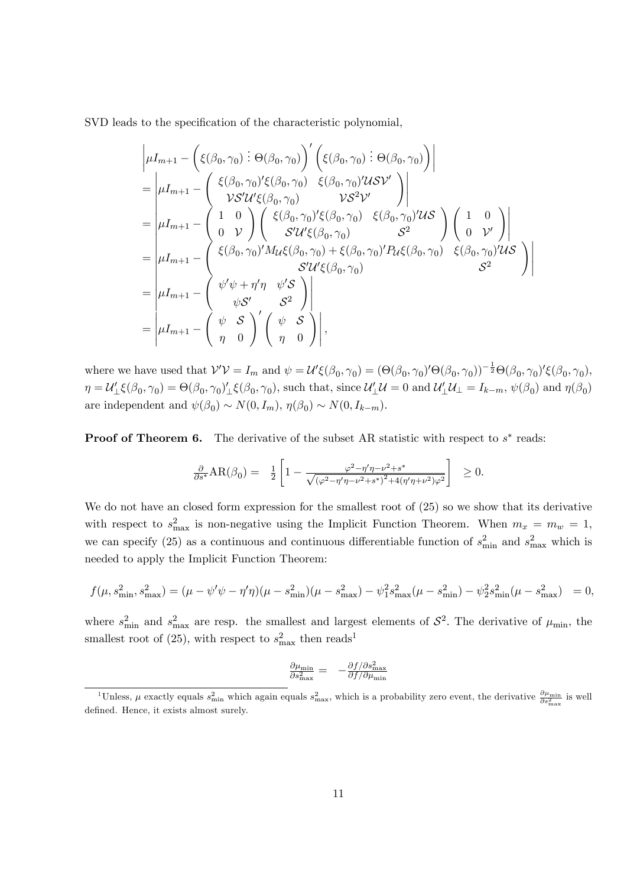SVD leads to the specification of the characteristic polynomial,

$$
\begin{aligned}
&\left|\mu I_{m+1} - \left(\xi(\beta_0,\gamma_0) \vdots \Theta(\beta_0,\gamma_0)\right)' \left(\xi(\beta_0,\gamma_0) \vdots \Theta(\beta_0,\gamma_0)\right)\right| \\
&= \left|\mu I_{m+1} - \begin{pmatrix} \xi(\beta_0,\gamma_0)'\xi(\beta_0,\gamma_0) & \xi(\beta_0,\gamma_0)'\mathcal{USV}' \\ \mathcal{VSU}'\xi(\beta_0,\gamma_0) & \mathcal{VS}^2\mathcal{V}' \end{pmatrix}\right| \\
&= \left|\mu I_{m+1} - \begin{pmatrix} 1 & 0 \\ 0 & \mathcal{V} \end{pmatrix} \begin{pmatrix} \xi(\beta_0,\gamma_0)'\xi(\beta_0,\gamma_0) & \xi(\beta_0,\gamma_0)'\mathcal{US} \\ \mathcal{SU}'\xi(\beta_0,\gamma_0) & \mathcal{S}^2 \end{pmatrix} \begin{pmatrix} 1 & 0 \\ 0 & \mathcal{V}' \end{pmatrix}\right| \\
&= \left|\mu I_{m+1} - \begin{pmatrix} \xi(\beta_0,\gamma_0)'M_{\mathcal{U}}\xi(\beta_0,\gamma_0) + \xi(\beta_0,\gamma_0)'P_{\mathcal{U}}\xi(\beta_0,\gamma_0) & \xi(\beta_0,\gamma_0)'\mathcal{US} \\ \mathcal{SU}'\xi(\beta_0,\gamma_0) & \mathcal{S}^2 \end{pmatrix}\right| \\
&= \left|\mu I_{m+1} - \begin{pmatrix} \psi'\psi + \eta'\eta & \psi'\mathcal{S} \\ \psi\mathcal{S}' & \mathcal{S}^2 \end{pmatrix}\right| \\
&= \left|\mu I_{m+1} - \begin{pmatrix} \psi & \mathcal{S} \\ \eta & 0 \end{pmatrix}' \begin{pmatrix} \psi & \mathcal{S} \\ \eta & 0 \end{pmatrix}\right|,
\end{aligned}
$$

where we have used that $\mathcal{V}'\mathcal{V} = I_m$ and $\psi = \mathcal{U}'\xi(\beta_0,\gamma_0) = (\Theta(\beta_0,\gamma_0)'\Theta(\beta_0,\gamma_0))^{-\frac{1}{2}}\Theta(\beta_0,\gamma_0)'\xi(\beta_0,\gamma_0)$, $\eta = \mathcal{U}_\perp'\xi(\beta_0,\gamma_0) = \Theta(\beta_0,\gamma_0)_\perp'\xi(\beta_0,\gamma_0)$, such that, since $\mathcal{U}_\perp'\mathcal{U} = 0$ and $\mathcal{U}_\perp'\mathcal{U}_\perp = I_{k-m}$, $\psi(\beta_0)$ and $\eta(\beta_0)$ are independent and $\psi(\beta_0) \sim N(0, I_m)$, $\eta(\beta_0) \sim N(0, I_{k-m})$.

**Proof of Theorem 6.** The derivative of the subset AR statistic with respect to $s^*$ reads:

$$
\tfrac{\partial}{\partial s^*}\text{AR}(\beta_0) = \tfrac{1}{2}\left[1 - \tfrac{\varphi^2 - \eta'\eta - \nu^2 + s^*}{\sqrt{(\varphi^2 - \eta'\eta - \nu^2 + s^*)^2 + 4(\eta'\eta + \nu^2)\varphi^2}}\right] \geq 0.
$$

We do not have an closed form expression for the smallest root of (25) so we show that its derivative with respect to $s^2_{\max}$ is non-negative using the Implicit Function Theorem. When $m_x = m_w = 1$, we can specify (25) as a continuous and continuous differentiable function of $s^2_{\min}$ and $s^2_{\max}$ which is needed to apply the Implicit Function Theorem:

$$
f(\mu, s^2_{\min}, s^2_{\max}) = (\mu - \psi'\psi - \eta'\eta)(\mu - s^2_{\min})(\mu - s^2_{\max}) - \psi_1^2 s^2_{\max}(\mu - s^2_{\min}) - \psi_2^2 s^2_{\min}(\mu - s^2_{\max}) = 0,
$$

where $s^2_{\min}$ and $s^2_{\max}$ are resp. the smallest and largest elements of $\mathcal{S}^2$. The derivative of $\mu_{\min}$, the smallest root of (25), with respect to $s^2_{\max}$ then reads[1]

$$
\tfrac{\partial \mu_{\min}}{\partial s^2_{\max}} = -\tfrac{\partial f / \partial s^2_{\max}}{\partial f / \partial \mu_{\min}}
$$

[1] Unless, $\mu$ exactly equals $s^2_{\min}$ which again equals $s^2_{\max}$, which is a probability zero event, the derivative $\frac{\partial \mu_{\min}}{\partial s^2_{\max}}$ is well defined. Hence, it exists almost surely.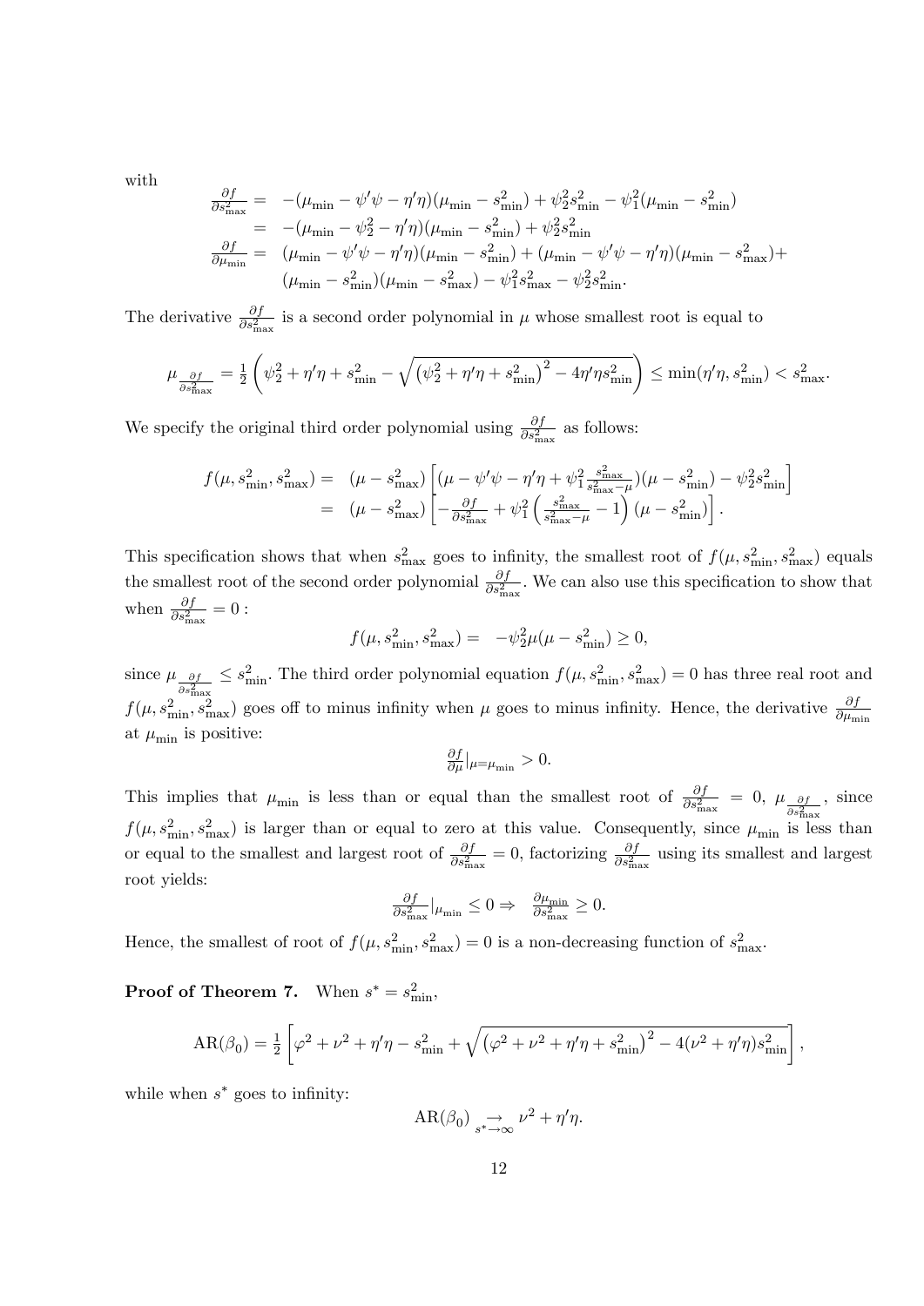with

$$
\begin{aligned}
\frac{\partial f}{\partial s^2_{\max}} &= -(\mu_{\min} - \psi'\psi - \eta'\eta)(\mu_{\min} - s^2_{\min}) + \psi_2^2 s^2_{\min} - \psi_1^2(\mu_{\min} - s^2_{\min}) \\
&= -(\mu_{\min} - \psi_2^2 - \eta'\eta)(\mu_{\min} - s^2_{\min}) + \psi_2^2 s^2_{\min} \\
\frac{\partial f}{\partial \mu_{\min}} &= (\mu_{\min} - \psi'\psi - \eta'\eta)(\mu_{\min} - s^2_{\min}) + (\mu_{\min} - \psi'\psi - \eta'\eta)(\mu_{\min} - s^2_{\max}) + \\
&\quad (\mu_{\min} - s^2_{\min})(\mu_{\min} - s^2_{\max}) - \psi_1^2 s^2_{\max} - \psi_2^2 s^2_{\min}.
\end{aligned}
$$

The derivative $\frac{\partial f}{\partial s^2_{\max}}$ is a second order polynomial in $\mu$ whose smallest root is equal to

$$
\mu_{\frac{\partial f}{\partial s^2_{\max}}} = \frac{1}{2}\left(\psi_2^2 + \eta'\eta + s^2_{\min} - \sqrt{\left(\psi_2^2 + \eta'\eta + s^2_{\min}\right)^2 - 4\eta'\eta s^2_{\min}}\right) \leq \min(\eta'\eta, s^2_{\min}) < s^2_{\max}.
$$

We specify the original third order polynomial using $\frac{\partial f}{\partial s^2_{\max}}$ as follows:

$$
\begin{aligned}
f(\mu, s^2_{\min}, s^2_{\max}) &= (\mu - s^2_{\max})\left[(\mu - \psi'\psi - \eta'\eta + \psi_1^2 \tfrac{s^2_{\max}}{s^2_{\max} - \mu})(\mu - s^2_{\min}) - \psi_2^2 s^2_{\min}\right] \\
&= (\mu - s^2_{\max})\left[-\frac{\partial f}{\partial s^2_{\max}} + \psi_1^2\left(\frac{s^2_{\max}}{s^2_{\max} - \mu} - 1\right)(\mu - s^2_{\min})\right].
\end{aligned}
$$

This specification shows that when $s^2_{\max}$ goes to infinity, the smallest root of $f(\mu, s^2_{\min}, s^2_{\max})$ equals the smallest root of the second order polynomial $\frac{\partial f}{\partial s^2_{\max}}$. We can also use this specification to show that when $\frac{\partial f}{\partial s^2_{\max}} = 0$ :

$$
f(\mu, s^2_{\min}, s^2_{\max}) = -\psi_2^2 \mu(\mu - s^2_{\min}) \geq 0,
$$

since $\mu_{\frac{\partial f}{\partial s^2_{\max}}} \leq s^2_{\min}$. The third order polynomial equation $f(\mu, s^2_{\min}, s^2_{\max}) = 0$ has three real root and $f(\mu, s^2_{\min}, s^2_{\max})$ goes off to minus infinity when $\mu$ goes to minus infinity. Hence, the derivative $\frac{\partial f}{\partial \mu_{\min}}$ at $\mu_{\min}$ is positive:

$$
\frac{\partial f}{\partial \mu}|_{\mu = \mu_{\min}} > 0.
$$

This implies that $\mu_{\min}$ is less than or equal than the smallest root of $\frac{\partial f}{\partial s^2_{\max}} = 0$, $\mu_{\frac{\partial f}{\partial s^2_{\max}}}$, since $f(\mu, s^2_{\min}, s^2_{\max})$ is larger than or equal to zero at this value. Consequently, since $\mu_{\min}$ is less than or equal to the smallest and largest root of $\frac{\partial f}{\partial s^2_{\max}} = 0$, factorizing $\frac{\partial f}{\partial s^2_{\max}}$ using its smallest and largest root yields:

$$
\frac{\partial f}{\partial s^2_{\max}}|_{\mu_{\min}} \leq 0 \Rightarrow \quad \frac{\partial \mu_{\min}}{\partial s^2_{\max}} \geq 0.
$$

Hence, the smallest of root of $f(\mu, s^2_{\min}, s^2_{\max}) = 0$ is a non-decreasing function of $s^2_{\max}$.

**Proof of Theorem 7.** When $s^* = s^2_{\min}$,

$$
\mathrm{AR}(\beta_0) = \frac{1}{2}\left[\varphi^2 + \nu^2 + \eta'\eta - s^2_{\min} + \sqrt{\left(\varphi^2 + \nu^2 + \eta'\eta + s^2_{\min}\right)^2 - 4(\nu^2 + \eta'\eta)s^2_{\min}}\right],
$$

while when $s^*$ goes to infinity:

$$
\mathrm{AR}(\beta_0) \underset{s^* \to \infty}{\to} \nu^2 + \eta'\eta.
$$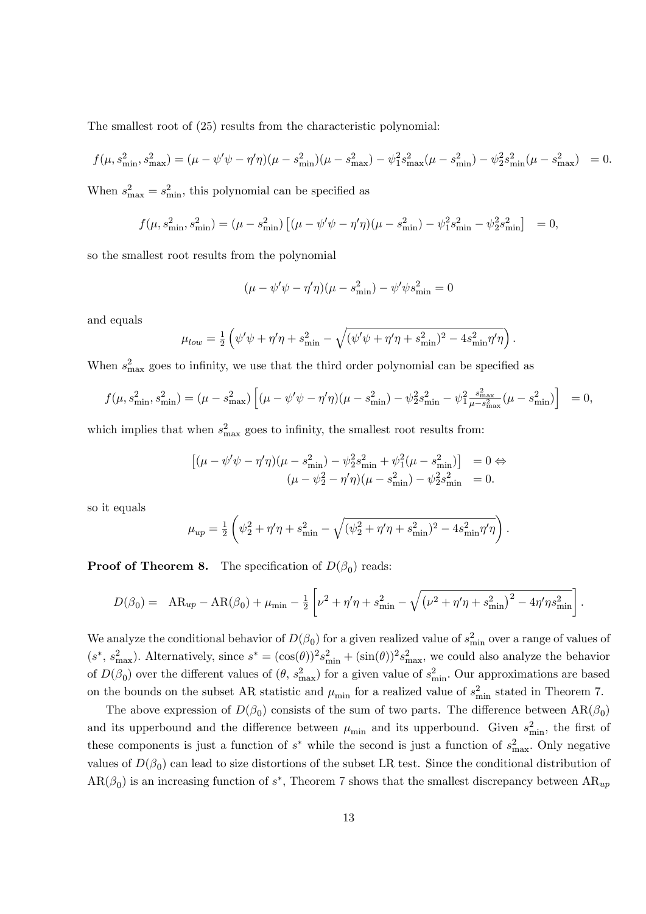The smallest root of (25) results from the characteristic polynomial:

$$f(\mu, s^2_{\min}, s^2_{\max}) = (\mu - \psi'\psi - \eta'\eta)(\mu - s^2_{\min})(\mu - s^2_{\max}) - \psi_1^2 s^2_{\max}(\mu - s^2_{\min}) - \psi_2^2 s^2_{\min}(\mu - s^2_{\max}) \quad = 0.$$

When $s^2_{\max} = s^2_{\min}$, this polynomial can be specified as

$$f(\mu, s^2_{\min}, s^2_{\min}) = (\mu - s^2_{\min})\left[(\mu - \psi'\psi - \eta'\eta)(\mu - s^2_{\min}) - \psi_1^2 s^2_{\min} - \psi_2^2 s^2_{\min}\right] \quad = 0,$$

so the smallest root results from the polynomial

$$(\mu - \psi'\psi - \eta'\eta)(\mu - s^2_{\min}) - \psi'\psi s^2_{\min} = 0$$

and equals

$$\mu_{low} = \tfrac{1}{2}\left(\psi'\psi + \eta'\eta + s^2_{\min} - \sqrt{(\psi'\psi + \eta'\eta + s^2_{\min})^2 - 4s^2_{\min}\eta'\eta}\right).$$

When $s^2_{\max}$ goes to infinity, we use that the third order polynomial can be specified as

$$f(\mu, s^2_{\min}, s^2_{\min}) = (\mu - s^2_{\max})\left[(\mu - \psi'\psi - \eta'\eta)(\mu - s^2_{\min}) - \psi_2^2 s^2_{\min} - \psi_1^2 \tfrac{s^2_{\max}}{\mu - s^2_{\max}}(\mu - s^2_{\min})\right] \quad = 0,$$

which implies that when $s^2_{\max}$ goes to infinity, the smallest root results from:

$$\begin{aligned}\left[(\mu - \psi'\psi - \eta'\eta)(\mu - s^2_{\min}) - \psi_2^2 s^2_{\min} + \psi_1^2(\mu - s^2_{\min})\right] \quad &= 0 \Leftrightarrow \\ (\mu - \psi_2^2 - \eta'\eta)(\mu - s^2_{\min}) - \psi_2^2 s^2_{\min} \quad &= 0.\end{aligned}$$

so it equals

$$\mu_{up} = \tfrac{1}{2}\left(\psi_2^2 + \eta'\eta + s^2_{\min} - \sqrt{(\psi_2^2 + \eta'\eta + s^2_{\min})^2 - 4s^2_{\min}\eta'\eta}\right).$$

**Proof of Theorem 8.** The specification of $D(\beta_0)$ reads:

$$D(\beta_0) = \quad \text{AR}_{up} - \text{AR}(\beta_0) + \mu_{\min} - \tfrac{1}{2}\left[\nu^2 + \eta'\eta + s^2_{\min} - \sqrt{\left(\nu^2 + \eta'\eta + s^2_{\min}\right)^2 - 4\eta'\eta s^2_{\min}}\right].$$

We analyze the conditional behavior of $D(\beta_0)$ for a given realized value of $s^2_{\min}$ over a range of values of $(s^*, s^2_{\max})$. Alternatively, since $s^* = (\cos(\theta))^2 s^2_{\min} + (\sin(\theta))^2 s^2_{\max}$, we could also analyze the behavior of $D(\beta_0)$ over the different values of $(\theta, s^2_{\max})$ for a given value of $s^2_{\min}$. Our approximations are based on the bounds on the subset AR statistic and $\mu_{\min}$ for a realized value of $s^2_{\min}$ stated in Theorem 7.

The above expression of $D(\beta_0)$ consists of the sum of two parts. The difference between $\text{AR}(\beta_0)$ and its upperbound and the difference between $\mu_{\min}$ and its upperbound. Given $s^2_{\min}$, the first of these components is just a function of $s^*$ while the second is just a function of $s^2_{\max}$. Only negative values of $D(\beta_0)$ can lead to size distortions of the subset LR test. Since the conditional distribution of $\text{AR}(\beta_0)$ is an increasing function of $s^*$, Theorem 7 shows that the smallest discrepancy between $\text{AR}_{up}$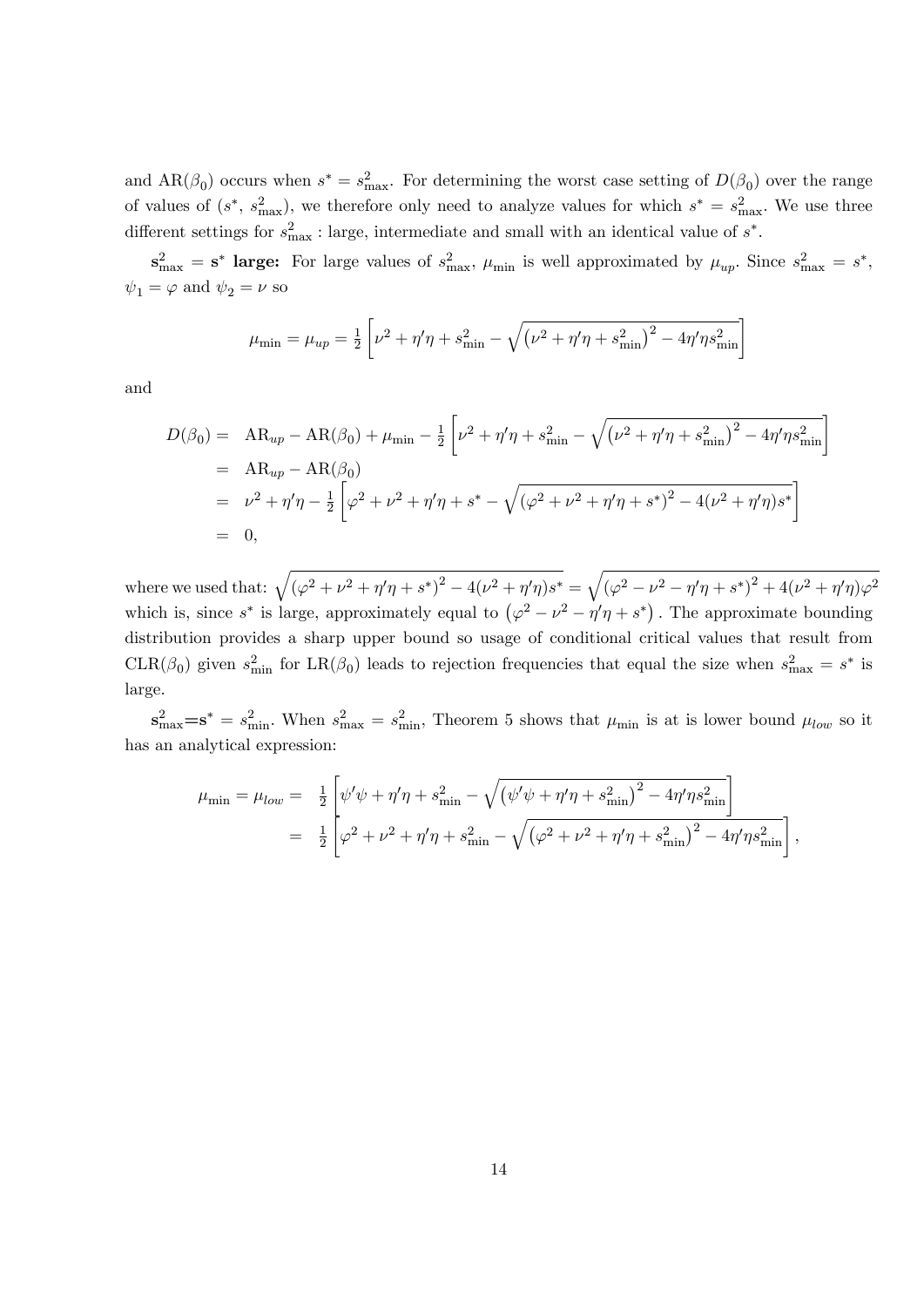and $\text{AR}(\beta_0)$ occurs when $s^* = s^2_{\max}$. For determining the worst case setting of $D(\beta_0)$ over the range of values of $(s^*,\ s^2_{\max})$, we therefore only need to analyze values for which $s^* = s^2_{\max}$. We use three different settings for $s^2_{\max}$ : large, intermediate and small with an identical value of $s^*$.

$\mathbf{s^2_{\max} = s^*}$ **large:** For large values of $s^2_{\max}$, $\mu_{\min}$ is well approximated by $\mu_{up}$. Since $s^2_{\max} = s^*$, $\psi_1 = \varphi$ and $\psi_2 = \nu$ so

$$\mu_{\min} = \mu_{up} = \tfrac{1}{2}\left[\nu^2 + \eta'\eta + s^2_{\min} - \sqrt{\left(\nu^2 + \eta'\eta + s^2_{\min}\right)^2 - 4\eta'\eta s^2_{\min}}\right]$$

and

$$\begin{aligned}
D(\beta_0) =&\ \ \text{AR}_{up} - \text{AR}(\beta_0) + \mu_{\min} - \tfrac{1}{2}\left[\nu^2 + \eta'\eta + s^2_{\min} - \sqrt{\left(\nu^2 + \eta'\eta + s^2_{\min}\right)^2 - 4\eta'\eta s^2_{\min}}\right] \\
=&\ \ \text{AR}_{up} - \text{AR}(\beta_0) \\
=&\ \ \nu^2 + \eta'\eta - \tfrac{1}{2}\left[\varphi^2 + \nu^2 + \eta'\eta + s^* - \sqrt{\left(\varphi^2 + \nu^2 + \eta'\eta + s^*\right)^2 - 4(\nu^2 + \eta'\eta)s^*}\right] \\
=&\ \ 0,
\end{aligned}$$

where we used that: $\sqrt{\left(\varphi^2 + \nu^2 + \eta'\eta + s^*\right)^2 - 4(\nu^2 + \eta'\eta)s^*} = \sqrt{\left(\varphi^2 - \nu^2 - \eta'\eta + s^*\right)^2 + 4(\nu^2 + \eta'\eta)\varphi^2}$ which is, since $s^*$ is large, approximately equal to $\left(\varphi^2 - \nu^2 - \eta'\eta + s^*\right)$. The approximate bounding distribution provides a sharp upper bound so usage of conditional critical values that result from $\text{CLR}(\beta_0)$ given $s^2_{\min}$ for $\text{LR}(\beta_0)$ leads to rejection frequencies that equal the size when $s^2_{\max} = s^*$ is large.

$\mathbf{s^2_{\max} = s^*} = s^2_{\min}$. When $s^2_{\max} = s^2_{\min}$, Theorem 5 shows that $\mu_{\min}$ is at is lower bound $\mu_{low}$ so it has an analytical expression:

$$\begin{aligned}
\mu_{\min} = \mu_{low} =&\ \ \tfrac{1}{2}\left[\psi'\psi + \eta'\eta + s^2_{\min} - \sqrt{\left(\psi'\psi + \eta'\eta + s^2_{\min}\right)^2 - 4\eta'\eta s^2_{\min}}\right] \\
=&\ \ \tfrac{1}{2}\left[\varphi^2 + \nu^2 + \eta'\eta + s^2_{\min} - \sqrt{\left(\varphi^2 + \nu^2 + \eta'\eta + s^2_{\min}\right)^2 - 4\eta'\eta s^2_{\min}}\right],
\end{aligned}$$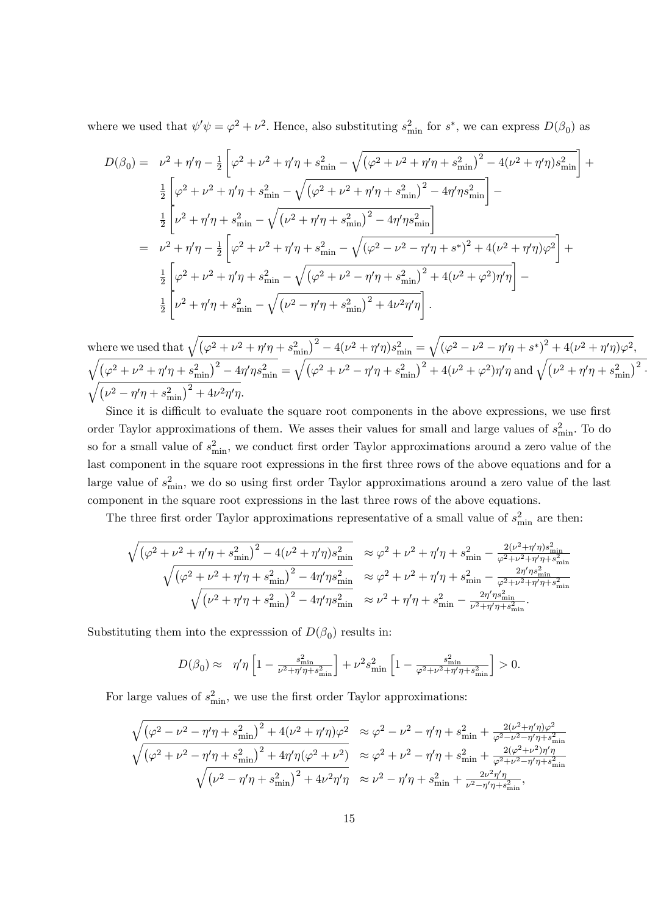where we used that $\psi'\psi = \varphi^2 + \nu^2$. Hence, also substituting $s^2_{\min}$ for $s^*$, we can express $D(\beta_0)$ as

$$
\begin{aligned}
D(\beta_0) = \;& \nu^2 + \eta'\eta - \tfrac{1}{2}\left[\varphi^2 + \nu^2 + \eta'\eta + s^2_{\min} - \sqrt{\left(\varphi^2 + \nu^2 + \eta'\eta + s^2_{\min}\right)^2 - 4(\nu^2 + \eta'\eta)s^2_{\min}}\right] + \\
& \tfrac{1}{2}\left[\varphi^2 + \nu^2 + \eta'\eta + s^2_{\min} - \sqrt{\left(\varphi^2 + \nu^2 + \eta'\eta + s^2_{\min}\right)^2 - 4\eta'\eta s^2_{\min}}\right] - \\
& \tfrac{1}{2}\left[\nu^2 + \eta'\eta + s^2_{\min} - \sqrt{\left(\nu^2 + \eta'\eta + s^2_{\min}\right)^2 - 4\eta'\eta s^2_{\min}}\right] \\
= \;& \nu^2 + \eta'\eta - \tfrac{1}{2}\left[\varphi^2 + \nu^2 + \eta'\eta + s^2_{\min} - \sqrt{\left(\varphi^2 - \nu^2 - \eta'\eta + s^*\right)^2 + 4(\nu^2 + \eta'\eta)\varphi^2}\right] + \\
& \tfrac{1}{2}\left[\varphi^2 + \nu^2 + \eta'\eta + s^2_{\min} - \sqrt{\left(\varphi^2 + \nu^2 - \eta'\eta + s^2_{\min}\right)^2 + 4(\nu^2 + \varphi^2)\eta'\eta}\right] - \\
& \tfrac{1}{2}\left[\nu^2 + \eta'\eta + s^2_{\min} - \sqrt{\left(\nu^2 - \eta'\eta + s^2_{\min}\right)^2 + 4\nu^2\eta'\eta}\right].
\end{aligned}
$$

where we used that $\sqrt{\left(\varphi^2 + \nu^2 + \eta'\eta + s^2_{\min}\right)^2 - 4(\nu^2 + \eta'\eta)s^2_{\min}} = \sqrt{(\varphi^2 - \nu^2 - \eta'\eta + s^*)^2 + 4(\nu^2 + \eta'\eta)\varphi^2}$, $\sqrt{\left(\varphi^2 + \nu^2 + \eta'\eta + s^2_{\min}\right)^2 - 4\eta'\eta s^2_{\min}} = \sqrt{\left(\varphi^2 + \nu^2 - \eta'\eta + s^2_{\min}\right)^2 + 4(\nu^2 + \varphi^2)\eta'\eta}$ and $\sqrt{\left(\nu^2 + \eta'\eta + s^2_{\min}\right)^2 -}$ $\sqrt{\left(\nu^2 - \eta'\eta + s^2_{\min}\right)^2 + 4\nu^2\eta'\eta}$.

Since it is difficult to evaluate the square root components in the above expressions, we use first order Taylor approximations of them. We asses their values for small and large values of $s^2_{\min}$. To do so for a small value of $s^2_{\min}$, we conduct first order Taylor approximations around a zero value of the last component in the square root expressions in the first three rows of the above equations and for a large value of $s^2_{\min}$, we do so using first order Taylor approximations around a zero value of the last component in the square root expressions in the last three rows of the above equations.

The three first order Taylor approximations representative of a small value of $s^2_{\min}$ are then:

$$
\begin{aligned}
\sqrt{\left(\varphi^2 + \nu^2 + \eta'\eta + s^2_{\min}\right)^2 - 4(\nu^2 + \eta'\eta)s^2_{\min}} &\approx \varphi^2 + \nu^2 + \eta'\eta + s^2_{\min} - \tfrac{2(\nu^2 + \eta'\eta)s^2_{\min}}{\varphi^2 + \nu^2 + \eta'\eta + s^2_{\min}} \\
\sqrt{\left(\varphi^2 + \nu^2 + \eta'\eta + s^2_{\min}\right)^2 - 4\eta'\eta s^2_{\min}} &\approx \varphi^2 + \nu^2 + \eta'\eta + s^2_{\min} - \tfrac{2\eta'\eta s^2_{\min}}{\varphi^2 + \nu^2 + \eta'\eta + s^2_{\min}} \\
\sqrt{\left(\nu^2 + \eta'\eta + s^2_{\min}\right)^2 - 4\eta'\eta s^2_{\min}} &\approx \nu^2 + \eta'\eta + s^2_{\min} - \tfrac{2\eta'\eta s^2_{\min}}{\nu^2 + \eta'\eta + s^2_{\min}}.
\end{aligned}
$$

Substituting them into the expresssion of $D(\beta_0)$ results in:

$$
D(\beta_0) \approx \quad \eta'\eta\left[1 - \tfrac{s^2_{\min}}{\nu^2 + \eta'\eta + s^2_{\min}}\right] + \nu^2 s^2_{\min}\left[1 - \tfrac{s^2_{\min}}{\varphi^2 + \nu^2 + \eta'\eta + s^2_{\min}}\right] > 0.
$$

For large values of $s^2_{\min}$, we use the first order Taylor approximations:

$$
\begin{aligned}
\sqrt{\left(\varphi^2 - \nu^2 - \eta'\eta + s^2_{\min}\right)^2 + 4(\nu^2 + \eta'\eta)\varphi^2} &\approx \varphi^2 - \nu^2 - \eta'\eta + s^2_{\min} + \tfrac{2(\nu^2 + \eta'\eta)\varphi^2}{\varphi^2 - \nu^2 - \eta'\eta + s^2_{\min}} \\
\sqrt{\left(\varphi^2 + \nu^2 - \eta'\eta + s^2_{\min}\right)^2 + 4\eta'\eta(\varphi^2 + \nu^2)} &\approx \varphi^2 + \nu^2 - \eta'\eta + s^2_{\min} + \tfrac{2(\varphi^2 + \nu^2)\eta'\eta}{\varphi^2 + \nu^2 - \eta'\eta + s^2_{\min}} \\
\sqrt{\left(\nu^2 - \eta'\eta + s^2_{\min}\right)^2 + 4\nu^2\eta'\eta} &\approx \nu^2 - \eta'\eta + s^2_{\min} + \tfrac{2\nu^2\eta'\eta}{\nu^2 - \eta'\eta + s^2_{\min}},
\end{aligned}
$$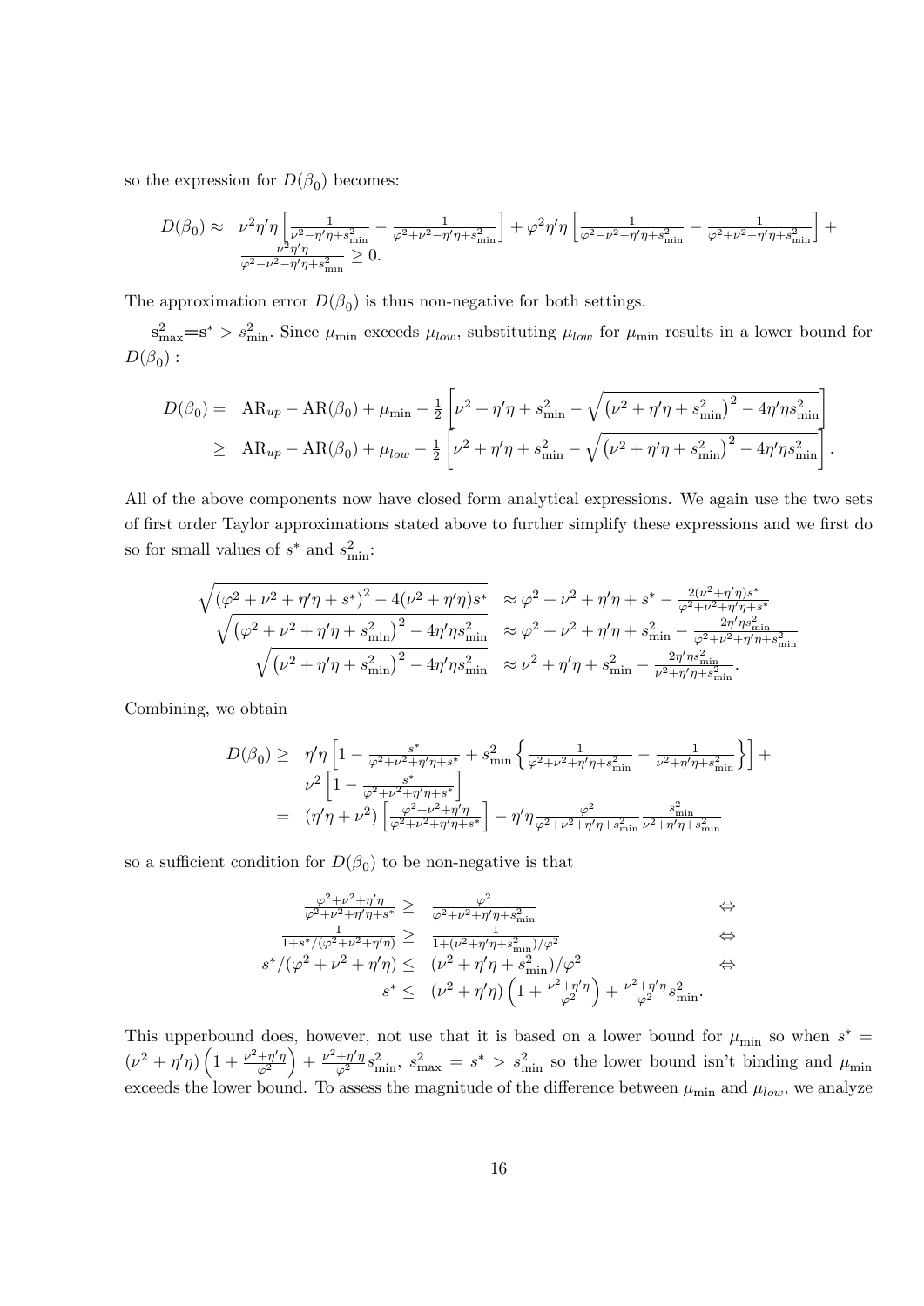so the expression for $D(\beta_0)$ becomes:

$$
\begin{aligned}
D(\beta_0) \approx\ & \nu^2\eta'\eta\left[\tfrac{1}{\nu^2-\eta'\eta+s^2_{\min}} - \tfrac{1}{\varphi^2+\nu^2-\eta'\eta+s^2_{\min}}\right] + \varphi^2\eta'\eta\left[\tfrac{1}{\varphi^2-\nu^2-\eta'\eta+s^2_{\min}} - \tfrac{1}{\varphi^2+\nu^2-\eta'\eta+s^2_{\min}}\right] + \\
& \tfrac{\nu^2\eta'\eta}{\varphi^2-\nu^2-\eta'\eta+s^2_{\min}} \geq 0.
\end{aligned}
$$

The approximation error $D(\beta_0)$ is thus non-negative for both settings.

$\mathbf{s}^2_{\max}\mathbf{=s}^* > s^2_{\min}$. Since $\mu_{\min}$ exceeds $\mu_{low}$, substituting $\mu_{low}$ for $\mu_{\min}$ results in a lower bound for $D(\beta_0)$ :

$$
\begin{aligned}
D(\beta_0) =\ & \mathrm{AR}_{up} - \mathrm{AR}(\beta_0) + \mu_{\min} - \tfrac{1}{2}\left[\nu^2+\eta'\eta+s^2_{\min} - \sqrt{\left(\nu^2+\eta'\eta+s^2_{\min}\right)^2 - 4\eta'\eta s^2_{\min}}\right] \\
\geq\ & \mathrm{AR}_{up} - \mathrm{AR}(\beta_0) + \mu_{low} - \tfrac{1}{2}\left[\nu^2+\eta'\eta+s^2_{\min} - \sqrt{\left(\nu^2+\eta'\eta+s^2_{\min}\right)^2 - 4\eta'\eta s^2_{\min}}\right].
\end{aligned}
$$

All of the above components now have closed form analytical expressions. We again use the two sets of first order Taylor approximations stated above to further simplify these expressions and we first do so for small values of $s^*$ and $s^2_{\min}$:

$$
\begin{aligned}
\sqrt{\left(\varphi^2+\nu^2+\eta'\eta+s^*\right)^2 - 4(\nu^2+\eta'\eta)s^*} &\approx \varphi^2+\nu^2+\eta'\eta+s^* - \tfrac{2(\nu^2+\eta'\eta)s^*}{\varphi^2+\nu^2+\eta'\eta+s^*} \\
\sqrt{\left(\varphi^2+\nu^2+\eta'\eta+s^2_{\min}\right)^2 - 4\eta'\eta s^2_{\min}} &\approx \varphi^2+\nu^2+\eta'\eta+s^2_{\min} - \tfrac{2\eta'\eta s^2_{\min}}{\varphi^2+\nu^2+\eta'\eta+s^2_{\min}} \\
\sqrt{\left(\nu^2+\eta'\eta+s^2_{\min}\right)^2 - 4\eta'\eta s^2_{\min}} &\approx \nu^2+\eta'\eta+s^2_{\min} - \tfrac{2\eta'\eta s^2_{\min}}{\nu^2+\eta'\eta+s^2_{\min}}.
\end{aligned}
$$

Combining, we obtain

$$
\begin{aligned}
D(\beta_0) \geq\ & \eta'\eta\left[1 - \tfrac{s^*}{\varphi^2+\nu^2+\eta'\eta+s^*} + s^2_{\min}\left\{\tfrac{1}{\varphi^2+\nu^2+\eta'\eta+s^2_{\min}} - \tfrac{1}{\nu^2+\eta'\eta+s^2_{\min}}\right\}\right] + \\
& \nu^2\left[1 - \tfrac{s^*}{\varphi^2+\nu^2+\eta'\eta+s^*}\right] \\
=\ & (\eta'\eta+\nu^2)\left[\tfrac{\varphi^2+\nu^2+\eta'\eta}{\varphi^2+\nu^2+\eta'\eta+s^*}\right] - \eta'\eta\tfrac{\varphi^2}{\varphi^2+\nu^2+\eta'\eta+s^2_{\min}}\tfrac{s^2_{\min}}{\nu^2+\eta'\eta+s^2_{\min}}
\end{aligned}
$$

so a sufficient condition for $D(\beta_0)$ to be non-negative is that

$$
\begin{aligned}
\tfrac{\varphi^2+\nu^2+\eta'\eta}{\varphi^2+\nu^2+\eta'\eta+s^*} &\geq \tfrac{\varphi^2}{\varphi^2+\nu^2+\eta'\eta+s^2_{\min}} & \Leftrightarrow \\
\tfrac{1}{1+s^*/(\varphi^2+\nu^2+\eta'\eta)} &\geq \tfrac{1}{1+(\nu^2+\eta'\eta+s^2_{\min})/\varphi^2} & \Leftrightarrow \\
s^*/(\varphi^2+\nu^2+\eta'\eta) &\leq (\nu^2+\eta'\eta+s^2_{\min})/\varphi^2 & \Leftrightarrow \\
s^* &\leq (\nu^2+\eta'\eta)\left(1+\tfrac{\nu^2+\eta'\eta}{\varphi^2}\right) + \tfrac{\nu^2+\eta'\eta}{\varphi^2}s^2_{\min}. &
\end{aligned}
$$

This upperbound does, however, not use that it is based on a lower bound for $\mu_{\min}$ so when $s^* = (\nu^2+\eta'\eta)\left(1+\frac{\nu^2+\eta'\eta}{\varphi^2}\right) + \frac{\nu^2+\eta'\eta}{\varphi^2}s^2_{\min}$, $s^2_{\max} = s^* > s^2_{\min}$ so the lower bound isn't binding and $\mu_{\min}$ exceeds the lower bound. To assess the magnitude of the difference between $\mu_{\min}$ and $\mu_{low}$, we analyze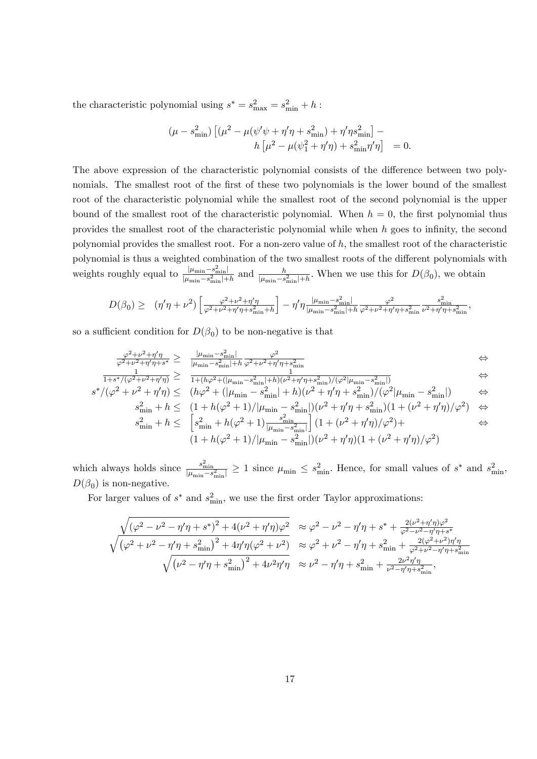the characteristic polynomial using $s^* = s^2_{\max} = s^2_{\min} + h$ :

$$
\begin{aligned}
(\mu - s^2_{\min})\left[(\mu^2 - \mu(\psi'\psi + \eta'\eta + s^2_{\min}) + \eta'\eta s^2_{\min}\right] - \\
h\left[\mu^2 - \mu(\psi_1^2 + \eta'\eta) + s^2_{\min}\eta'\eta\right] &= 0.
\end{aligned}
$$

The above expression of the characteristic polynomial consists of the difference between two polynomials. The smallest root of the first of these two polynomials is the lower bound of the smallest root of the characteristic polynomial while the smallest root of the second polynomial is the upper bound of the smallest root of the characteristic polynomial. When $h = 0$, the first polynomial thus provides the smallest root of the characteristic polynomial while when $h$ goes to infinity, the second polynomial provides the smallest root. For a non-zero value of $h$, the smallest root of the characteristic polynomial is thus a weighted combination of the two smallest roots of the different polynomials with weights roughly equal to $\frac{|\mu_{\min} - s^2_{\min}|}{|\mu_{\min} - s^2_{\min}| + h}$ and $\frac{h}{|\mu_{\min} - s^2_{\min}| + h}$. When we use this for $D(\beta_0)$, we obtain

$$
D(\beta_0) \geq \quad (\eta'\eta + \nu^2)\left[\frac{\varphi^2 + \nu^2 + \eta'\eta}{\varphi^2 + \nu^2 + \eta'\eta + s^2_{\min} + h}\right] - \eta'\eta \frac{|\mu_{\min} - s^2_{\min}|}{|\mu_{\min} - s^2_{\min}| + h}\frac{\varphi^2}{\varphi^2 + \nu^2 + \eta'\eta + s^2_{\min}}\frac{s^2_{\min}}{\nu^2 + \eta'\eta + s^2_{\min}},
$$

so a sufficient condition for $D(\beta_0)$ to be non-negative is that

$$
\begin{aligned}
\frac{\varphi^2 + \nu^2 + \eta'\eta}{\varphi^2 + \nu^2 + \eta'\eta + s^*} \geq & \quad \frac{|\mu_{\min} - s^2_{\min}|}{|\mu_{\min} - s^2_{\min}| + h}\frac{\varphi^2}{\varphi^2 + \nu^2 + \eta'\eta + s^2_{\min}} & \Leftrightarrow \\
\frac{1}{1 + s^*/(\varphi^2 + \nu^2 + \eta'\eta)} \geq & \quad \frac{1}{1 + (h\varphi^2 + (|\mu_{\min} - s^2_{\min}| + h)(\nu^2 + \eta'\eta + s^2_{\min})/(\varphi^2|\mu_{\min} - s^2_{\min}|)} & \Leftrightarrow \\
s^*/(\varphi^2 + \nu^2 + \eta'\eta) \leq & \quad (h\varphi^2 + (|\mu_{\min} - s^2_{\min}| + h)(\nu^2 + \eta'\eta + s^2_{\min})/(\varphi^2|\mu_{\min} - s^2_{\min}|) & \Leftrightarrow \\
s^2_{\min} + h \leq & \quad (1 + h(\varphi^2 + 1)/|\mu_{\min} - s^2_{\min}|)(\nu^2 + \eta'\eta + s^2_{\min})(1 + (\nu^2 + \eta'\eta)/\varphi^2) & \Leftrightarrow \\
s^2_{\min} + h \leq & \quad \left[s^2_{\min} + h(\varphi^2 + 1)\frac{s^2_{\min}}{|\mu_{\min} - s^2_{\min}|}\right](1 + (\nu^2 + \eta'\eta)/\varphi^2) + & \Leftrightarrow \\
& \quad (1 + h(\varphi^2 + 1)/|\mu_{\min} - s^2_{\min}|)(\nu^2 + \eta'\eta)(1 + (\nu^2 + \eta'\eta)/\varphi^2)
\end{aligned}
$$

which always holds since $\frac{s^2_{\min}}{|\mu_{\min} - s^2_{\min}|} \geq 1$ since $\mu_{\min} \leq s^2_{\min}$. Hence, for small values of $s^*$ and $s^2_{\min}$, $D(\beta_0)$ is non-negative.

For larger values of $s^*$ and $s^2_{\min}$, we use the first order Taylor approximations:

$$
\begin{aligned}
\sqrt{(\varphi^2 - \nu^2 - \eta'\eta + s^*)^2 + 4(\nu^2 + \eta'\eta)\varphi^2} &\approx \varphi^2 - \nu^2 - \eta'\eta + s^* + \frac{2(\nu^2 + \eta'\eta)\varphi^2}{\varphi^2 - \nu^2 - \eta'\eta + s^*} \\
\sqrt{\left(\varphi^2 + \nu^2 - \eta'\eta + s^2_{\min}\right)^2 + 4\eta'\eta(\varphi^2 + \nu^2)} &\approx \varphi^2 + \nu^2 - \eta'\eta + s^2_{\min} + \frac{2(\varphi^2 + \nu^2)\eta'\eta}{\varphi^2 + \nu^2 - \eta'\eta + s^2_{\min}} \\
\sqrt{\left(\nu^2 - \eta'\eta + s^2_{\min}\right)^2 + 4\nu^2\eta'\eta} &\approx \nu^2 - \eta'\eta + s^2_{\min} + \frac{2\nu^2\eta'\eta}{\nu^2 - \eta'\eta + s^2_{\min}},
\end{aligned}
$$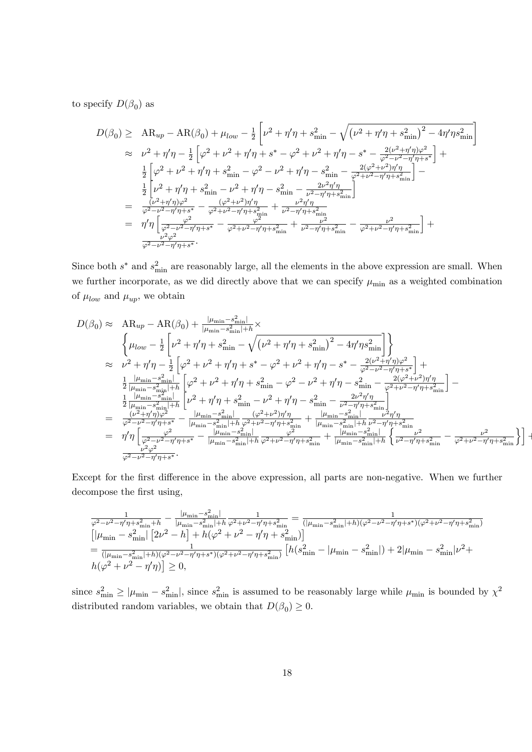to specify $D(\beta_0)$ as

$$
\begin{aligned}
D(\beta_0) \geq\ & \mathrm{AR}_{up} - \mathrm{AR}(\beta_0) + \mu_{low} - \tfrac{1}{2}\left[\nu^2 + \eta'\eta + s^2_{\min} - \sqrt{\left(\nu^2 + \eta'\eta + s^2_{\min}\right)^2 - 4\eta'\eta s^2_{\min}}\right] \\
\approx\ & \nu^2 + \eta'\eta - \tfrac{1}{2}\left[\varphi^2 + \nu^2 + \eta'\eta + s^* - \varphi^2 + \nu^2 + \eta'\eta - s^* - \tfrac{2(\nu^2+\eta'\eta)\varphi^2}{\varphi^2 - \nu^2 - \eta'\eta + s^*}\right] + \\
& \tfrac{1}{2}\left[\varphi^2 + \nu^2 + \eta'\eta + s^2_{\min} - \varphi^2 - \nu^2 + \eta'\eta - s^2_{\min} - \tfrac{2(\varphi^2+\nu^2)\eta'\eta}{\varphi^2+\nu^2-\eta'\eta+s^2_{\min}}\right] - \\
& \tfrac{1}{2}\left[\nu^2 + \eta'\eta + s^2_{\min} - \nu^2 + \eta'\eta - s^2_{\min} - \tfrac{2\nu^2\eta'\eta}{\nu^2 - \eta'\eta + s^2_{\min}}\right] \\
=\ & \tfrac{(\nu^2+\eta'\eta)\varphi^2}{\varphi^2-\nu^2-\eta'\eta+s^*} - \tfrac{(\varphi^2+\nu^2)\eta'\eta}{\varphi^2+\nu^2-\eta'\eta+s^2_{\min}} + \tfrac{\nu^2\eta'\eta}{\nu^2-\eta'\eta+s^2_{\min}} \\
=\ & \eta'\eta\left[\tfrac{\varphi^2}{\varphi^2-\nu^2-\eta'\eta+s^*} - \tfrac{\varphi^2}{\varphi^2+\nu^2-\eta'\eta+s^2_{\min}} + \tfrac{\nu^2}{\nu^2-\eta'\eta+s^2_{\min}} - \tfrac{\nu^2}{\varphi^2+\nu^2-\eta'\eta+s^2_{\min}}\right] + \\
& \tfrac{\nu^2\varphi^2}{\varphi^2-\nu^2-\eta'\eta+s^*}.
\end{aligned}
$$

Since both $s^*$ and $s^2_{\min}$ are reasonably large, all the elements in the above expression are small. When we further incorporate, as we did directly above that we can specify $\mu_{\min}$ as a weighted combination of $\mu_{low}$ and $\mu_{up}$, we obtain

$$
\begin{aligned}
D(\beta_0) \approx\ & \mathrm{AR}_{up} - \mathrm{AR}(\beta_0) + \tfrac{|\mu_{\min}-s^2_{\min}|}{|\mu_{\min}-s^2_{\min}|+h} \times \\
& \left\{\mu_{low} - \tfrac{1}{2}\left[\nu^2 + \eta'\eta + s^2_{\min} - \sqrt{\left(\nu^2 + \eta'\eta + s^2_{\min}\right)^2 - 4\eta'\eta s^2_{\min}}\right]\right\} \\
\approx\ & \nu^2 + \eta'\eta - \tfrac{1}{2}\left[\varphi^2 + \nu^2 + \eta'\eta + s^* - \varphi^2 + \nu^2 + \eta'\eta - s^* - \tfrac{2(\nu^2+\eta'\eta)\varphi^2}{\varphi^2-\nu^2-\eta'\eta+s^*}\right] + \\
& \tfrac{1}{2}\tfrac{|\mu_{\min}-s^2_{\min}|}{|\mu_{\min}-s^2_{\min}|+h}\left[\varphi^2 + \nu^2 + \eta'\eta + s^2_{\min} - \varphi^2 - \nu^2 + \eta'\eta - s^2_{\min} - \tfrac{2(\varphi^2+\nu^2)\eta'\eta}{\varphi^2+\nu^2-\eta'\eta+s^2_{\min}}\right] - \\
& \tfrac{1}{2}\tfrac{|\mu_{\min}-s^2_{\min}|}{|\mu_{\min}-s^2_{\min}|+h}\left[\nu^2 + \eta'\eta + s^2_{\min} - \nu^2 + \eta'\eta - s^2_{\min} - \tfrac{2\nu^2\eta'\eta}{\nu^2-\eta'\eta+s^2_{\min}}\right] \\
=\ & \tfrac{(\nu^2+\eta'\eta)\varphi^2}{\varphi^2-\nu^2-\eta'\eta+s^*} - \tfrac{|\mu_{\min}-s^2_{\min}|}{|\mu_{\min}-s^2_{\min}|+h}\tfrac{(\varphi^2+\nu^2)\eta'\eta}{\varphi^2+\nu^2-\eta'\eta+s^2_{\min}} + \tfrac{|\mu_{\min}-s^2_{\min}|}{|\mu_{\min}-s^2_{\min}|+h}\tfrac{\nu^2\eta'\eta}{\nu^2-\eta'\eta+s^2_{\min}} \\
=\ & \eta'\eta\left[\tfrac{\varphi^2}{\varphi^2-\nu^2-\eta'\eta+s^*} - \tfrac{|\mu_{\min}-s^2_{\min}|}{|\mu_{\min}-s^2_{\min}|+h}\tfrac{\varphi^2}{\varphi^2+\nu^2-\eta'\eta+s^2_{\min}} + \tfrac{|\mu_{\min}-s^2_{\min}|}{|\mu_{\min}-s^2_{\min}|+h}\left\{\tfrac{\nu^2}{\nu^2-\eta'\eta+s^2_{\min}} - \tfrac{\nu^2}{\varphi^2+\nu^2-\eta'\eta+s^2_{\min}}\right\}\right] + \\
& \tfrac{\nu^2\varphi^2}{\varphi^2-\nu^2-\eta'\eta+s^*}.
\end{aligned}
$$

Except for the first difference in the above expression, all parts are non-negative. When we further decompose the first using,

$$
\begin{aligned}
& \tfrac{1}{\varphi^2-\nu^2-\eta'\eta+s^2_{\min}+h} - \tfrac{|\mu_{\min}-s^2_{\min}|}{|\mu_{\min}-s^2_{\min}|+h}\tfrac{1}{\varphi^2+\nu^2-\eta'\eta+s^2_{\min}} = \tfrac{1}{(|\mu_{\min}-s^2_{\min}|+h)(\varphi^2-\nu^2-\eta'\eta+s^*)(\varphi^2+\nu^2-\eta'\eta+s^2_{\min})} \\
& \left[|\mu_{\min}-s^2_{\min}|\left[2\nu^2 - h\right] + h(\varphi^2+\nu^2-\eta'\eta+s^2_{\min})\right] \\
& = \tfrac{1}{(|\mu_{\min}-s^2_{\min}|+h)(\varphi^2-\nu^2-\eta'\eta+s^*)(\varphi^2+\nu^2-\eta'\eta+s^2_{\min})}\left[h(s^2_{\min} - |\mu_{\min}-s^2_{\min}|) + 2|\mu_{\min}-s^2_{\min}|\nu^2 + \right. \\
& \left. h(\varphi^2+\nu^2-\eta'\eta)\right] \geq 0,
\end{aligned}
$$

since $s^2_{\min} \geq |\mu_{\min} - s^2_{\min}|$, since $s^2_{\min}$ is assumed to be reasonably large while $\mu_{\min}$ is bounded by $\chi^2$ distributed random variables, we obtain that $D(\beta_0) \geq 0$.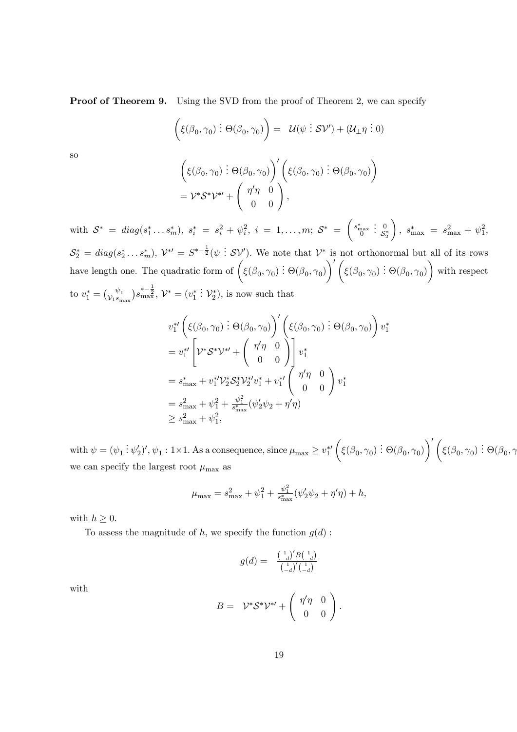**Proof of Theorem 9.** Using the SVD from the proof of Theorem 2, we can specify

$$\left(\xi(\beta_0,\gamma_0) \vdots \Theta(\beta_0,\gamma_0)\right) = \mathcal{U}(\psi \vdots \mathcal{S}\mathcal{V}') + (\mathcal{U}_\perp \eta \vdots 0)$$

so

$$\begin{aligned}
&\left(\xi(\beta_0,\gamma_0) \vdots \Theta(\beta_0,\gamma_0)\right)' \left(\xi(\beta_0,\gamma_0) \vdots \Theta(\beta_0,\gamma_0)\right) \\
&= \mathcal{V}^*\mathcal{S}^*\mathcal{V}^{*\prime} + \begin{pmatrix} \eta'\eta & 0 \\ 0 & 0 \end{pmatrix},
\end{aligned}$$

with $\mathcal{S}^* = diag(s_1^* \ldots s_m^*)$, $s_i^* = s_i^2 + \psi_i^2$, $i = 1, \ldots, m$; $\mathcal{S}^* = \begin{pmatrix} s_{\max}^* & \vdots & 0 \\ 0 & \vdots & \mathcal{S}_2^* \end{pmatrix}$, $s_{\max}^* = s_{\max}^2 + \psi_1^2$, $\mathcal{S}_2^* = diag(s_2^* \ldots s_m^*)$, $\mathcal{V}^{*\prime} = S^{*-\frac{1}{2}}(\psi \vdots \mathcal{S}\mathcal{V}')$. We note that $\mathcal{V}^*$ is not orthonormal but all of its rows have length one. The quadratic form of $\left(\xi(\beta_0,\gamma_0) \vdots \Theta(\beta_0,\gamma_0)\right)' \left(\xi(\beta_0,\gamma_0) \vdots \Theta(\beta_0,\gamma_0)\right)$ with respect to $v_1^* = \binom{\psi_1}{\mathcal{V}_1 s_{\max}} s_{\max}^{*-\frac{1}{2}}$, $\mathcal{V}^* = (v_1^* \vdots \mathcal{V}_2^*)$, is now such that

$$\begin{aligned}
&v_1^{*\prime}\left(\xi(\beta_0,\gamma_0) \vdots \Theta(\beta_0,\gamma_0)\right)' \left(\xi(\beta_0,\gamma_0) \vdots \Theta(\beta_0,\gamma_0)\right) v_1^* \\
&= v_1^{*\prime}\left[\mathcal{V}^*\mathcal{S}^*\mathcal{V}^{*\prime} + \begin{pmatrix} \eta'\eta & 0 \\ 0 & 0 \end{pmatrix}\right] v_1^* \\
&= s_{\max}^* + v_1^{*\prime}\mathcal{V}_2^*\mathcal{S}_2^*\mathcal{V}_2^{*\prime}v_1^* + v_1^{*\prime}\begin{pmatrix} \eta'\eta & 0 \\ 0 & 0 \end{pmatrix} v_1^* \\
&= s_{\max}^2 + \psi_1^2 + \tfrac{\psi_1^2}{s_{\max}^*}(\psi_2'\psi_2 + \eta'\eta) \\
&\geq s_{\max}^2 + \psi_1^2,
\end{aligned}$$

with $\psi = (\psi_1 \vdots \psi_2')'$, $\psi_1 : 1\times 1$. As a consequence, since $\mu_{\max} \geq v_1^{*\prime}\left(\xi(\beta_0,\gamma_0) \vdots \Theta(\beta_0,\gamma_0)\right)' \left(\xi(\beta_0,\gamma_0) \vdots \Theta(\beta_0,\gamma_0)\right) v_1^*$, we can specify the largest root $\mu_{\max}$ as

$$\mu_{\max} = s_{\max}^2 + \psi_1^2 + \tfrac{\psi_1^2}{s_{\max}^*}(\psi_2'\psi_2 + \eta'\eta) + h,$$

with $h \geq 0$.

To assess the magnitude of $h$, we specify the function $g(d)$ :

$$g(d) = \frac{\binom{1}{-d}' B \binom{1}{-d}}{\binom{1}{-d}'\binom{1}{-d}}$$

with

$$B = \mathcal{V}^*\mathcal{S}^*\mathcal{V}^{*\prime} + \begin{pmatrix} \eta'\eta & 0 \\ 0 & 0 \end{pmatrix}.$$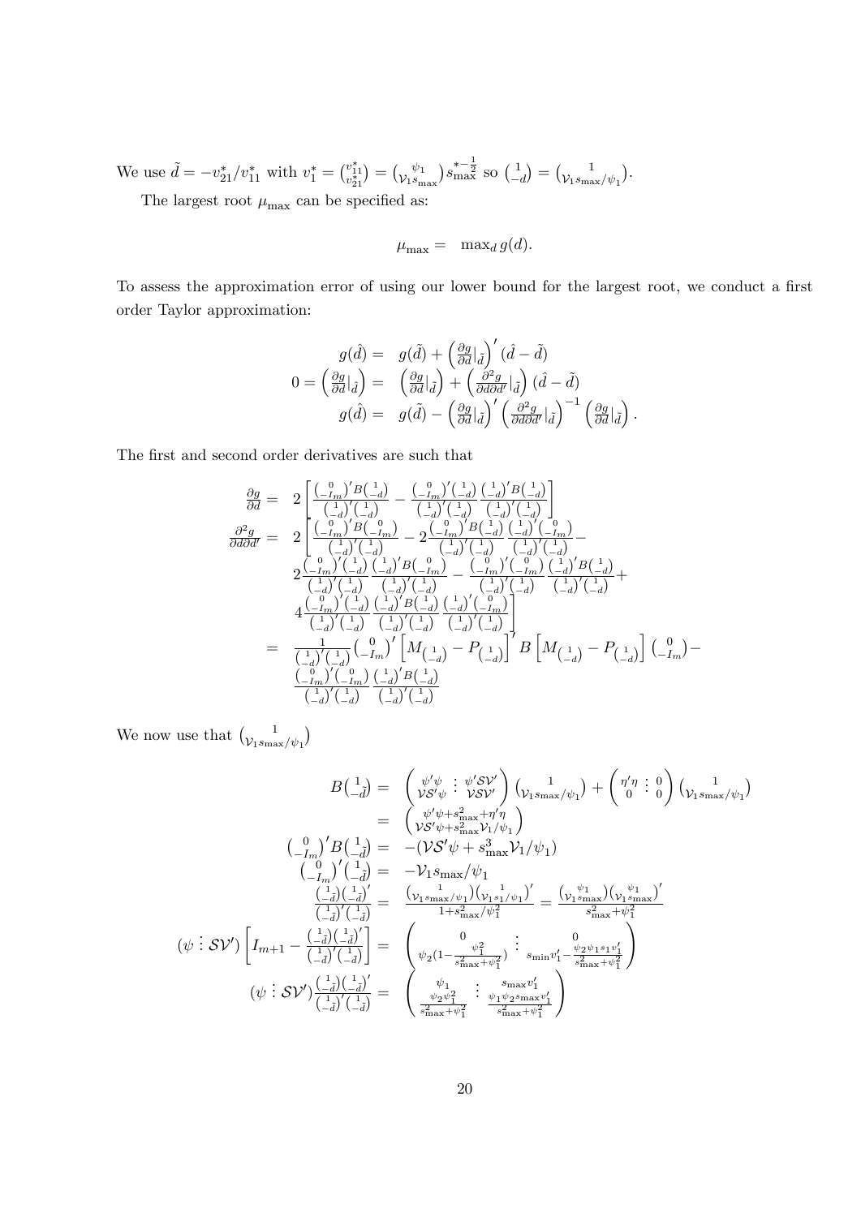We use $\tilde{d} = -v_{21}^*/v_{11}^*$ with $v_1^* = \binom{v_{11}^*}{v_{21}^*} = \binom{\psi_1}{\mathcal{V}_1 s_{\max}} s_{\max}^{*-\frac{1}{2}}$ so $\binom{1}{-d} = \binom{1}{\mathcal{V}_1 s_{\max}/\psi_1}$.

The largest root $\mu_{\max}$ can be specified as:

$$\mu_{\max} = \max_d g(d).$$

To assess the approximation error of using our lower bound for the largest root, we conduct a first order Taylor approximation:

$$\begin{aligned}
g(\hat{d}) &= g(\tilde{d}) + \left(\tfrac{\partial g}{\partial d}|_{\tilde{d}}\right)'(\hat{d}-\tilde{d}) \\
0 = \left(\tfrac{\partial g}{\partial d}|_{\hat{d}}\right) &= \left(\tfrac{\partial g}{\partial d}|_{\tilde{d}}\right) + \left(\tfrac{\partial^2 g}{\partial d \partial d'}|_{\tilde{d}}\right)(\hat{d}-\tilde{d}) \\
g(\hat{d}) &= g(\tilde{d}) - \left(\tfrac{\partial g}{\partial d}|_{\tilde{d}}\right)'\left(\tfrac{\partial^2 g}{\partial d \partial d'}|_{\tilde{d}}\right)^{-1}\left(\tfrac{\partial g}{\partial d}|_{\tilde{d}}\right).
\end{aligned}$$

The first and second order derivatives are such that

$$\begin{aligned}
\frac{\partial g}{\partial d} &= 2\left[\frac{\binom{0}{-I_m}'B\binom{1}{-d}}{\binom{1}{-d}'\binom{1}{-d}} - \frac{\binom{0}{-I_m}'\binom{1}{-d}}{\binom{1}{-d}'\binom{1}{-d}}\frac{\binom{1}{-d}'B\binom{1}{-d}}{\binom{1}{-d}'\binom{1}{-d}}\right] \\
\frac{\partial^2 g}{\partial d \partial d'} &= 2\Bigg[\frac{\binom{0}{-I_m}'B\binom{0}{-I_m}}{\binom{1}{-d}'\binom{1}{-d}} - 2\frac{\binom{0}{-I_m}'B\binom{1}{-d}}{\binom{1}{-d}'\binom{1}{-d}}\frac{\binom{1}{-d}'\binom{0}{-I_m}}{\binom{1}{-d}'\binom{1}{-d}} - \\
&\quad 2\frac{\binom{0}{-I_m}'\binom{1}{-d}}{\binom{1}{-d}'\binom{1}{-d}}\frac{\binom{1}{-d}'B\binom{0}{-I_m}}{\binom{1}{-d}'\binom{1}{-d}} - \frac{\binom{0}{-I_m}'\binom{0}{-I_m}}{\binom{1}{-d}'\binom{1}{-d}}\frac{\binom{1}{-d}'B\binom{1}{-d}}{\binom{1}{-d}'\binom{1}{-d}} + \\
&\quad 4\frac{\binom{0}{-I_m}'\binom{1}{-d}}{\binom{1}{-d}'\binom{1}{-d}}\frac{\binom{1}{-d}'B\binom{1}{-d}}{\binom{1}{-d}'\binom{1}{-d}}\frac{\binom{1}{-d}'\binom{0}{-I_m}}{\binom{1}{-d}'\binom{1}{-d}}\Bigg] \\
&= \frac{1}{\binom{1}{-d}'\binom{1}{-d}}\binom{0}{-I_m}'\left[M_{\binom{1}{-d}} - P_{\binom{1}{-d}}\right]' B\left[M_{\binom{1}{-d}} - P_{\binom{1}{-d}}\right]\binom{0}{-I_m} - \\
&\quad \frac{\binom{0}{-I_m}'\binom{0}{-I_m}}{\binom{1}{-d}'\binom{1}{-d}}\frac{\binom{1}{-d}'B\binom{1}{-d}}{\binom{1}{-d}'\binom{1}{-d}}
\end{aligned}$$

We now use that $\binom{1}{\mathcal{V}_1 s_{\max}/\psi_1}$

$$\begin{aligned}
B\binom{1}{-\tilde{d}} &= \begin{pmatrix} \psi'\psi & \vdots & \psi'\mathcal{S}\mathcal{V}' \\ \mathcal{V}\mathcal{S}'\psi & \vdots & \mathcal{V}\mathcal{S}\mathcal{V}' \end{pmatrix}\binom{1}{\mathcal{V}_1 s_{\max}/\psi_1} + \begin{pmatrix} \eta'\eta & \vdots & 0 \\ 0 & \vdots & 0 \end{pmatrix}\binom{1}{\mathcal{V}_1 s_{\max}/\psi_1} \\
&= \begin{pmatrix} \psi'\psi + s_{\max}^2 + \eta'\eta \\ \mathcal{V}\mathcal{S}'\psi + s_{\max}^2 \mathcal{V}_1/\psi_1 \end{pmatrix} \\
\binom{0}{-I_m}'B\binom{1}{-\tilde{d}} &= -(\mathcal{V}\mathcal{S}'\psi + s_{\max}^3 \mathcal{V}_1/\psi_1) \\
\binom{0}{-I_m}'\binom{1}{-\tilde{d}} &= -\mathcal{V}_1 s_{\max}/\psi_1 \\
\frac{\binom{1}{-\tilde{d}}\binom{1}{-\tilde{d}}'}{\binom{1}{-\tilde{d}}'\binom{1}{-\tilde{d}}} &= \frac{\binom{1}{\mathcal{V}_1 s_{\max}/\psi_1}\binom{1}{\mathcal{V}_1 s_1/\psi_1}'}{1 + s_{\max}^2/\psi_1^2} = \frac{\binom{\psi_1}{\mathcal{V}_1 s_{\max}}\binom{\psi_1}{\mathcal{V}_1 s_{\max}}'}{s_{\max}^2 + \psi_1^2} \\
(\psi \vdots \mathcal{S}\mathcal{V}')\left[I_{m+1} - \frac{\binom{1}{-\tilde{d}}\binom{1}{-\tilde{d}}'}{\binom{1}{-\tilde{d}}'\binom{1}{-\tilde{d}}}\right] &= \begin{pmatrix} 0 & \vdots & 0 \\ \psi_2\left(1 - \frac{\psi_1^2}{s_{\max}^2 + \psi_1^2}\right) & \vdots & s_{\min}v_1' - \frac{\psi_2 \psi_1 s_1 v_1'}{s_{\max}^2 + \psi_1^2} \end{pmatrix} \\
(\psi \vdots \mathcal{S}\mathcal{V}')\frac{\binom{1}{-\tilde{d}}\binom{1}{-\tilde{d}}'}{\binom{1}{-\tilde{d}}'\binom{1}{-\tilde{d}}} &= \begin{pmatrix} \psi_1 & \vdots & s_{\max}v_1' \\ \frac{\psi_2 \psi_1^2}{s_{\max}^2 + \psi_1^2} & \vdots & \frac{\psi_1 \psi_2 s_{\max} v_1'}{s_{\max}^2 + \psi_1^2} \end{pmatrix}
\end{aligned}$$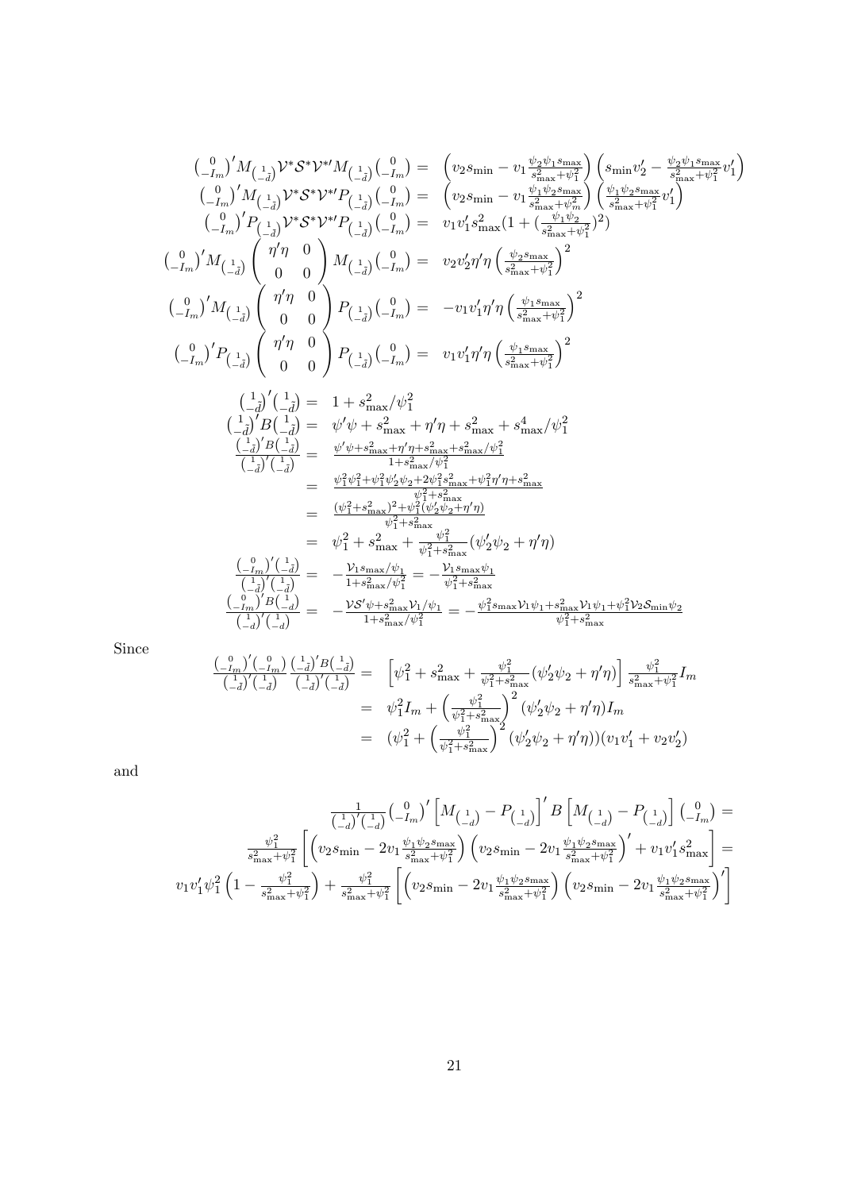$$
\begin{aligned}
\binom{0}{-I_m}' M_{\binom{1}{-\tilde{d}}} \mathcal{V}^* \mathcal{S}^* \mathcal{V}^{*\prime} M_{\binom{1}{-\tilde{d}}} \binom{0}{-I_m} &= \left(v_2 s_{\min} - v_1 \frac{\psi_2 \psi_1 s_{\max}}{s_{\max}^2 + \psi_1^2}\right) \left(s_{\min} v_2' - \frac{\psi_2 \psi_1 s_{\max}}{s_{\max}^2 + \psi_1^2} v_1'\right) \\
\binom{0}{-I_m}' M_{\binom{1}{-\tilde{d}}} \mathcal{V}^* \mathcal{S}^* \mathcal{V}^{*\prime} P_{\binom{1}{-\tilde{d}}} \binom{0}{-I_m} &= \left(v_2 s_{\min} - v_1 \frac{\psi_1 \psi_2 s_{\max}}{s_{\max}^2 + \psi_m^2}\right) \left(\frac{\psi_1 \psi_2 s_{\max}}{s_{\max}^2 + \psi_1^2} v_1'\right) \\
\binom{0}{-I_m}' P_{\binom{1}{-\tilde{d}}} \mathcal{V}^* \mathcal{S}^* \mathcal{V}^{*\prime} P_{\binom{1}{-\tilde{d}}} \binom{0}{-I_m} &= v_1 v_1' s_{\max}^2 \left(1 + \left(\frac{\psi_1 \psi_2}{s_{\max}^2 + \psi_1^2}\right)^2\right) \\
\binom{0}{-I_m}' M_{\binom{1}{-\tilde{d}}} \begin{pmatrix} \eta'\eta & 0 \\ 0 & 0 \end{pmatrix} M_{\binom{1}{-\tilde{d}}} \binom{0}{-I_m} &= v_2 v_2' \eta'\eta \left(\frac{\psi_2 s_{\max}}{s_{\max}^2 + \psi_1^2}\right)^2 \\
\binom{0}{-I_m}' M_{\binom{1}{-\tilde{d}}} \begin{pmatrix} \eta'\eta & 0 \\ 0 & 0 \end{pmatrix} P_{\binom{1}{-\tilde{d}}} \binom{0}{-I_m} &= -v_1 v_1' \eta'\eta \left(\frac{\psi_1 s_{\max}}{s_{\max}^2 + \psi_1^2}\right)^2 \\
\binom{0}{-I_m}' P_{\binom{1}{-\tilde{d}}} \begin{pmatrix} \eta'\eta & 0 \\ 0 & 0 \end{pmatrix} P_{\binom{1}{-\tilde{d}}} \binom{0}{-I_m} &= v_1 v_1' \eta'\eta \left(\frac{\psi_1 s_{\max}}{s_{\max}^2 + \psi_1^2}\right)^2
\end{aligned}
$$

$$
\begin{aligned}
\binom{1}{-\tilde{d}}' \binom{1}{-\tilde{d}} &= 1 + s_{\max}^2 / \psi_1^2 \\
\binom{1}{-\tilde{d}}' B \binom{1}{-\tilde{d}} &= \psi'\psi + s_{\max}^2 + \eta'\eta + s_{\max}^2 + s_{\max}^4 / \psi_1^2 \\
\frac{\binom{1}{-\tilde{d}}' B \binom{1}{-\tilde{d}}}{\binom{1}{-\tilde{d}}' \binom{1}{-\tilde{d}}} &= \frac{\psi'\psi + s_{\max}^2 + \eta'\eta + s_{\max}^2 + s_{\max}^2/\psi_1^2}{1 + s_{\max}^2/\psi_1^2} \\
&= \frac{\psi_1^2\psi_1^2 + \psi_1^2 \psi_2'\psi_2 + 2\psi_1^2 s_{\max}^2 + \psi_1^2 \eta'\eta + s_{\max}^2}{\psi_1^2 + s_{\max}^2} \\
&= \frac{(\psi_1^2 + s_{\max}^2)^2 + \psi_1^2(\psi_2'\psi_2 + \eta'\eta)}{\psi_1^2 + s_{\max}^2} \\
&= \psi_1^2 + s_{\max}^2 + \frac{\psi_1^2}{\psi_1^2 + s_{\max}^2}(\psi_2'\psi_2 + \eta'\eta) \\
\frac{\binom{0}{-I_m}' \binom{1}{-\tilde{d}}}{\binom{1}{-\tilde{d}}' \binom{1}{-\tilde{d}}} &= -\frac{\mathcal{V}_1 s_{\max}/\psi_1}{1 + s_{\max}^2/\psi_1^2} = -\frac{\mathcal{V}_1 s_{\max} \psi_1}{\psi_1^2 + s_{\max}^2} \\
\frac{\binom{0}{-I_m}' B \binom{1}{-d}}{\binom{1}{-d}' \binom{1}{-d}} &= -\frac{\mathcal{V}\mathcal{S}'\psi + s_{\max}^2 \mathcal{V}_1/\psi_1}{1 + s_{\max}^2/\psi_1^2} = -\frac{\psi_1^2 s_{\max} \mathcal{V}_1 \psi_1 + s_{\max}^2 \mathcal{V}_1 \psi_1 + \psi_1^2 \mathcal{V}_2 \mathcal{S}_{\min} \psi_2}{\psi_1^2 + s_{\max}^2}
\end{aligned}
$$

Since

$$
\begin{aligned}
\frac{\binom{0}{-I_m}' \binom{0}{-I_m}}{\binom{1}{-\tilde{d}}' \binom{1}{-\tilde{d}}} \frac{\binom{1}{-\tilde{d}}' B \binom{1}{-\tilde{d}}}{\binom{1}{-\tilde{d}}' \binom{1}{-\tilde{d}}} &= \left[\psi_1^2 + s_{\max}^2 + \frac{\psi_1^2}{\psi_1^2 + s_{\max}^2}(\psi_2'\psi_2 + \eta'\eta)\right] \frac{\psi_1^2}{s_{\max}^2 + \psi_1^2} I_m \\
&= \psi_1^2 I_m + \left(\frac{\psi_1^2}{\psi_1^2 + s_{\max}^2}\right)^2 (\psi_2'\psi_2 + \eta'\eta) I_m \\
&= (\psi_1^2 + \left(\frac{\psi_1^2}{\psi_1^2 + s_{\max}^2}\right)^2 (\psi_2'\psi_2 + \eta'\eta))(v_1 v_1' + v_2 v_2')
\end{aligned}
$$

and

$$
\begin{aligned}
&\frac{1}{\binom{1}{-d}' \binom{1}{-d}} \binom{0}{-I_m}' \left[M_{\binom{1}{-d}} - P_{\binom{1}{-d}}\right]' B \left[M_{\binom{1}{-d}} - P_{\binom{1}{-d}}\right] \binom{0}{-I_m} = \\
&\frac{\psi_1^2}{s_{\max}^2 + \psi_1^2} \left[\left(v_2 s_{\min} - 2v_1 \frac{\psi_1 \psi_2 s_{\max}}{s_{\max}^2 + \psi_1^2}\right) \left(v_2 s_{\min} - 2v_1 \frac{\psi_1 \psi_2 s_{\max}}{s_{\max}^2 + \psi_1^2}\right)' + v_1 v_1' s_{\max}^2\right] = \\
&v_1 v_1' \psi_1^2 \left(1 - \frac{\psi_1^2}{s_{\max}^2 + \psi_1^2}\right) + \frac{\psi_1^2}{s_{\max}^2 + \psi_1^2} \left[\left(v_2 s_{\min} - 2v_1 \frac{\psi_1 \psi_2 s_{\max}}{s_{\max}^2 + \psi_1^2}\right) \left(v_2 s_{\min} - 2v_1 \frac{\psi_1 \psi_2 s_{\max}}{s_{\max}^2 + \psi_1^2}\right)'\right]
\end{aligned}
$$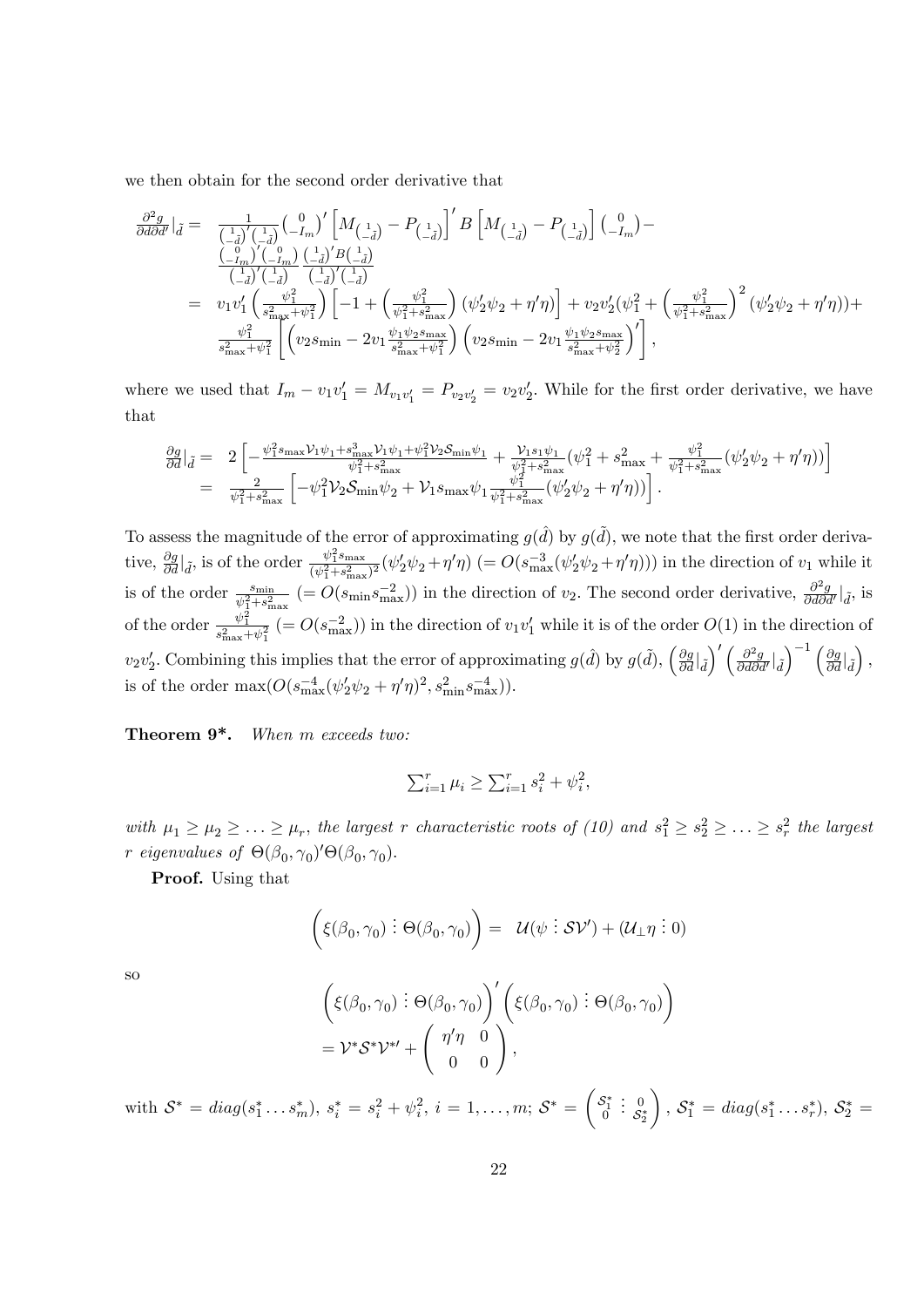we then obtain for the second order derivative that

$$
\begin{aligned}
\frac{\partial^2 g}{\partial d \partial d'}|_{\tilde{d}} = & \frac{1}{\binom{1}{-\tilde{d}}'\binom{1}{-\tilde{d}}} \binom{0}{-I_m}' \left[ M_{\binom{1}{-\tilde{d}}} - P_{\binom{1}{-\tilde{d}}} \right]' B \left[ M_{\binom{1}{-\tilde{d}}} - P_{\binom{1}{-\tilde{d}}} \right] \binom{0}{-I_m} - \\
& \frac{\binom{0}{-I_m}'\binom{0}{-I_m}}{\binom{1}{-\tilde{d}}'\binom{1}{-\tilde{d}}} \frac{\binom{1}{-\tilde{d}}' B \binom{1}{-\tilde{d}}}{\binom{1}{-\tilde{d}}'\binom{1}{-\tilde{d}}} \\
= & v_1 v_1' \left( \frac{\psi_1^2}{s_{\max}^2 + \psi_1^2} \right) \left[ -1 + \left( \frac{\psi_1^2}{\psi_1^2 + s_{\max}^2} \right) (\psi_2' \psi_2 + \eta' \eta) \right] + v_2 v_2' (\psi_1^2 + \left( \frac{\psi_1^2}{\psi_1^2 + s_{\max}^2} \right)^2 (\psi_2' \psi_2 + \eta' \eta)) + \\
& \frac{\psi_1^2}{s_{\max}^2 + \psi_1^2} \left[ \left( v_2 s_{\min} - 2 v_1 \frac{\psi_1 \psi_2 s_{\max}}{s_{\max}^2 + \psi_1^2} \right) \left( v_2 s_{\min} - 2 v_1 \frac{\psi_1 \psi_2 s_{\max}}{s_{\max}^2 + \psi_2^2} \right)' \right],
\end{aligned}
$$

where we used that $I_m - v_1 v_1' = M_{v_1 v_1'} = P_{v_2 v_2'} = v_2 v_2'$. While for the first order derivative, we have that

$$
\begin{aligned}
\frac{\partial g}{\partial d}|_{\tilde{d}} = & 2 \left[ -\frac{\psi_1^2 s_{\max} \mathcal{V}_1 \psi_1 + s_{\max}^3 \mathcal{V}_1 \psi_1 + \psi_1^2 \mathcal{V}_2 \mathcal{S}_{\min} \psi_1}{\psi_1^2 + s_{\max}^2} + \frac{\mathcal{V}_1 s_1 \psi_1}{\psi_1^2 + s_{\max}^2} (\psi_1^2 + s_{\max}^2 + \frac{\psi_1^2}{\psi_1^2 + s_{\max}^2} (\psi_2' \psi_2 + \eta' \eta)) \right] \\
= & \frac{2}{\psi_1^2 + s_{\max}^2} \left[ -\psi_1^2 \mathcal{V}_2 \mathcal{S}_{\min} \psi_2 + \mathcal{V}_1 s_{\max} \psi_1 \frac{\psi_1^2}{\psi_1^2 + s_{\max}^2} (\psi_2' \psi_2 + \eta' \eta)) \right].
\end{aligned}
$$

To assess the magnitude of the error of approximating $g(\hat{d})$ by $g(\tilde{d})$, we note that the first order derivative, $\frac{\partial g}{\partial d}|_{\tilde{d}}$, is of the order $\frac{\psi_1^2 s_{\max}}{(\psi_1^2 + s_{\max}^2)^2}(\psi_2'\psi_2 + \eta'\eta)$ $(= O(s_{\max}^{-3}(\psi_2'\psi_2 + \eta'\eta)))$ in the direction of $v_1$ while it is of the order $\frac{s_{\min}}{\psi_1^2 + s_{\max}^2}$ $(= O(s_{\min} s_{\max}^{-2}))$ in the direction of $v_2$. The second order derivative, $\frac{\partial^2 g}{\partial d \partial d'}|_{\tilde{d}}$, is of the order $\frac{\psi_1^2}{s_{\max}^2 + \psi_1^2}$ $(= O(s_{\max}^{-2}))$ in the direction of $v_1 v_1'$ while it is of the order $O(1)$ in the direction of $v_2 v_2'$. Combining this implies that the error of approximating $g(\hat{d})$ by $g(\tilde{d})$, $\left( \frac{\partial g}{\partial d}|_{\tilde{d}} \right)' \left( \frac{\partial^2 g}{\partial d \partial d'}|_{\tilde{d}} \right)^{-1} \left( \frac{\partial g}{\partial d}|_{\tilde{d}} \right)$, is of the order $\max(O(s_{\max}^{-4}(\psi_2'\psi_2 + \eta'\eta)^2, s_{\min}^2 s_{\max}^{-4}))$.

**Theorem 9\*.** *When m exceeds two:*

$$\sum_{i=1}^r \mu_i \geq \sum_{i=1}^r s_i^2 + \psi_i^2,$$

*with $\mu_1 \geq \mu_2 \geq \ldots \geq \mu_r$, the largest $r$ characteristic roots of (10) and $s_1^2 \geq s_2^2 \geq \ldots \geq s_r^2$ the largest $r$ eigenvalues of $\Theta(\beta_0, \gamma_0)'\Theta(\beta_0, \gamma_0)$.*

**Proof.** Using that

$$\left( \xi(\beta_0, \gamma_0) \vdots \Theta(\beta_0, \gamma_0) \right) = \mathcal{U}(\psi \vdots \mathcal{S}\mathcal{V}') + (\mathcal{U}_\perp \eta \vdots 0)$$

so

$$
\begin{aligned}
& \left( \xi(\beta_0, \gamma_0) \vdots \Theta(\beta_0, \gamma_0) \right)' \left( \xi(\beta_0, \gamma_0) \vdots \Theta(\beta_0, \gamma_0) \right) \\
& = \mathcal{V}^* \mathcal{S}^* \mathcal{V}^{*\prime} + \begin{pmatrix} \eta'\eta & 0 \\ 0 & 0 \end{pmatrix},
\end{aligned}
$$

with $\mathcal{S}^* = diag(s_1^* \ldots s_m^*)$, $s_i^* = s_i^2 + \psi_i^2$, $i = 1, \ldots, m$; $\mathcal{S}^* = \begin{pmatrix} \mathcal{S}_1^* & \vdots & 0 \\ 0 & & \mathcal{S}_2^* \end{pmatrix}$, $\mathcal{S}_1^* = diag(s_1^* \ldots s_r^*)$, $\mathcal{S}_2^* =$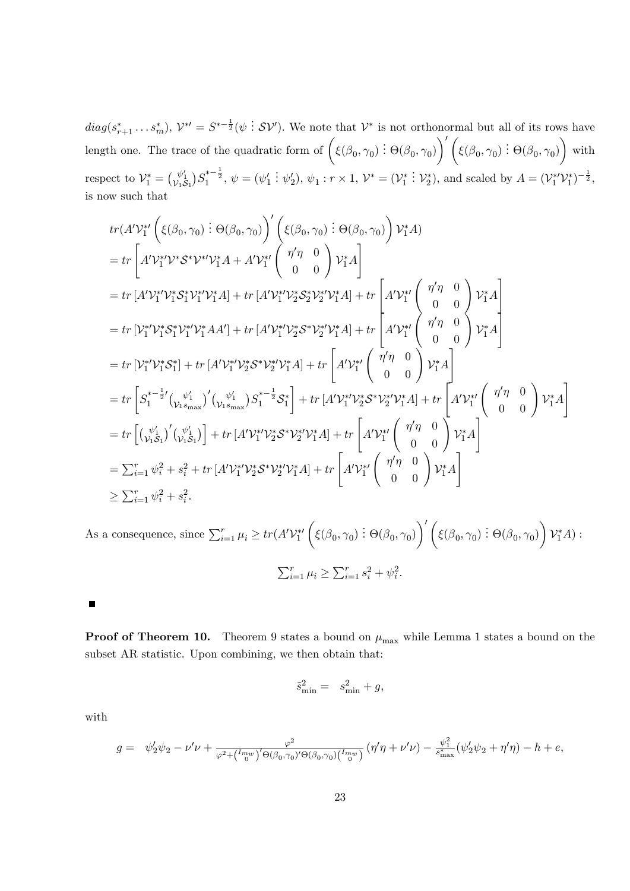$diag(s^*_{r+1}\dots s^*_m)$, $\mathcal{V}^{*\prime} = S^{*-\frac{1}{2}}(\psi \vdots \mathcal{S}\mathcal{V}')$. We note that $\mathcal{V}^*$ is not orthonormal but all of its rows have length one. The trace of the quadratic form of $\left(\xi(\beta_0,\gamma_0) \vdots \Theta(\beta_0,\gamma_0)\right)'\left(\xi(\beta_0,\gamma_0) \vdots \Theta(\beta_0,\gamma_0)\right)$ with respect to $\mathcal{V}^*_1 = \binom{\psi_1'}{\mathcal{V}_1\mathcal{S}_1}S_1^{*-\frac{1}{2}}$, $\psi = (\psi_1' \vdots \psi_2')$, $\psi_1 : r\times 1$, $\mathcal{V}^* = (\mathcal{V}^*_1 \vdots \mathcal{V}^*_2)$, and scaled by $A = (\mathcal{V}^{*\prime}_1\mathcal{V}^*_1)^{-\frac{1}{2}}$, is now such that

$$
\begin{aligned}
& tr(A'\mathcal{V}^{*\prime}_1\left(\xi(\beta_0,\gamma_0) \vdots \Theta(\beta_0,\gamma_0)\right)'\left(\xi(\beta_0,\gamma_0) \vdots \Theta(\beta_0,\gamma_0)\right)\mathcal{V}^*_1 A) \\
&= tr\left[A'\mathcal{V}^{*\prime}_1\mathcal{V}^*\mathcal{S}^*\mathcal{V}^{*\prime}\mathcal{V}^*_1 A + A'\mathcal{V}^{*\prime}_1\begin{pmatrix}\eta'\eta & 0\\ 0 & 0\end{pmatrix}\mathcal{V}^*_1 A\right] \\
&= tr\left[A'\mathcal{V}^{*\prime}_1\mathcal{V}^*_1\mathcal{S}^*_1\mathcal{V}^{*\prime}_1\mathcal{V}^*_1 A\right] + tr\left[A'\mathcal{V}^{*\prime}_1\mathcal{V}^*_2\mathcal{S}^*_2\mathcal{V}^{*\prime}_2\mathcal{V}^*_1 A\right] + tr\left[A'\mathcal{V}^{*\prime}_1\begin{pmatrix}\eta'\eta & 0\\ 0 & 0\end{pmatrix}\mathcal{V}^*_1 A\right] \\
&= tr\left[\mathcal{V}^{*\prime}_1\mathcal{V}^*_1\mathcal{S}^*_1\mathcal{V}^{*\prime}_1\mathcal{V}^*_1 AA'\right] + tr\left[A'\mathcal{V}^{*\prime}_1\mathcal{V}^*_2\mathcal{S}^*\mathcal{V}^{*\prime}_2\mathcal{V}^*_1 A\right] + tr\left[A'\mathcal{V}^{*\prime}_1\begin{pmatrix}\eta'\eta & 0\\ 0 & 0\end{pmatrix}\mathcal{V}^*_1 A\right] \\
&= tr\left[\mathcal{V}^{*\prime}_1\mathcal{V}^*_1\mathcal{S}^*_1\right] + tr\left[A'\mathcal{V}^{*\prime}_1\mathcal{V}^*_2\mathcal{S}^*\mathcal{V}^{*\prime}_2\mathcal{V}^*_1 A\right] + tr\left[A'\mathcal{V}^{*\prime}_1\begin{pmatrix}\eta'\eta & 0\\ 0 & 0\end{pmatrix}\mathcal{V}^*_1 A\right] \\
&= tr\left[S_1^{*-\frac{1}{2}\prime}\binom{\psi_1'}{\mathcal{V}_1 s_{\max}}'\binom{\psi_1'}{\mathcal{V}_1 s_{\max}}S_1^{*-\frac{1}{2}}\mathcal{S}^*_1\right] + tr\left[A'\mathcal{V}^{*\prime}_1\mathcal{V}^*_2\mathcal{S}^*\mathcal{V}^{*\prime}_2\mathcal{V}^*_1 A\right] + tr\left[A'\mathcal{V}^{*\prime}_1\begin{pmatrix}\eta'\eta & 0\\ 0 & 0\end{pmatrix}\mathcal{V}^*_1 A\right] \\
&= tr\left[\binom{\psi_1'}{\mathcal{V}_1\mathcal{S}_1}'\binom{\psi_1'}{\mathcal{V}_1\mathcal{S}_1}\right] + tr\left[A'\mathcal{V}^{*\prime}_1\mathcal{V}^*_2\mathcal{S}^*\mathcal{V}^{*\prime}_2\mathcal{V}^*_1 A\right] + tr\left[A'\mathcal{V}^{*\prime}_1\begin{pmatrix}\eta'\eta & 0\\ 0 & 0\end{pmatrix}\mathcal{V}^*_1 A\right] \\
&= \textstyle\sum_{i=1}^r \psi_i^2 + s_i^2 + tr\left[A'\mathcal{V}^{*\prime}_1\mathcal{V}^*_2\mathcal{S}^*\mathcal{V}^{*\prime}_2\mathcal{V}^*_1 A\right] + tr\left[A'\mathcal{V}^{*\prime}_1\begin{pmatrix}\eta'\eta & 0\\ 0 & 0\end{pmatrix}\mathcal{V}^*_1 A\right] \\
&\geq \textstyle\sum_{i=1}^r \psi_i^2 + s_i^2.
\end{aligned}
$$

As a consequence, since $\sum_{i=1}^r \mu_i \geq tr(A'\mathcal{V}^{*\prime}_1\left(\xi(\beta_0,\gamma_0) \vdots \Theta(\beta_0,\gamma_0)\right)'\left(\xi(\beta_0,\gamma_0) \vdots \Theta(\beta_0,\gamma_0)\right)\mathcal{V}^*_1 A)$ :

$$
\textstyle\sum_{i=1}^r \mu_i \geq \sum_{i=1}^r s_i^2 + \psi_i^2.
$$

■

**Proof of Theorem 10.** Theorem 9 states a bound on $\mu_{\max}$ while Lemma 1 states a bound on the subset AR statistic. Upon combining, we then obtain that:

$$
\tilde{s}^2_{\min} = \quad s^2_{\min} + g,
$$

with

$$
g = \quad \psi_2'\psi_2 - \nu'\nu + \frac{\varphi^2}{\varphi^2 + \binom{I_{m_w}}{0}'\Theta(\beta_0,\gamma_0)'\Theta(\beta_0,\gamma_0)\binom{I_{m_w}}{0}}\left(\eta'\eta + \nu'\nu\right) - \frac{\psi_1^2}{s^*_{\max}}(\psi_2'\psi_2 + \eta'\eta) - h + e,
$$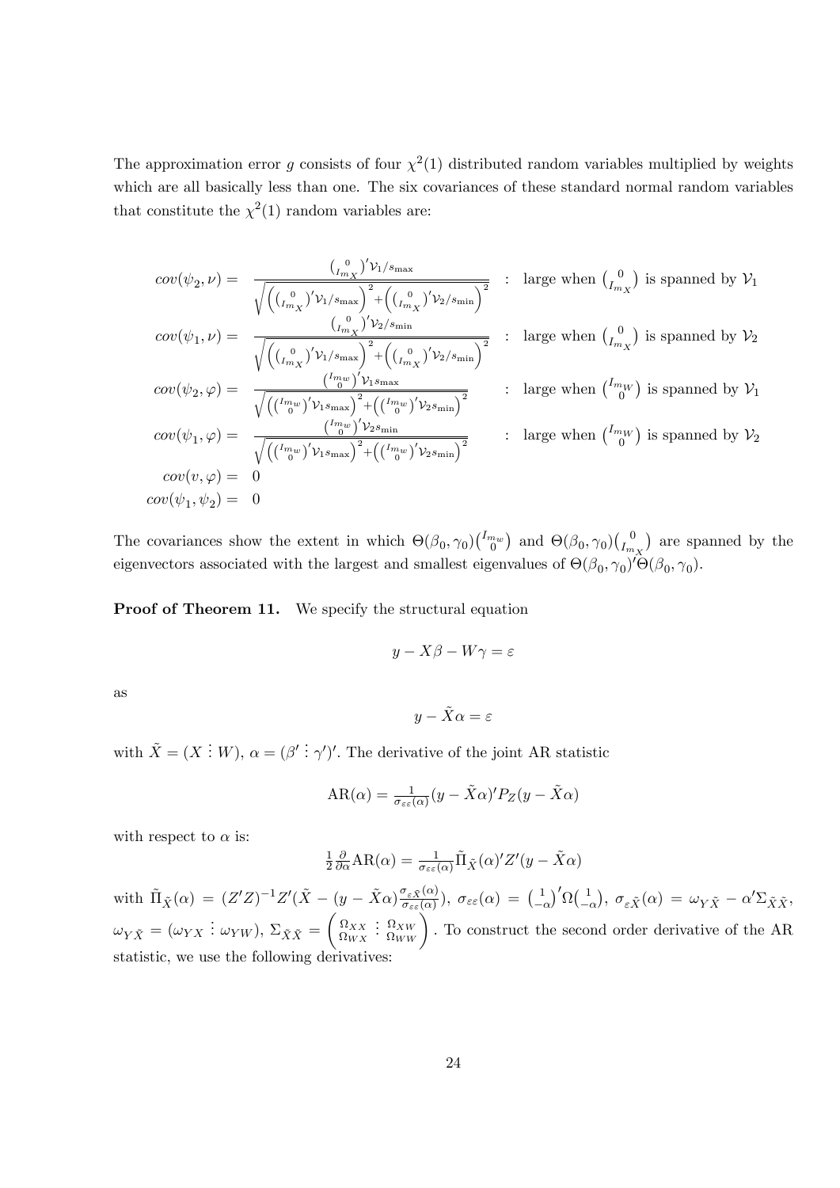The approximation error $g$ consists of four $\chi^2(1)$ distributed random variables multiplied by weights which are all basically less than one. The six covariances of these standard normal random variables that constitute the $\chi^2(1)$ random variables are:

$$
\begin{array}{rll}
cov(\psi_2, \nu) = & \dfrac{\binom{0}{I_{m_X}}' \mathcal{V}_1 / s_{\max}}{\sqrt{\left(\binom{0}{I_{m_X}}' \mathcal{V}_1 / s_{\max}\right)^2 + \left(\binom{0}{I_{m_X}}' \mathcal{V}_2 / s_{\min}\right)^2}} & : \text{ large when } \binom{0}{I_{m_X}} \text{ is spanned by } \mathcal{V}_1 \\
cov(\psi_1, \nu) = & \dfrac{\binom{0}{I_{m_X}}' \mathcal{V}_2 / s_{\min}}{\sqrt{\left(\binom{0}{I_{m_X}}' \mathcal{V}_1 / s_{\max}\right)^2 + \left(\binom{0}{I_{m_X}}' \mathcal{V}_2 / s_{\min}\right)^2}} & : \text{ large when } \binom{0}{I_{m_X}} \text{ is spanned by } \mathcal{V}_2 \\
cov(\psi_2, \varphi) = & \dfrac{\binom{I_{m_W}}{0}' \mathcal{V}_1 s_{\max}}{\sqrt{\left(\binom{I_{m_W}}{0}' \mathcal{V}_1 s_{\max}\right)^2 + \left(\binom{I_{m_W}}{0}' \mathcal{V}_2 s_{\min}\right)^2}} & : \text{ large when } \binom{I_{m_W}}{0} \text{ is spanned by } \mathcal{V}_1 \\
cov(\psi_1, \varphi) = & \dfrac{\binom{I_{m_W}}{0}' \mathcal{V}_2 s_{\min}}{\sqrt{\left(\binom{I_{m_W}}{0}' \mathcal{V}_1 s_{\max}\right)^2 + \left(\binom{I_{m_W}}{0}' \mathcal{V}_2 s_{\min}\right)^2}} & : \text{ large when } \binom{I_{m_W}}{0} \text{ is spanned by } \mathcal{V}_2 \\
cov(v, \varphi) = & 0 & \\
cov(\psi_1, \psi_2) = & 0 &
\end{array}
$$

The covariances show the extent in which $\Theta(\beta_0, \gamma_0)\binom{I_{m_W}}{0}$ and $\Theta(\beta_0, \gamma_0)\binom{0}{I_{m_X}}$ are spanned by the eigenvectors associated with the largest and smallest eigenvalues of $\Theta(\beta_0, \gamma_0)'\Theta(\beta_0, \gamma_0)$.

**Proof of Theorem 11.** We specify the structural equation

$$y - X\beta - W\gamma = \varepsilon$$

as

$$y - \tilde{X}\alpha = \varepsilon$$

with $\tilde{X} = (X \vdots W)$, $\alpha = (\beta' \vdots \gamma')'$. The derivative of the joint AR statistic

$$\text{AR}(\alpha) = \tfrac{1}{\sigma_{\varepsilon\varepsilon}(\alpha)}(y - \tilde{X}\alpha)' P_Z (y - \tilde{X}\alpha)$$

with respect to $\alpha$ is:

$$\tfrac{1}{2}\tfrac{\partial}{\partial \alpha}\text{AR}(\alpha) = \tfrac{1}{\sigma_{\varepsilon\varepsilon}(\alpha)} \tilde{\Pi}_{\tilde{X}}(\alpha)' Z'(y - \tilde{X}\alpha)$$

with $\tilde{\Pi}_{\tilde{X}}(\alpha) = (Z'Z)^{-1} Z'(\tilde{X} - (y - \tilde{X}\alpha)\frac{\sigma_{\varepsilon\tilde{X}}(\alpha)}{\sigma_{\varepsilon\varepsilon}(\alpha)})$, $\sigma_{\varepsilon\varepsilon}(\alpha) = \binom{1}{-\alpha}' \Omega \binom{1}{-\alpha}$, $\sigma_{\varepsilon\tilde{X}}(\alpha) = \omega_{Y\tilde{X}} - \alpha' \Sigma_{\tilde{X}\tilde{X}}$, $\omega_{Y\tilde{X}} = (\omega_{YX} \vdots \omega_{YW})$, $\Sigma_{\tilde{X}\tilde{X}} = \begin{pmatrix} \Omega_{XX} & \vdots & \Omega_{XW} \\ \Omega_{WX} & \vdots & \Omega_{WW} \end{pmatrix}$. To construct the second order derivative of the AR statistic, we use the following derivatives: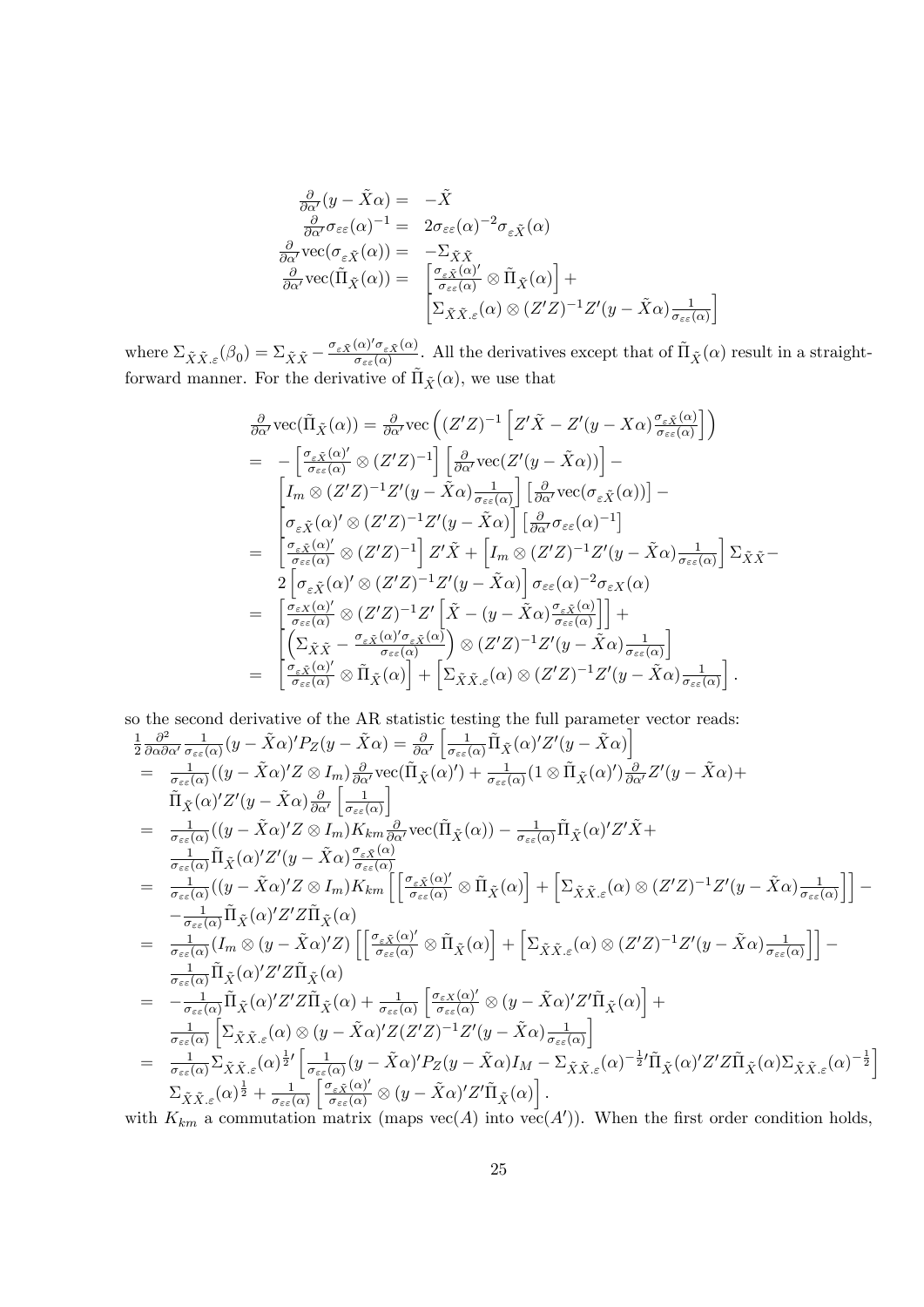$$
\begin{array}{rl}
\frac{\partial}{\partial\alpha'}(y-\tilde{X}\alpha) = & -\tilde{X} \\
\frac{\partial}{\partial\alpha'}\sigma_{\varepsilon\varepsilon}(\alpha)^{-1} = & 2\sigma_{\varepsilon\varepsilon}(\alpha)^{-2}\sigma_{\varepsilon\tilde{X}}(\alpha) \\
\frac{\partial}{\partial\alpha'}\text{vec}(\sigma_{\varepsilon\tilde{X}}(\alpha)) = & -\Sigma_{\tilde{X}\tilde{X}} \\
\frac{\partial}{\partial\alpha'}\text{vec}(\tilde{\Pi}_{\tilde{X}}(\alpha)) = & \left[\frac{\sigma_{\varepsilon\tilde{X}}(\alpha)'}{\sigma_{\varepsilon\varepsilon}(\alpha)}\otimes\tilde{\Pi}_{\tilde{X}}(\alpha)\right]+ \\
& \left[\Sigma_{\tilde{X}\tilde{X}.\varepsilon}(\alpha)\otimes(Z'Z)^{-1}Z'(y-\tilde{X}\alpha)\frac{1}{\sigma_{\varepsilon\varepsilon}(\alpha)}\right]
\end{array}
$$

where $\Sigma_{\tilde{X}\tilde{X}.\varepsilon}(\beta_0)=\Sigma_{\tilde{X}\tilde{X}}-\frac{\sigma_{\varepsilon\tilde{X}}(\alpha)'\sigma_{\varepsilon\tilde{X}}(\alpha)}{\sigma_{\varepsilon\varepsilon}(\alpha)}$. All the derivatives except that of $\tilde{\Pi}_{\tilde{X}}(\alpha)$ result in a straightforward manner. For the derivative of $\tilde{\Pi}_{\tilde{X}}(\alpha)$, we use that

$$
\begin{array}{rl}
& \frac{\partial}{\partial\alpha'}\text{vec}(\tilde{\Pi}_{\tilde{X}}(\alpha)) = \frac{\partial}{\partial\alpha'}\text{vec}\left((Z'Z)^{-1}\left[Z'\tilde{X}-Z'(y-X\alpha)\frac{\sigma_{\varepsilon\tilde{X}}(\alpha)}{\sigma_{\varepsilon\varepsilon}(\alpha)}\right]\right) \\
= & -\left[\frac{\sigma_{\varepsilon\tilde{X}}(\alpha)'}{\sigma_{\varepsilon\varepsilon}(\alpha)}\otimes(Z'Z)^{-1}\right]\left[\frac{\partial}{\partial\alpha'}\text{vec}(Z'(y-\tilde{X}\alpha))\right]- \\
& \left[I_m\otimes(Z'Z)^{-1}Z'(y-\tilde{X}\alpha)\frac{1}{\sigma_{\varepsilon\varepsilon}(\alpha)}\right]\left[\frac{\partial}{\partial\alpha'}\text{vec}(\sigma_{\varepsilon\tilde{X}}(\alpha))\right]- \\
& \left[\sigma_{\varepsilon\tilde{X}}(\alpha)'\otimes(Z'Z)^{-1}Z'(y-\tilde{X}\alpha)\right]\left[\frac{\partial}{\partial\alpha'}\sigma_{\varepsilon\varepsilon}(\alpha)^{-1}\right] \\
= & \left[\frac{\sigma_{\varepsilon\tilde{X}}(\alpha)'}{\sigma_{\varepsilon\varepsilon}(\alpha)}\otimes(Z'Z)^{-1}\right]Z'\tilde{X}+\left[I_m\otimes(Z'Z)^{-1}Z'(y-\tilde{X}\alpha)\frac{1}{\sigma_{\varepsilon\varepsilon}(\alpha)}\right]\Sigma_{\tilde{X}\tilde{X}}- \\
& 2\left[\sigma_{\varepsilon\tilde{X}}(\alpha)'\otimes(Z'Z)^{-1}Z'(y-\tilde{X}\alpha)\right]\sigma_{\varepsilon\varepsilon}(\alpha)^{-2}\sigma_{\varepsilon X}(\alpha) \\
= & \left[\frac{\sigma_{\varepsilon X}(\alpha)'}{\sigma_{\varepsilon\varepsilon}(\alpha)}\otimes(Z'Z)^{-1}Z'\left[\tilde{X}-(y-\tilde{X}\alpha)\frac{\sigma_{\varepsilon\tilde{X}}(\alpha)}{\sigma_{\varepsilon\varepsilon}(\alpha)}\right]\right]+ \\
& \left[\left(\Sigma_{\tilde{X}\tilde{X}}-\frac{\sigma_{\varepsilon\tilde{X}}(\alpha)'\sigma_{\varepsilon\tilde{X}}(\alpha)}{\sigma_{\varepsilon\varepsilon}(\alpha)}\right)\otimes(Z'Z)^{-1}Z'(y-\tilde{X}\alpha)\frac{1}{\sigma_{\varepsilon\varepsilon}(\alpha)}\right] \\
= & \left[\frac{\sigma_{\varepsilon\tilde{X}}(\alpha)'}{\sigma_{\varepsilon\varepsilon}(\alpha)}\otimes\tilde{\Pi}_{\tilde{X}}(\alpha)\right]+\left[\Sigma_{\tilde{X}\tilde{X}.\varepsilon}(\alpha)\otimes(Z'Z)^{-1}Z'(y-\tilde{X}\alpha)\frac{1}{\sigma_{\varepsilon\varepsilon}(\alpha)}\right].
\end{array}
$$

so the second derivative of the AR statistic testing the full parameter vector reads:

$$
\begin{array}{rl}
& \frac{1}{2}\frac{\partial^2}{\partial\alpha\partial\alpha'}\frac{1}{\sigma_{\varepsilon\varepsilon}(\alpha)}(y-\tilde{X}\alpha)'P_Z(y-\tilde{X}\alpha)=\frac{\partial}{\partial\alpha'}\left[\frac{1}{\sigma_{\varepsilon\varepsilon}(\alpha)}\tilde{\Pi}_{\tilde{X}}(\alpha)'Z'(y-\tilde{X}\alpha)\right] \\
= & \frac{1}{\sigma_{\varepsilon\varepsilon}(\alpha)}((y-\tilde{X}\alpha)'Z\otimes I_m)\frac{\partial}{\partial\alpha'}\text{vec}(\tilde{\Pi}_{\tilde{X}}(\alpha)')+\frac{1}{\sigma_{\varepsilon\varepsilon}(\alpha)}(1\otimes\tilde{\Pi}_{\tilde{X}}(\alpha)')\frac{\partial}{\partial\alpha'}Z'(y-\tilde{X}\alpha)+ \\
& \tilde{\Pi}_{\tilde{X}}(\alpha)'Z'(y-\tilde{X}\alpha)\frac{\partial}{\partial\alpha'}\left[\frac{1}{\sigma_{\varepsilon\varepsilon}(\alpha)}\right] \\
= & \frac{1}{\sigma_{\varepsilon\varepsilon}(\alpha)}((y-\tilde{X}\alpha)'Z\otimes I_m)K_{km}\frac{\partial}{\partial\alpha'}\text{vec}(\tilde{\Pi}_{\tilde{X}}(\alpha))-\frac{1}{\sigma_{\varepsilon\varepsilon}(\alpha)}\tilde{\Pi}_{\tilde{X}}(\alpha)'Z'\tilde{X}+ \\
& \frac{1}{\sigma_{\varepsilon\varepsilon}(\alpha)}\tilde{\Pi}_{\tilde{X}}(\alpha)'Z'(y-\tilde{X}\alpha)\frac{\sigma_{\varepsilon\tilde{X}}(\alpha)}{\sigma_{\varepsilon\varepsilon}(\alpha)} \\
= & \frac{1}{\sigma_{\varepsilon\varepsilon}(\alpha)}((y-\tilde{X}\alpha)'Z\otimes I_m)K_{km}\left[\left[\frac{\sigma_{\varepsilon\tilde{X}}(\alpha)'}{\sigma_{\varepsilon\varepsilon}(\alpha)}\otimes\tilde{\Pi}_{\tilde{X}}(\alpha)\right]+\left[\Sigma_{\tilde{X}\tilde{X}.\varepsilon}(\alpha)\otimes(Z'Z)^{-1}Z'(y-\tilde{X}\alpha)\frac{1}{\sigma_{\varepsilon\varepsilon}(\alpha)}\right]\right]- \\
& -\frac{1}{\sigma_{\varepsilon\varepsilon}(\alpha)}\tilde{\Pi}_{\tilde{X}}(\alpha)'Z'Z\tilde{\Pi}_{\tilde{X}}(\alpha) \\
= & \frac{1}{\sigma_{\varepsilon\varepsilon}(\alpha)}(I_m\otimes(y-\tilde{X}\alpha)'Z)\left[\left[\frac{\sigma_{\varepsilon\tilde{X}}(\alpha)'}{\sigma_{\varepsilon\varepsilon}(\alpha)}\otimes\tilde{\Pi}_{\tilde{X}}(\alpha)\right]+\left[\Sigma_{\tilde{X}\tilde{X}.\varepsilon}(\alpha)\otimes(Z'Z)^{-1}Z'(y-\tilde{X}\alpha)\frac{1}{\sigma_{\varepsilon\varepsilon}(\alpha)}\right]\right]- \\
& \frac{1}{\sigma_{\varepsilon\varepsilon}(\alpha)}\tilde{\Pi}_{\tilde{X}}(\alpha)'Z'Z\tilde{\Pi}_{\tilde{X}}(\alpha) \\
= & -\frac{1}{\sigma_{\varepsilon\varepsilon}(\alpha)}\tilde{\Pi}_{\tilde{X}}(\alpha)'Z'Z\tilde{\Pi}_{\tilde{X}}(\alpha)+\frac{1}{\sigma_{\varepsilon\varepsilon}(\alpha)}\left[\frac{\sigma_{\varepsilon X}(\alpha)'}{\sigma_{\varepsilon\varepsilon}(\alpha)}\otimes(y-\tilde{X}\alpha)'Z'\tilde{\Pi}_{\tilde{X}}(\alpha)\right]+ \\
& \frac{1}{\sigma_{\varepsilon\varepsilon}(\alpha)}\left[\Sigma_{\tilde{X}\tilde{X}.\varepsilon}(\alpha)\otimes(y-\tilde{X}\alpha)'Z(Z'Z)^{-1}Z'(y-\tilde{X}\alpha)\frac{1}{\sigma_{\varepsilon\varepsilon}(\alpha)}\right] \\
= & \frac{1}{\sigma_{\varepsilon\varepsilon}(\alpha)}\Sigma_{\tilde{X}\tilde{X}.\varepsilon}(\alpha)^{\frac{1}{2}\prime}\left[\frac{1}{\sigma_{\varepsilon\varepsilon}(\alpha)}(y-\tilde{X}\alpha)'P_Z(y-\tilde{X}\alpha)I_M-\Sigma_{\tilde{X}\tilde{X}.\varepsilon}(\alpha)^{-\frac{1}{2}\prime}\tilde{\Pi}_{\tilde{X}}(\alpha)'Z'Z\tilde{\Pi}_{\tilde{X}}(\alpha)\Sigma_{\tilde{X}\tilde{X}.\varepsilon}(\alpha)^{-\frac{1}{2}}\right] \\
& \Sigma_{\tilde{X}\tilde{X}.\varepsilon}(\alpha)^{\frac{1}{2}}+\frac{1}{\sigma_{\varepsilon\varepsilon}(\alpha)}\left[\frac{\sigma_{\varepsilon\tilde{X}}(\alpha)'}{\sigma_{\varepsilon\varepsilon}(\alpha)}\otimes(y-\tilde{X}\alpha)'Z'\tilde{\Pi}_{\tilde{X}}(\alpha)\right].
\end{array}
$$

with $K_{km}$ a commutation matrix (maps $\text{vec}(A)$ into $\text{vec}(A')$). When the first order condition holds,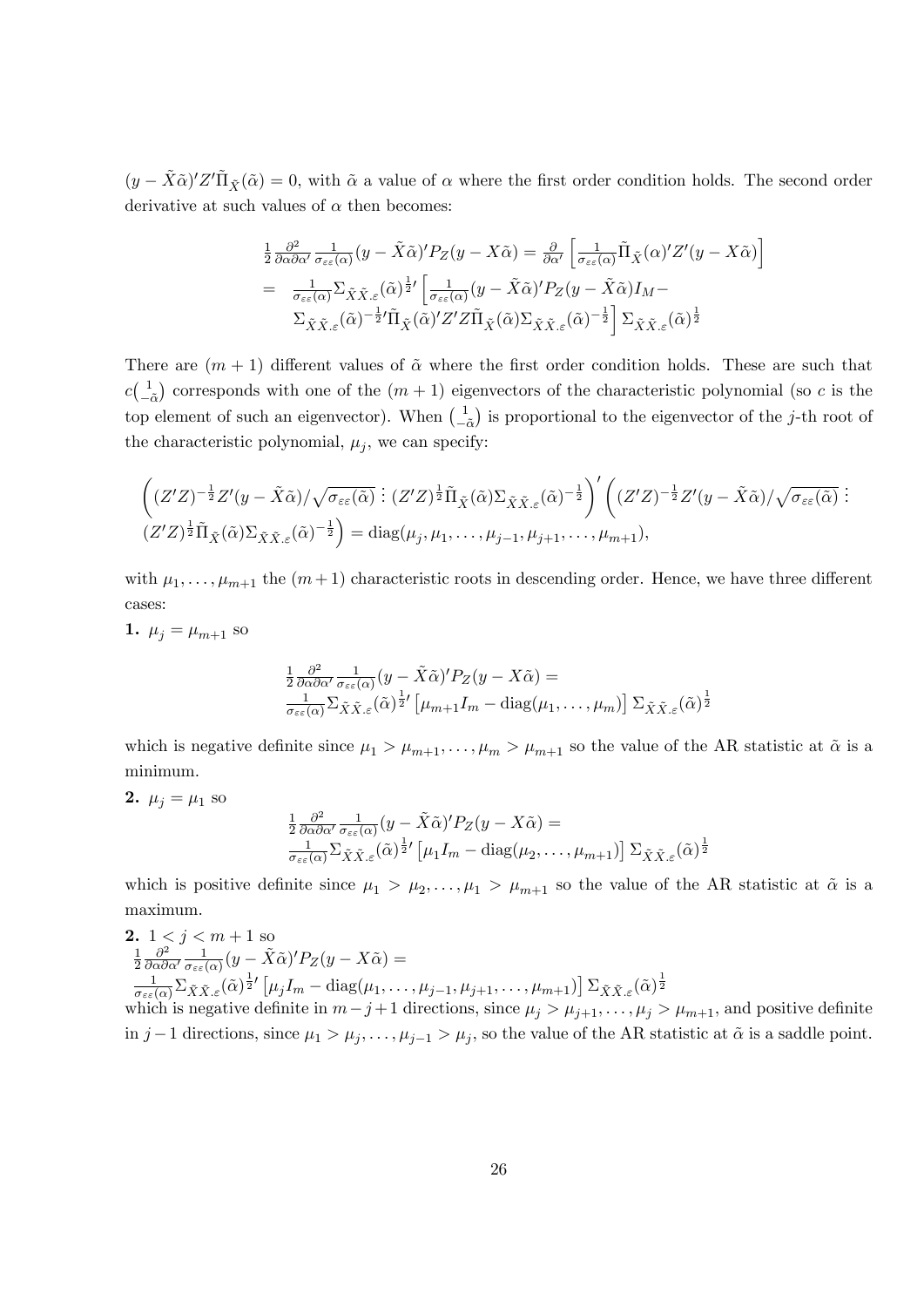$(y - \tilde{X}\tilde{\alpha})'Z'\tilde{\Pi}_{\tilde{X}}(\tilde{\alpha}) = 0$, with $\tilde{\alpha}$ a value of $\alpha$ where the first order condition holds. The second order derivative at such values of $\alpha$ then becomes:

$$
\begin{aligned}
&\tfrac{1}{2}\tfrac{\partial^2}{\partial\alpha\partial\alpha'}\tfrac{1}{\sigma_{\varepsilon\varepsilon}(\alpha)}(y - \tilde{X}\tilde{\alpha})'P_Z(y - X\tilde{\alpha}) = \tfrac{\partial}{\partial\alpha'}\left[\tfrac{1}{\sigma_{\varepsilon\varepsilon}(\alpha)}\tilde{\Pi}_{\tilde{X}}(\alpha)'Z'(y - X\tilde{\alpha})\right] \\
= \;& \tfrac{1}{\sigma_{\varepsilon\varepsilon}(\alpha)}\Sigma_{\tilde{X}\tilde{X}.\varepsilon}(\tilde{\alpha})^{\frac{1}{2}\prime}\left[\tfrac{1}{\sigma_{\varepsilon\varepsilon}(\alpha)}(y - \tilde{X}\tilde{\alpha})'P_Z(y - \tilde{X}\tilde{\alpha})I_M - \right. \\
& \left.\Sigma_{\tilde{X}\tilde{X}.\varepsilon}(\tilde{\alpha})^{-\frac{1}{2}\prime}\tilde{\Pi}_{\tilde{X}}(\tilde{\alpha})'Z'Z\tilde{\Pi}_{\tilde{X}}(\tilde{\alpha})\Sigma_{\tilde{X}\tilde{X}.\varepsilon}(\tilde{\alpha})^{-\frac{1}{2}}\right]\Sigma_{\tilde{X}\tilde{X}.\varepsilon}(\tilde{\alpha})^{\frac{1}{2}}
\end{aligned}
$$

There are $(m+1)$ different values of $\tilde{\alpha}$ where the first order condition holds. These are such that $c\binom{1}{-\tilde{\alpha}}$ corresponds with one of the $(m+1)$ eigenvectors of the characteristic polynomial (so $c$ is the top element of such an eigenvector). When $\binom{1}{-\tilde{\alpha}}$ is proportional to the eigenvector of the $j$-th root of the characteristic polynomial, $\mu_j$, we can specify:

$$
\begin{aligned}
&\left((Z'Z)^{-\frac{1}{2}}Z'(y - \tilde{X}\tilde{\alpha})/\sqrt{\sigma_{\varepsilon\varepsilon}(\tilde{\alpha})} \vdots (Z'Z)^{\frac{1}{2}}\tilde{\Pi}_{\tilde{X}}(\tilde{\alpha})\Sigma_{\tilde{X}\tilde{X}.\varepsilon}(\tilde{\alpha})^{-\frac{1}{2}}\right)'\left((Z'Z)^{-\frac{1}{2}}Z'(y - \tilde{X}\tilde{\alpha})/\sqrt{\sigma_{\varepsilon\varepsilon}(\tilde{\alpha})} \vdots \right. \\
&\left.(Z'Z)^{\frac{1}{2}}\tilde{\Pi}_{\tilde{X}}(\tilde{\alpha})\Sigma_{\tilde{X}\tilde{X}.\varepsilon}(\tilde{\alpha})^{-\frac{1}{2}}\right) = \mathrm{diag}(\mu_j, \mu_1, \ldots, \mu_{j-1}, \mu_{j+1}, \ldots, \mu_{m+1}),
\end{aligned}
$$

with $\mu_1, \ldots, \mu_{m+1}$ the $(m+1)$ characteristic roots in descending order. Hence, we have three different cases:

**1.** $\mu_j = \mu_{m+1}$ so

$$
\begin{aligned}
&\tfrac{1}{2}\tfrac{\partial^2}{\partial\alpha\partial\alpha'}\tfrac{1}{\sigma_{\varepsilon\varepsilon}(\alpha)}(y - \tilde{X}\tilde{\alpha})'P_Z(y - X\tilde{\alpha}) = \\
&\tfrac{1}{\sigma_{\varepsilon\varepsilon}(\alpha)}\Sigma_{\tilde{X}\tilde{X}.\varepsilon}(\tilde{\alpha})^{\frac{1}{2}\prime}\left[\mu_{m+1}I_m - \mathrm{diag}(\mu_1, \ldots, \mu_m)\right]\Sigma_{\tilde{X}\tilde{X}.\varepsilon}(\tilde{\alpha})^{\frac{1}{2}}
\end{aligned}
$$

which is negative definite since $\mu_1 > \mu_{m+1}, \ldots, \mu_m > \mu_{m+1}$ so the value of the AR statistic at $\tilde{\alpha}$ is a minimum.

**2.** $\mu_j = \mu_1$ so

$$
\begin{aligned}
&\tfrac{1}{2}\tfrac{\partial^2}{\partial\alpha\partial\alpha'}\tfrac{1}{\sigma_{\varepsilon\varepsilon}(\alpha)}(y - \tilde{X}\tilde{\alpha})'P_Z(y - X\tilde{\alpha}) = \\
&\tfrac{1}{\sigma_{\varepsilon\varepsilon}(\alpha)}\Sigma_{\tilde{X}\tilde{X}.\varepsilon}(\tilde{\alpha})^{\frac{1}{2}\prime}\left[\mu_1 I_m - \mathrm{diag}(\mu_2, \ldots, \mu_{m+1})\right]\Sigma_{\tilde{X}\tilde{X}.\varepsilon}(\tilde{\alpha})^{\frac{1}{2}}
\end{aligned}
$$

which is positive definite since $\mu_1 > \mu_2, \ldots, \mu_1 > \mu_{m+1}$ so the value of the AR statistic at $\tilde{\alpha}$ is a maximum.

**2.** $1 < j < m+1$ so

$$
\begin{aligned}
&\tfrac{1}{2}\tfrac{\partial^2}{\partial\alpha\partial\alpha'}\tfrac{1}{\sigma_{\varepsilon\varepsilon}(\alpha)}(y - \tilde{X}\tilde{\alpha})'P_Z(y - X\tilde{\alpha}) = \\
&\tfrac{1}{\sigma_{\varepsilon\varepsilon}(\alpha)}\Sigma_{\tilde{X}\tilde{X}.\varepsilon}(\tilde{\alpha})^{\frac{1}{2}\prime}\left[\mu_j I_m - \mathrm{diag}(\mu_1, \ldots, \mu_{j-1}, \mu_{j+1}, \ldots, \mu_{m+1})\right]\Sigma_{\tilde{X}\tilde{X}.\varepsilon}(\tilde{\alpha})^{\frac{1}{2}}
\end{aligned}
$$

which is negative definite in $m-j+1$ directions, since $\mu_j > \mu_{j+1}, \ldots, \mu_j > \mu_{m+1}$, and positive definite in $j-1$ directions, since $\mu_1 > \mu_j, \ldots, \mu_{j-1} > \mu_j$, so the value of the AR statistic at $\tilde{\alpha}$ is a saddle point.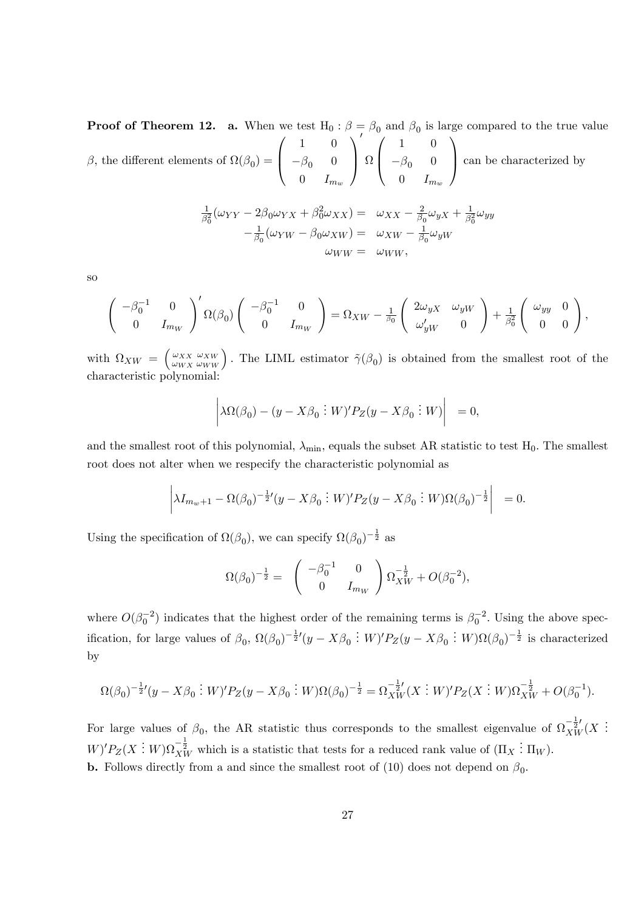**Proof of Theorem 12.** **a.** When we test $\mathrm{H}_0 : \beta = \beta_0$ and $\beta_0$ is large compared to the true value $\beta$, the different elements of $\Omega(\beta_0) = \begin{pmatrix} 1 & 0 \\ -\beta_0 & 0 \\ 0 & I_{m_w} \end{pmatrix}' \Omega \begin{pmatrix} 1 & 0 \\ -\beta_0 & 0 \\ 0 & I_{m_w} \end{pmatrix}$ can be characterized by

$$
\begin{aligned}
\tfrac{1}{\beta_0^2}(\omega_{YY} - 2\beta_0\omega_{YX} + \beta_0^2\omega_{XX}) = & \;\; \omega_{XX} - \tfrac{2}{\beta_0}\omega_{yX} + \tfrac{1}{\beta_0^2}\omega_{yy} \\
-\tfrac{1}{\beta_0}(\omega_{YW} - \beta_0\omega_{XW}) = & \;\; \omega_{XW} - \tfrac{1}{\beta_0}\omega_{yW} \\
\omega_{WW} = & \;\; \omega_{WW},
\end{aligned}
$$

so

$$
\begin{pmatrix} -\beta_0^{-1} & 0 \\ 0 & I_{m_W} \end{pmatrix}' \Omega(\beta_0) \begin{pmatrix} -\beta_0^{-1} & 0 \\ 0 & I_{m_W} \end{pmatrix} = \Omega_{XW} - \tfrac{1}{\beta_0}\begin{pmatrix} 2\omega_{yX} & \omega_{yW} \\ \omega_{yW}' & 0 \end{pmatrix} + \tfrac{1}{\beta_0^2}\begin{pmatrix} \omega_{yy} & 0 \\ 0 & 0 \end{pmatrix},
$$

with $\Omega_{XW} = \begin{pmatrix} \omega_{XX} & \omega_{XW} \\ \omega_{WX} & \omega_{WW} \end{pmatrix}$. The LIML estimator $\tilde{\gamma}(\beta_0)$ is obtained from the smallest root of the characteristic polynomial:

$$
\left| \lambda\Omega(\beta_0) - (y - X\beta_0 \vdots W)' P_Z (y - X\beta_0 \vdots W) \right| = 0,
$$

and the smallest root of this polynomial, $\lambda_{\min}$, equals the subset AR statistic to test $\mathrm{H}_0$. The smallest root does not alter when we respecify the characteristic polynomial as

$$
\left| \lambda I_{m_w+1} - \Omega(\beta_0)^{-\frac{1}{2}\prime} (y - X\beta_0 \vdots W)' P_Z (y - X\beta_0 \vdots W)\Omega(\beta_0)^{-\frac{1}{2}} \right| = 0.
$$

Using the specification of $\Omega(\beta_0)$, we can specify $\Omega(\beta_0)^{-\frac{1}{2}}$ as

$$
\Omega(\beta_0)^{-\frac{1}{2}} = \begin{pmatrix} -\beta_0^{-1} & 0 \\ 0 & I_{m_W} \end{pmatrix} \Omega_{XW}^{-\frac{1}{2}} + O(\beta_0^{-2}),
$$

where $O(\beta_0^{-2})$ indicates that the highest order of the remaining terms is $\beta_0^{-2}$. Using the above specification, for large values of $\beta_0$, $\Omega(\beta_0)^{-\frac{1}{2}\prime}(y - X\beta_0 \vdots W)'P_Z(y - X\beta_0 \vdots W)\Omega(\beta_0)^{-\frac{1}{2}}$ is characterized by

$$
\Omega(\beta_0)^{-\frac{1}{2}\prime}(y - X\beta_0 \vdots W)'P_Z(y - X\beta_0 \vdots W)\Omega(\beta_0)^{-\frac{1}{2}} = \Omega_{XW}^{-\frac{1}{2}\prime}(X \vdots W)'P_Z(X \vdots W)\Omega_{XW}^{-\frac{1}{2}} + O(\beta_0^{-1}).
$$

For large values of $\beta_0$, the AR statistic thus corresponds to the smallest eigenvalue of $\Omega_{XW}^{-\frac{1}{2}\prime}(X \vdots W)'P_Z(X \vdots W)\Omega_{XW}^{-\frac{1}{2}}$ which is a statistic that tests for a reduced rank value of $(\Pi_X \vdots \Pi_W)$.

**b.** Follows directly from a and since the smallest root of (10) does not depend on $\beta_0$.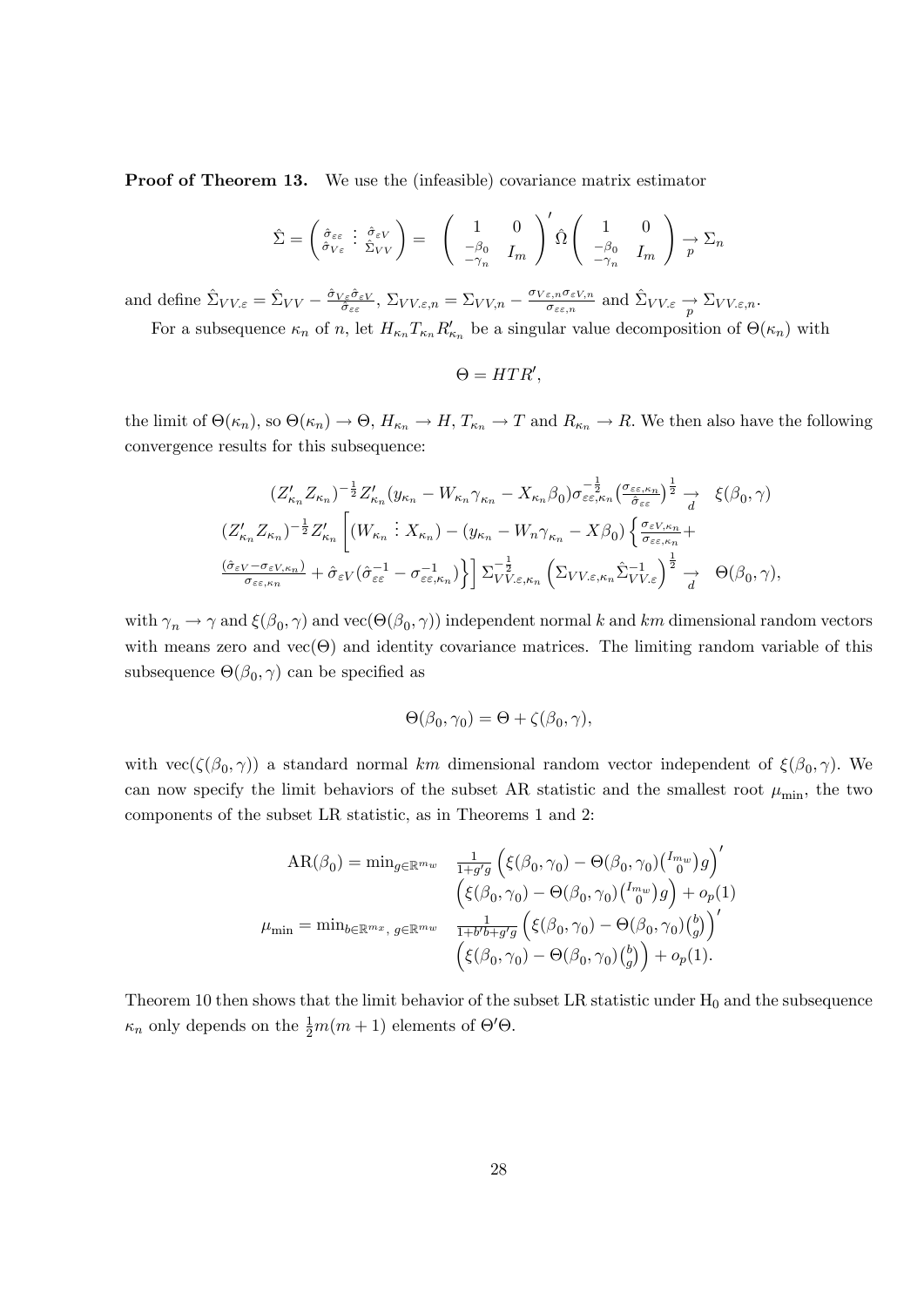**Proof of Theorem 13.** We use the (infeasible) covariance matrix estimator

$$\hat{\Sigma} = \begin{pmatrix} \hat{\sigma}_{\varepsilon\varepsilon} & \vdots & \hat{\sigma}_{\varepsilon V} \\ \hat{\sigma}_{V\varepsilon} & \vdots & \hat{\Sigma}_{VV} \end{pmatrix} = \left( \begin{array}{cc} 1 & 0 \\ \begin{smallmatrix} -\beta_0 \\ -\gamma_n \end{smallmatrix} & I_m \end{array} \right)' \hat{\Omega} \left( \begin{array}{cc} 1 & 0 \\ \begin{smallmatrix} -\beta_0 \\ -\gamma_n \end{smallmatrix} & I_m \end{array} \right) \underset{p}{\rightarrow} \Sigma_n$$

and define $\hat{\Sigma}_{VV.\varepsilon} = \hat{\Sigma}_{VV} - \frac{\hat{\sigma}_{V\varepsilon}\hat{\sigma}_{\varepsilon V}}{\hat{\sigma}_{\varepsilon\varepsilon}}$, $\Sigma_{VV.\varepsilon,n} = \Sigma_{VV,n} - \frac{\sigma_{V\varepsilon,n}\sigma_{\varepsilon V,n}}{\sigma_{\varepsilon\varepsilon,n}}$ and $\hat{\Sigma}_{VV.\varepsilon} \underset{p}{\rightarrow} \Sigma_{VV.\varepsilon,n}$.

For a subsequence $\kappa_n$ of $n$, let $H_{\kappa_n} T_{\kappa_n} R'_{\kappa_n}$ be a singular value decomposition of $\Theta(\kappa_n)$ with

$$\Theta = HTR',$$

the limit of $\Theta(\kappa_n)$, so $\Theta(\kappa_n) \rightarrow \Theta$, $H_{\kappa_n} \rightarrow H$, $T_{\kappa_n} \rightarrow T$ and $R_{\kappa_n} \rightarrow R$. We then also have the following convergence results for this subsequence:

$$\begin{array}{rl} (Z'_{\kappa_n} Z_{\kappa_n})^{-\frac{1}{2}} Z'_{\kappa_n}(y_{\kappa_n} - W_{\kappa_n}\gamma_{\kappa_n} - X_{\kappa_n}\beta_0)\sigma_{\varepsilon\varepsilon,\kappa_n}^{-\frac{1}{2}} \left(\frac{\sigma_{\varepsilon\varepsilon,\kappa_n}}{\hat{\sigma}_{\varepsilon\varepsilon}}\right)^{\frac{1}{2}} \underset{d}{\rightarrow} & \xi(\beta_0, \gamma) \\ (Z'_{\kappa_n} Z_{\kappa_n})^{-\frac{1}{2}} Z'_{\kappa_n} \left[ (W_{\kappa_n} \vdots X_{\kappa_n}) - (y_{\kappa_n} - W_n\gamma_{\kappa_n} - X\beta_0) \left\{ \frac{\sigma_{\varepsilon V,\kappa_n}}{\sigma_{\varepsilon\varepsilon,\kappa_n}} + \right. \right. & \\ \left. \left. \frac{(\hat{\sigma}_{\varepsilon V} - \sigma_{\varepsilon V,\kappa_n})}{\sigma_{\varepsilon\varepsilon,\kappa n}} + \hat{\sigma}_{\varepsilon V}(\hat{\sigma}_{\varepsilon\varepsilon}^{-1} - \sigma_{\varepsilon\varepsilon,\kappa_n}^{-1}) \right\} \right] \Sigma_{VV.\varepsilon,\kappa_n}^{-\frac{1}{2}} \left( \Sigma_{VV.\varepsilon,\kappa_n} \hat{\Sigma}_{VV.\varepsilon}^{-1} \right)^{\frac{1}{2}} \underset{d}{\rightarrow} & \Theta(\beta_0, \gamma), \end{array}$$

with $\gamma_n \rightarrow \gamma$ and $\xi(\beta_0, \gamma)$ and $\text{vec}(\Theta(\beta_0, \gamma))$ independent normal $k$ and $km$ dimensional random vectors with means zero and $\text{vec}(\Theta)$ and identity covariance matrices. The limiting random variable of this subsequence $\Theta(\beta_0, \gamma)$ can be specified as

$$\Theta(\beta_0, \gamma_0) = \Theta + \zeta(\beta_0, \gamma),$$

with $\text{vec}(\zeta(\beta_0, \gamma))$ a standard normal $km$ dimensional random vector independent of $\xi(\beta_0, \gamma)$. We can now specify the limit behaviors of the subset AR statistic and the smallest root $\mu_{\min}$, the two components of the subset LR statistic, as in Theorems 1 and 2:

$$\begin{array}{rl} \text{AR}(\beta_0) = \min_{g \in \mathbb{R}^{m_w}} & \frac{1}{1+g'g} \left( \xi(\beta_0, \gamma_0) - \Theta(\beta_0, \gamma_0) \binom{I_{m_w}}{0} g \right)' \\ & \left( \xi(\beta_0, \gamma_0) - \Theta(\beta_0, \gamma_0) \binom{I_{m_w}}{0} g \right) + o_p(1) \\ \mu_{\min} = \min_{b \in \mathbb{R}^{m_x},\, g \in \mathbb{R}^{m_w}} & \frac{1}{1+b'b+g'g} \left( \xi(\beta_0, \gamma_0) - \Theta(\beta_0, \gamma_0) \binom{b}{g} \right)' \\ & \left( \xi(\beta_0, \gamma_0) - \Theta(\beta_0, \gamma_0) \binom{b}{g} \right) + o_p(1). \end{array}$$

Theorem 10 then shows that the limit behavior of the subset LR statistic under $\text{H}_0$ and the subsequence $\kappa_n$ only depends on the $\frac{1}{2}m(m+1)$ elements of $\Theta'\Theta$.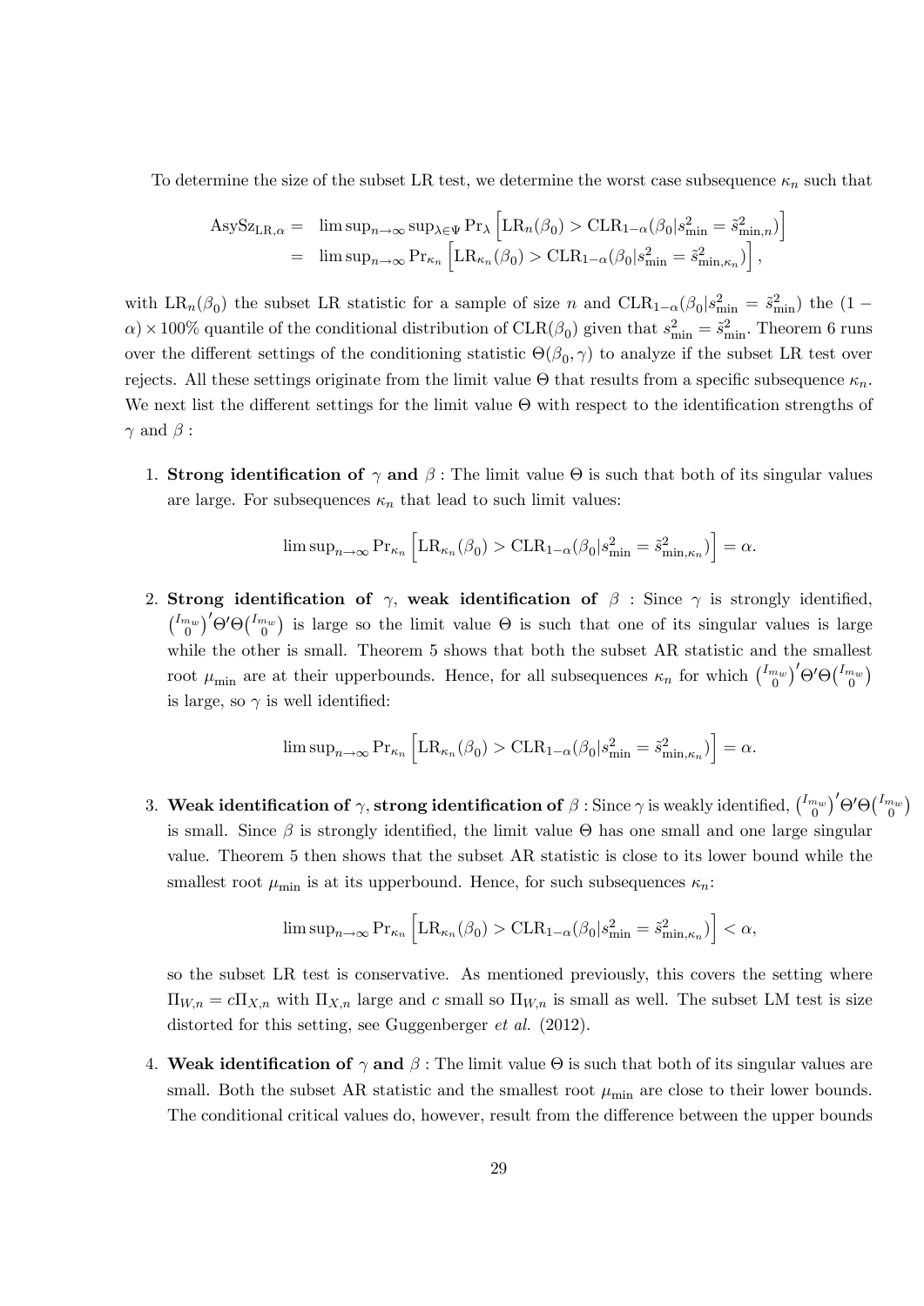To determine the size of the subset LR test, we determine the worst case subsequence $\kappa_n$ such that

$$\begin{aligned}
\text{AsySz}_{\text{LR},\alpha} &= \limsup_{n\to\infty} \sup_{\lambda\in\Psi} \Pr_\lambda \left[\text{LR}_n(\beta_0) > \text{CLR}_{1-\alpha}(\beta_0|s^2_{\min} = \tilde{s}^2_{\min,n})\right] \\
&= \limsup_{n\to\infty} \Pr_{\kappa_n} \left[\text{LR}_{\kappa_n}(\beta_0) > \text{CLR}_{1-\alpha}(\beta_0|s^2_{\min} = \tilde{s}^2_{\min,\kappa_n})\right],
\end{aligned}$$

with $\text{LR}_n(\beta_0)$ the subset LR statistic for a sample of size $n$ and $\text{CLR}_{1-\alpha}(\beta_0|s^2_{\min} = \tilde{s}^2_{\min})$ the $(1-\alpha)\times 100\%$ quantile of the conditional distribution of $\text{CLR}(\beta_0)$ given that $s^2_{\min} = \tilde{s}^2_{\min}$. Theorem 6 runs over the different settings of the conditioning statistic $\Theta(\beta_0, \gamma)$ to analyze if the subset LR test over rejects. All these settings originate from the limit value $\Theta$ that results from a specific subsequence $\kappa_n$. We next list the different settings for the limit value $\Theta$ with respect to the identification strengths of $\gamma$ and $\beta$ :

1. **Strong identification of $\gamma$ and $\beta$ :** The limit value $\Theta$ is such that both of its singular values are large. For subsequences $\kappa_n$ that lead to such limit values:

$$\limsup_{n\to\infty} \Pr_{\kappa_n} \left[\text{LR}_{\kappa_n}(\beta_0) > \text{CLR}_{1-\alpha}(\beta_0|s^2_{\min} = \tilde{s}^2_{\min,\kappa_n})\right] = \alpha.$$

2. **Strong identification of $\gamma$, weak identification of $\beta$ :** Since $\gamma$ is strongly identified, $\binom{I_{m_w}}{0}'\Theta'\Theta\binom{I_{m_w}}{0}$ is large so the limit value $\Theta$ is such that one of its singular values is large while the other is small. Theorem 5 shows that both the subset AR statistic and the smallest root $\mu_{\min}$ are at their upperbounds. Hence, for all subsequences $\kappa_n$ for which $\binom{I_{m_w}}{0}'\Theta'\Theta\binom{I_{m_w}}{0}$ is large, so $\gamma$ is well identified:

$$\limsup_{n\to\infty} \Pr_{\kappa_n} \left[\text{LR}_{\kappa_n}(\beta_0) > \text{CLR}_{1-\alpha}(\beta_0|s^2_{\min} = \tilde{s}^2_{\min,\kappa_n})\right] = \alpha.$$

3. **Weak identification of $\gamma$, strong identification of $\beta$ :** Since $\gamma$ is weakly identified, $\binom{I_{m_w}}{0}'\Theta'\Theta\binom{I_{m_w}}{0}$ is small. Since $\beta$ is strongly identified, the limit value $\Theta$ has one small and one large singular value. Theorem 5 then shows that the subset AR statistic is close to its lower bound while the smallest root $\mu_{\min}$ is at its upperbound. Hence, for such subsequences $\kappa_n$:

$$\limsup_{n\to\infty} \Pr_{\kappa_n} \left[\text{LR}_{\kappa_n}(\beta_0) > \text{CLR}_{1-\alpha}(\beta_0|s^2_{\min} = \tilde{s}^2_{\min,\kappa_n})\right] < \alpha,$$

so the subset LR test is conservative. As mentioned previously, this covers the setting where $\Pi_{W,n} = c\Pi_{X,n}$ with $\Pi_{X,n}$ large and $c$ small so $\Pi_{W,n}$ is small as well. The subset LM test is size distorted for this setting, see Guggenberger *et al.* (2012).

4. **Weak identification of $\gamma$ and $\beta$ :** The limit value $\Theta$ is such that both of its singular values are small. Both the subset AR statistic and the smallest root $\mu_{\min}$ are close to their lower bounds. The conditional critical values do, however, result from the difference between the upper bounds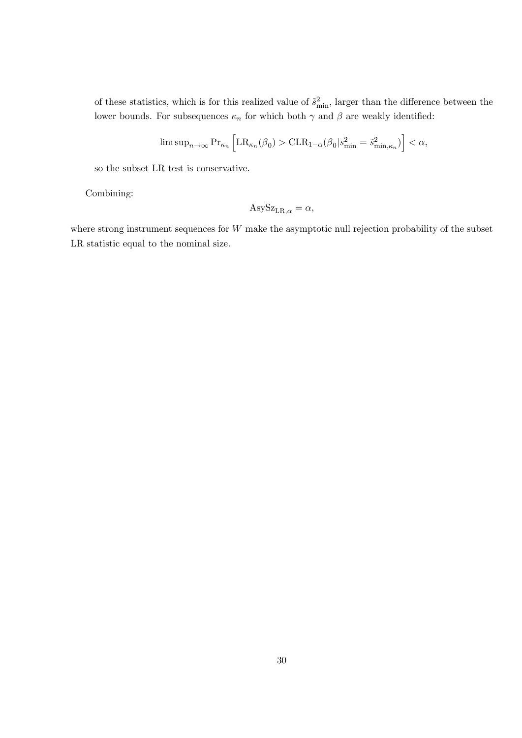of these statistics, which is for this realized value of $\tilde{s}^2_{\min}$, larger than the difference between the lower bounds. For subsequences $\kappa_n$ for which both $\gamma$ and $\beta$ are weakly identified:

$$\limsup_{n\to\infty} \Pr_{\kappa_n}\left[\mathrm{LR}_{\kappa_n}(\beta_0) > \mathrm{CLR}_{1-\alpha}(\beta_0|s^2_{\min} = \tilde{s}^2_{\min,\kappa_n})\right] < \alpha,$$

so the subset LR test is conservative.

Combining:

$$\mathrm{AsySz}_{\mathrm{LR},\alpha} = \alpha,$$

where strong instrument sequences for $W$ make the asymptotic null rejection probability of the subset LR statistic equal to the nominal size.